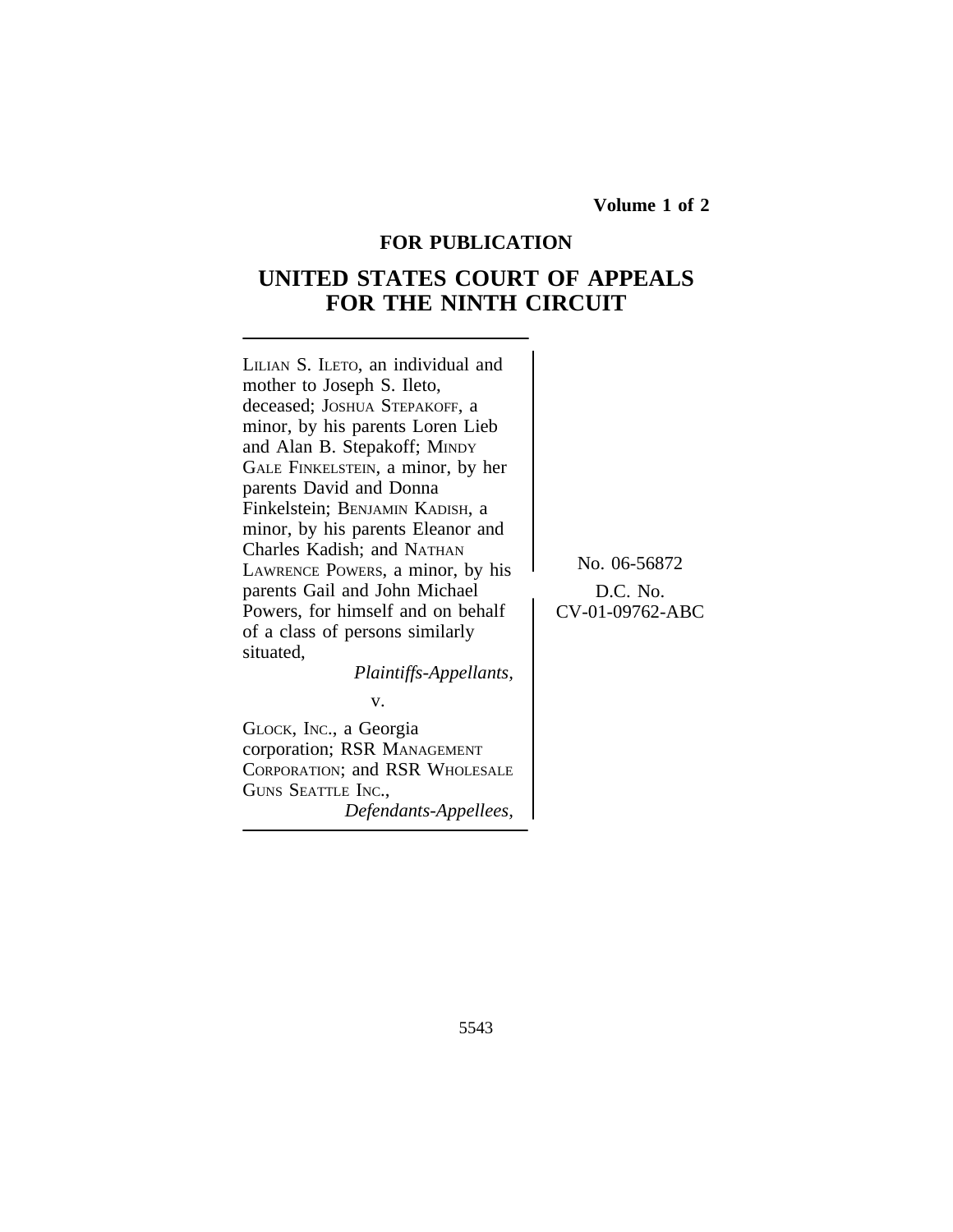**Volume 1 of 2**

**FOR PUBLICATION**

# UNITED STATES COURT OF APPEALS FOR THE NINTH CIRCUIT

LILIAN S. ILETO, an individual and mother to Joseph S. Ileto, deceased; JOSHUA STEPAKOFF, a minor, by his parents Loren Lieb and Alan B. Stepakoff; MINDY GALE FINKELSTEIN, a minor, by her parents David and Donna Finkelstein; BENJAMIN KADISH, a minor, by his parents Eleanor and Charles Kadish; and NATHAN LAWRENCE POWERS, a minor, by his parents Gail and John Michael Powers, for himself and on behalf of a class of persons similarly situated,

*Plaintiffs-Appellants,*

v.

GLOCK, INC., a Georgia corporation; RSR MANAGEMENT CORPORATION; and RSR WHOLESALE GUNS SEATTLE INC.,

*Defendants-Appellees,*

No. 06-56872

D.C. No. CV-01-09762-ABC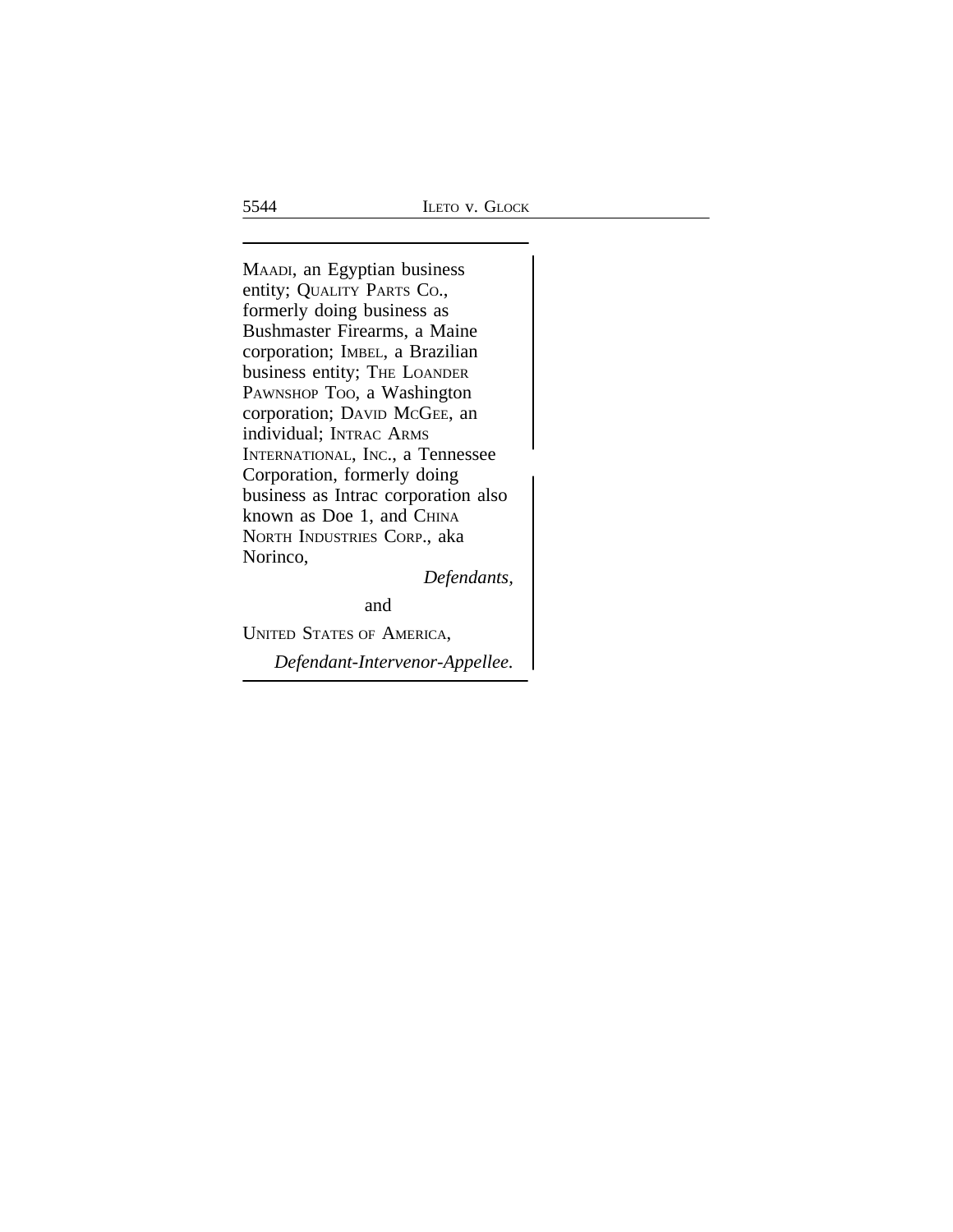MAADI, an Egyptian business entity; QUALITY PARTS CO., formerly doing business as Bushmaster Firearms, a Maine corporation; IMBEL, a Brazilian business entity; THE LOANDER PAWNSHOP TOO, a Washington corporation; DAVID MCGEE, an individual; INTRAC ARMS INTERNATIONAL, INC., a Tennessee Corporation, formerly doing business as Intrac corporation also known as Doe 1, and CHINA NORTH INDUSTRIES CORP., aka Norinco,

*Defendants,*

and

UNITED STATES OF AMERICA,

*Defendant-Intervenor-Appellee.*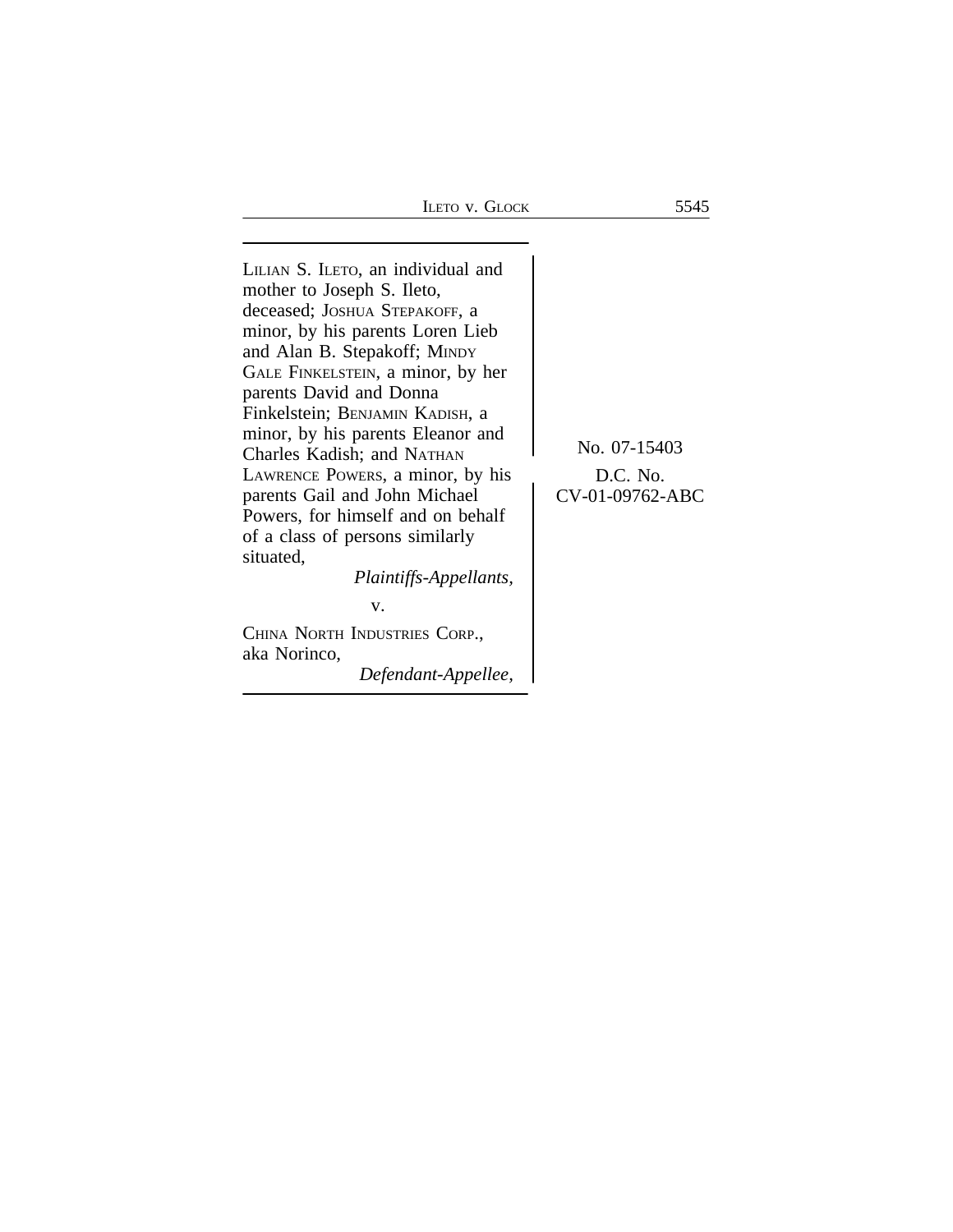LILIAN S. ILETO, an individual and mother to Joseph S. Ileto, deceased; JOSHUA STEPAKOFF, a minor, by his parents Loren Lieb and Alan B. Stepakoff; MINDY GALE FINKELSTEIN, a minor, by her parents David and Donna Finkelstein; BENJAMIN KADISH, a minor, by his parents Eleanor and Charles Kadish; and NATHAN LAWRENCE POWERS, a minor, by his parents Gail and John Michael Powers, for himself and on behalf of a class of persons similarly situated,

*Plaintiffs-Appellants,*

v.

CHINA NORTH INDUSTRIES CORP., aka Norinco,

*Defendant-Appellee,*

No. 07-15403

D.C. No.
CV-01-09762-ABC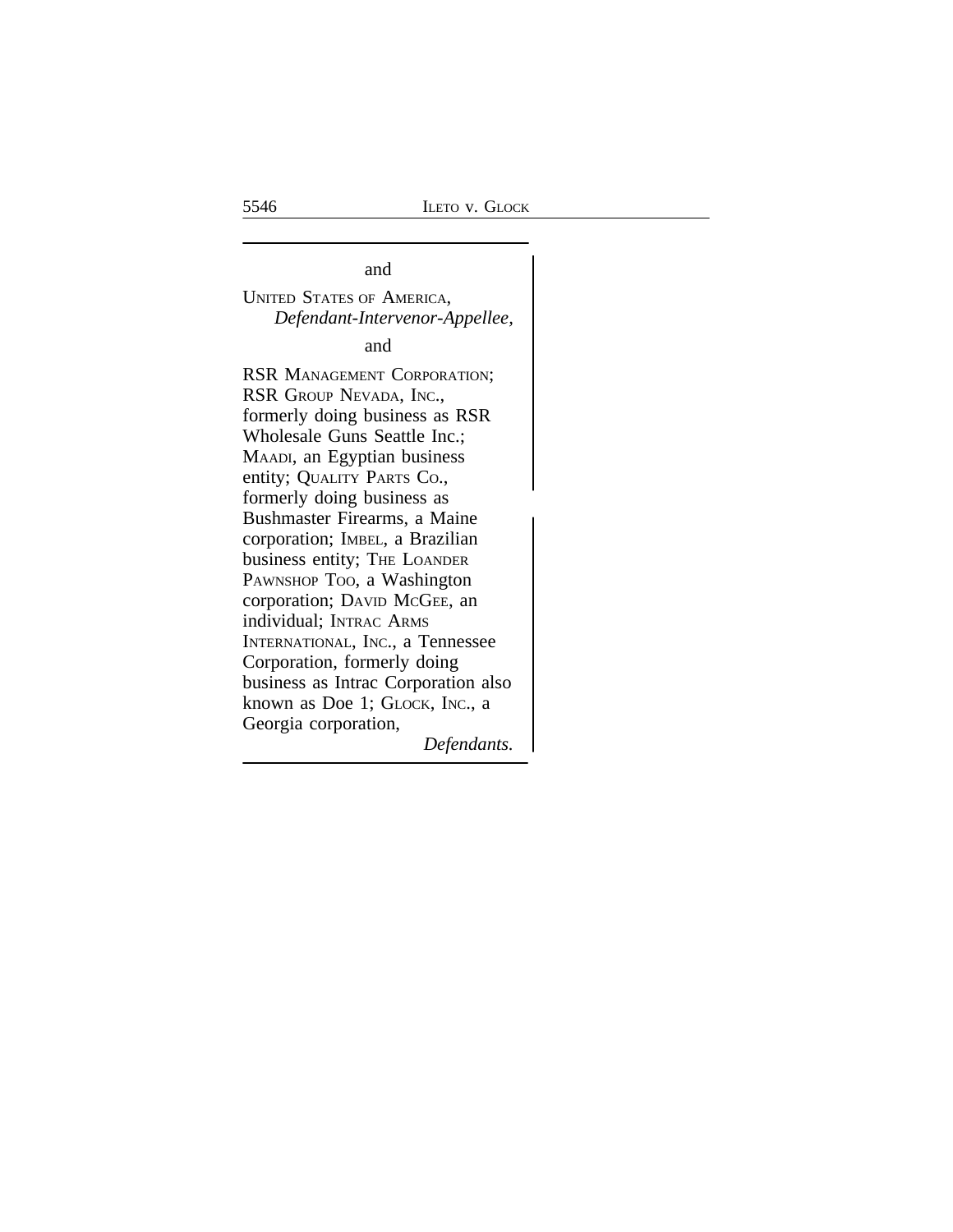and

UNITED STATES OF AMERICA,
*Defendant-Intervenor-Appellee,*

and

RSR MANAGEMENT CORPORATION; RSR GROUP NEVADA, INC., formerly doing business as RSR Wholesale Guns Seattle Inc.; MAADI, an Egyptian business entity; QUALITY PARTS CO., formerly doing business as Bushmaster Firearms, a Maine corporation; IMBEL, a Brazilian business entity; THE LOANDER PAWNSHOP TOO, a Washington corporation; DAVID MCGEE, an individual; INTRAC ARMS INTERNATIONAL, INC., a Tennessee Corporation, formerly doing business as Intrac Corporation also known as Doe 1; GLOCK, INC., a Georgia corporation,
*Defendants.*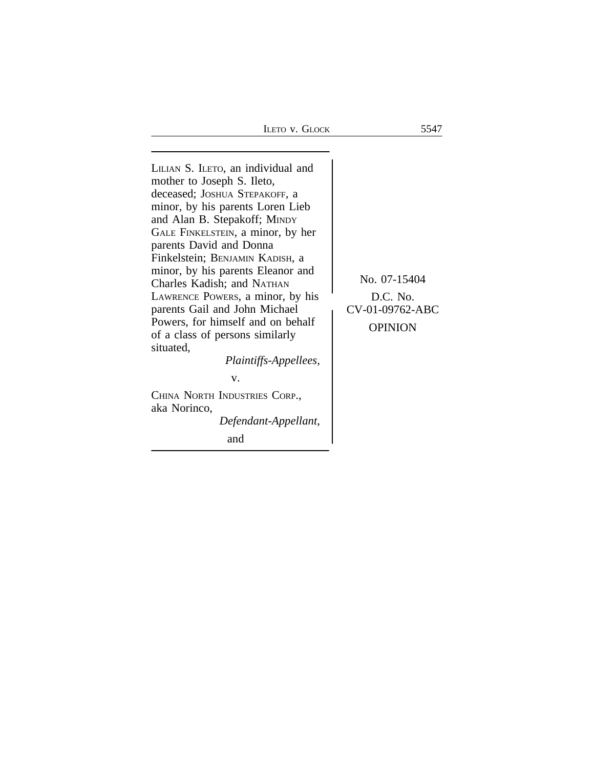LILIAN S. ILETO, an individual and mother to Joseph S. Ileto, deceased; JOSHUA STEPAKOFF, a minor, by his parents Loren Lieb and Alan B. Stepakoff; MINDY GALE FINKELSTEIN, a minor, by her parents David and Donna Finkelstein; BENJAMIN KADISH, a minor, by his parents Eleanor and Charles Kadish; and NATHAN LAWRENCE POWERS, a minor, by his parents Gail and John Michael Powers, for himself and on behalf of a class of persons similarly situated,

*Plaintiffs-Appellees,*

v.

CHINA NORTH INDUSTRIES CORP., aka Norinco,

*Defendant-Appellant,*

and

No. 07-15404

D.C. No. CV-01-09762-ABC

OPINION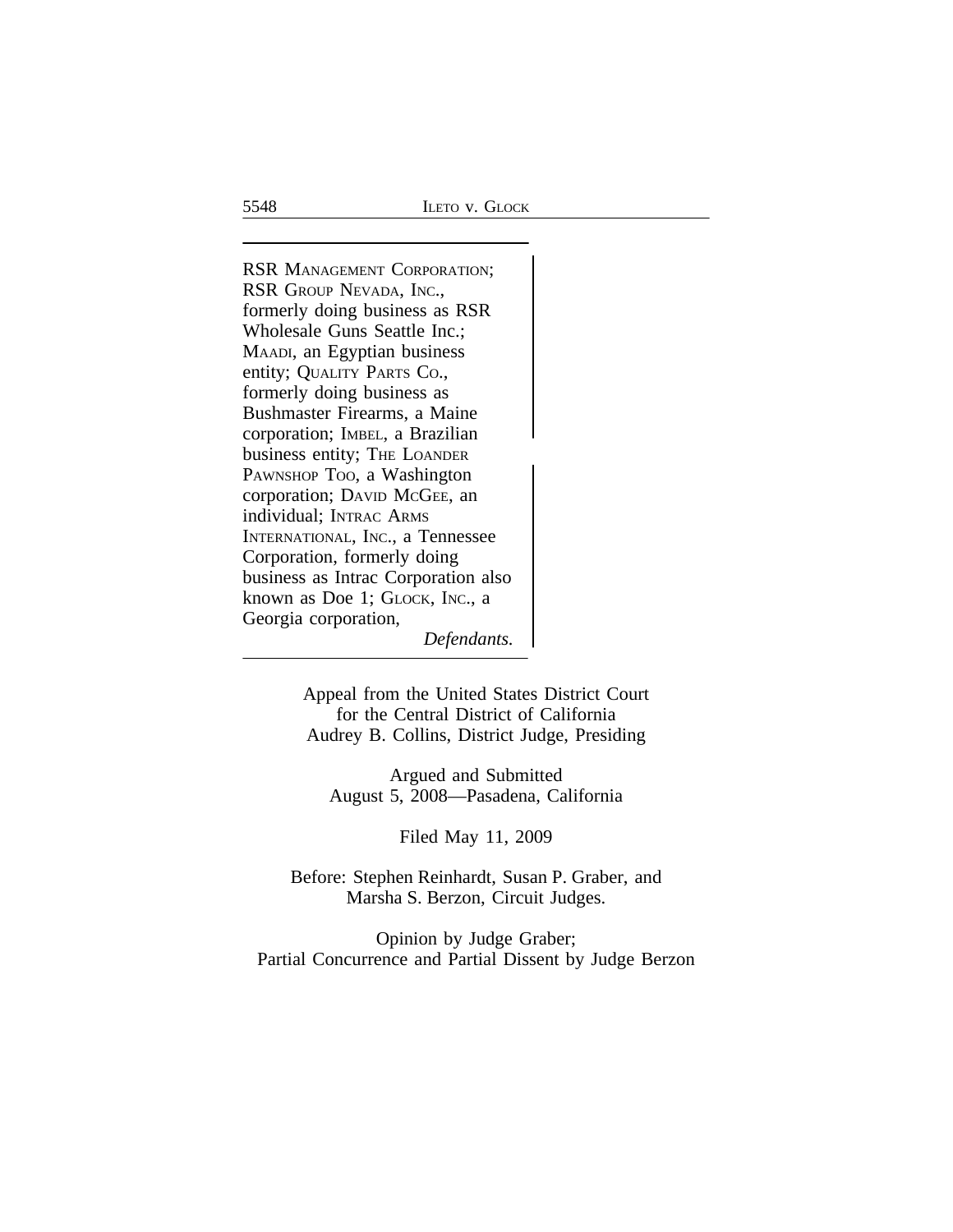RSR MANAGEMENT CORPORATION; RSR GROUP NEVADA, INC., formerly doing business as RSR Wholesale Guns Seattle Inc.; MAADI, an Egyptian business entity; QUALITY PARTS CO., formerly doing business as Bushmaster Firearms, a Maine corporation; IMBEL, a Brazilian business entity; THE LOANDER PAWNSHOP TOO, a Washington corporation; DAVID MCGEE, an individual; INTRAC ARMS INTERNATIONAL, INC., a Tennessee Corporation, formerly doing business as Intrac Corporation also known as Doe 1; GLOCK, INC., a Georgia corporation,

*Defendants.*

Appeal from the United States District Court
for the Central District of California
Audrey B. Collins, District Judge, Presiding

Argued and Submitted
August 5, 2008—Pasadena, California

Filed May 11, 2009

Before: Stephen Reinhardt, Susan P. Graber, and
Marsha S. Berzon, Circuit Judges.

Opinion by Judge Graber;
Partial Concurrence and Partial Dissent by Judge Berzon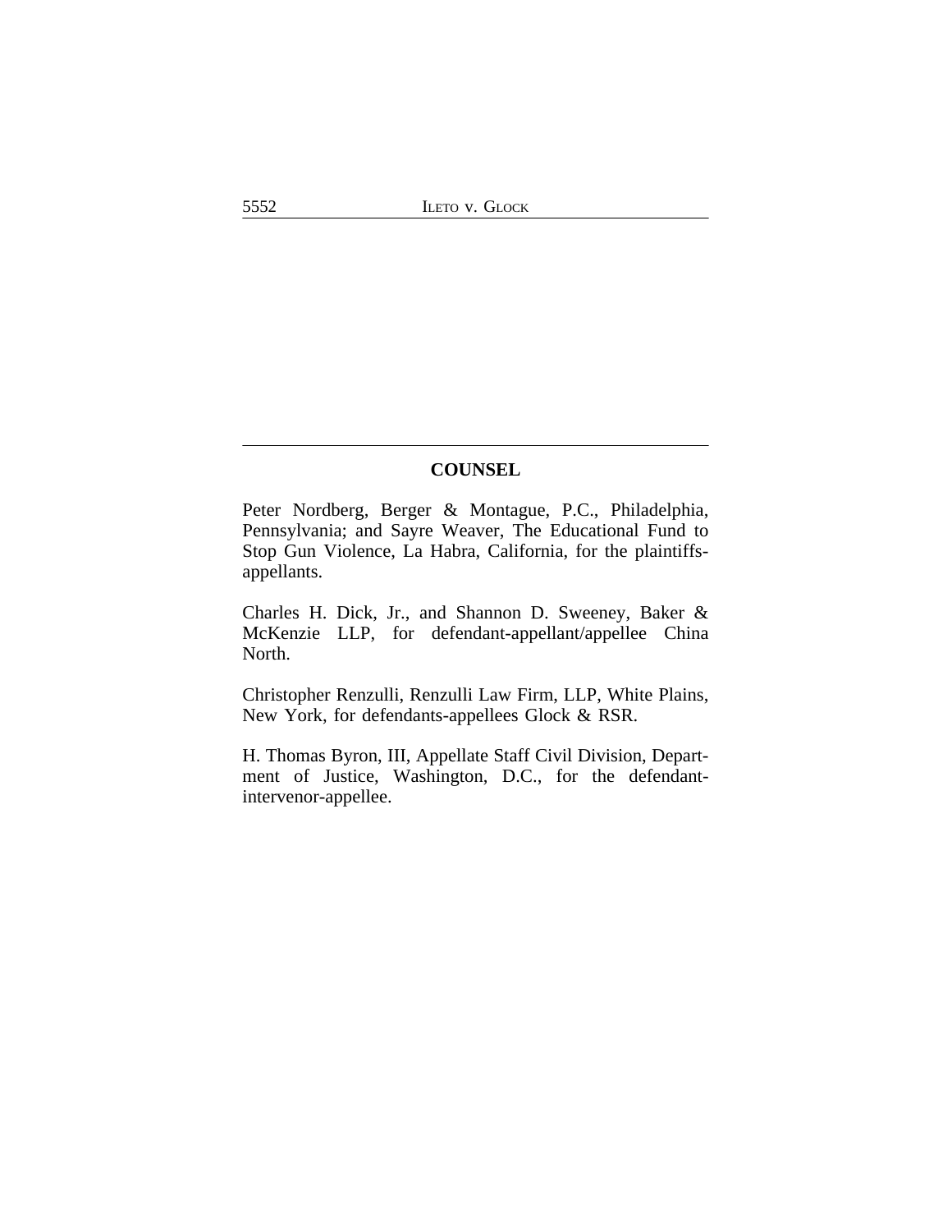## COUNSEL

Peter Nordberg, Berger & Montague, P.C., Philadelphia, Pennsylvania; and Sayre Weaver, The Educational Fund to Stop Gun Violence, La Habra, California, for the plaintiffs-appellants.

Charles H. Dick, Jr., and Shannon D. Sweeney, Baker & McKenzie LLP, for defendant-appellant/appellee China North.

Christopher Renzulli, Renzulli Law Firm, LLP, White Plains, New York, for defendants-appellees Glock & RSR.

H. Thomas Byron, III, Appellate Staff Civil Division, Department of Justice, Washington, D.C., for the defendant-intervenor-appellee.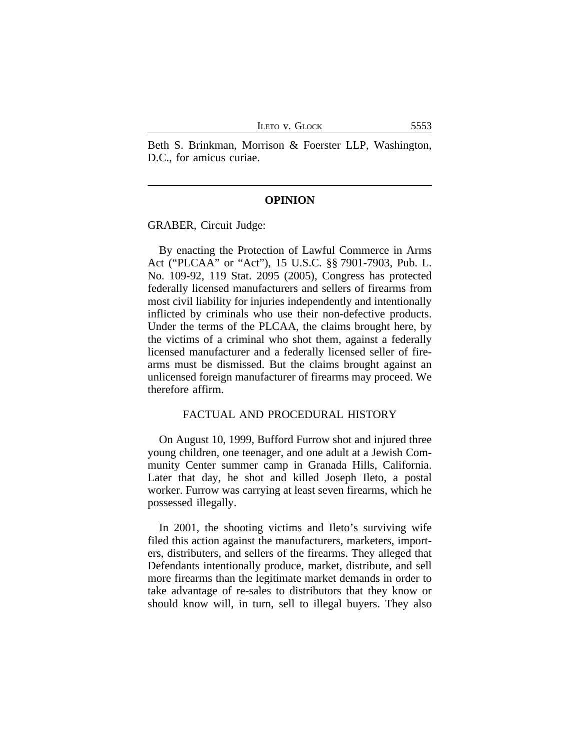Beth S. Brinkman, Morrison & Foerster LLP, Washington, D.C., for amicus curiae.

---

## OPINION

GRABER, Circuit Judge:

By enacting the Protection of Lawful Commerce in Arms Act ("PLCAA" or "Act"), 15 U.S.C. §§ 7901-7903, Pub. L. No. 109-92, 119 Stat. 2095 (2005), Congress has protected federally licensed manufacturers and sellers of firearms from most civil liability for injuries independently and intentionally inflicted by criminals who use their non-defective products. Under the terms of the PLCAA, the claims brought here, by the victims of a criminal who shot them, against a federally licensed manufacturer and a federally licensed seller of firearms must be dismissed. But the claims brought against an unlicensed foreign manufacturer of firearms may proceed. We therefore affirm.

### FACTUAL AND PROCEDURAL HISTORY

On August 10, 1999, Bufford Furrow shot and injured three young children, one teenager, and one adult at a Jewish Community Center summer camp in Granada Hills, California. Later that day, he shot and killed Joseph Ileto, a postal worker. Furrow was carrying at least seven firearms, which he possessed illegally.

In 2001, the shooting victims and Ileto's surviving wife filed this action against the manufacturers, marketers, importers, distributers, and sellers of the firearms. They alleged that Defendants intentionally produce, market, distribute, and sell more firearms than the legitimate market demands in order to take advantage of re-sales to distributors that they know or should know will, in turn, sell to illegal buyers. They also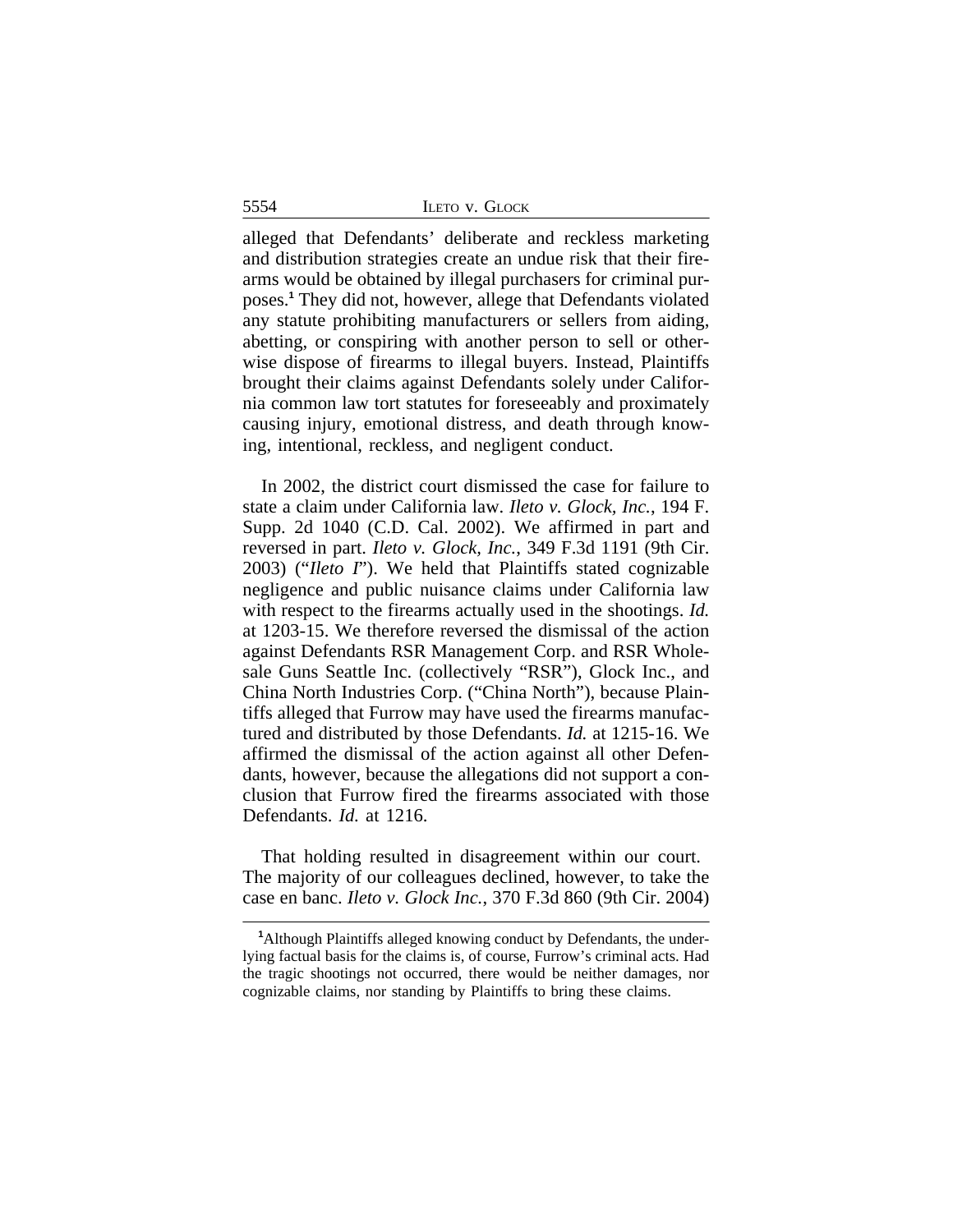alleged that Defendants' deliberate and reckless marketing and distribution strategies create an undue risk that their firearms would be obtained by illegal purchasers for criminal purposes.[1] They did not, however, allege that Defendants violated any statute prohibiting manufacturers or sellers from aiding, abetting, or conspiring with another person to sell or otherwise dispose of firearms to illegal buyers. Instead, Plaintiffs brought their claims against Defendants solely under California common law tort statutes for foreseeably and proximately causing injury, emotional distress, and death through knowing, intentional, reckless, and negligent conduct.

In 2002, the district court dismissed the case for failure to state a claim under California law. *Ileto v. Glock, Inc.*, 194 F. Supp. 2d 1040 (C.D. Cal. 2002). We affirmed in part and reversed in part. *Ileto v. Glock, Inc.*, 349 F.3d 1191 (9th Cir. 2003) ("*Ileto I*"). We held that Plaintiffs stated cognizable negligence and public nuisance claims under California law with respect to the firearms actually used in the shootings. *Id.* at 1203-15. We therefore reversed the dismissal of the action against Defendants RSR Management Corp. and RSR Wholesale Guns Seattle Inc. (collectively "RSR"), Glock Inc., and China North Industries Corp. ("China North"), because Plaintiffs alleged that Furrow may have used the firearms manufactured and distributed by those Defendants. *Id.* at 1215-16. We affirmed the dismissal of the action against all other Defendants, however, because the allegations did not support a conclusion that Furrow fired the firearms associated with those Defendants. *Id.* at 1216.

That holding resulted in disagreement within our court. The majority of our colleagues declined, however, to take the case en banc. *Ileto v. Glock Inc.*, 370 F.3d 860 (9th Cir. 2004)

---

[1]Although Plaintiffs alleged knowing conduct by Defendants, the underlying factual basis for the claims is, of course, Furrow's criminal acts. Had the tragic shootings not occurred, there would be neither damages, nor cognizable claims, nor standing by Plaintiffs to bring these claims.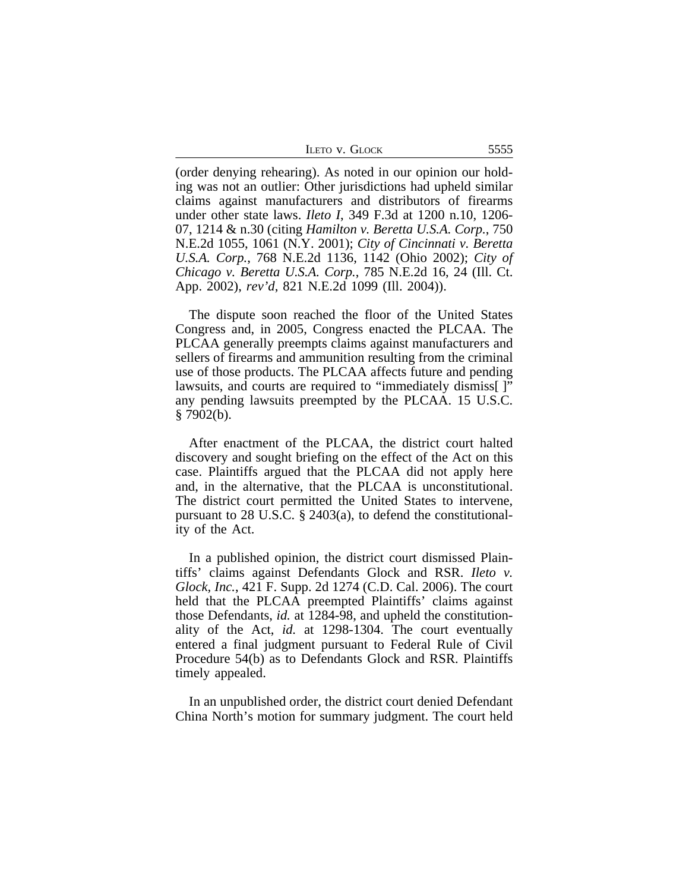(order denying rehearing). As noted in our opinion our holding was not an outlier: Other jurisdictions had upheld similar claims against manufacturers and distributors of firearms under other state laws. *Ileto I*, 349 F.3d at 1200 n.10, 1206-07, 1214 & n.30 (citing *Hamilton v. Beretta U.S.A. Corp.*, 750 N.E.2d 1055, 1061 (N.Y. 2001); *City of Cincinnati v. Beretta U.S.A. Corp.*, 768 N.E.2d 1136, 1142 (Ohio 2002); *City of Chicago v. Beretta U.S.A. Corp.*, 785 N.E.2d 16, 24 (Ill. Ct. App. 2002), *rev'd*, 821 N.E.2d 1099 (Ill. 2004)).

The dispute soon reached the floor of the United States Congress and, in 2005, Congress enacted the PLCAA. The PLCAA generally preempts claims against manufacturers and sellers of firearms and ammunition resulting from the criminal use of those products. The PLCAA affects future and pending lawsuits, and courts are required to "immediately dismiss[ ]" any pending lawsuits preempted by the PLCAA. 15 U.S.C. § 7902(b).

After enactment of the PLCAA, the district court halted discovery and sought briefing on the effect of the Act on this case. Plaintiffs argued that the PLCAA did not apply here and, in the alternative, that the PLCAA is unconstitutional. The district court permitted the United States to intervene, pursuant to 28 U.S.C. § 2403(a), to defend the constitutionality of the Act.

In a published opinion, the district court dismissed Plaintiffs' claims against Defendants Glock and RSR. *Ileto v. Glock, Inc.*, 421 F. Supp. 2d 1274 (C.D. Cal. 2006). The court held that the PLCAA preempted Plaintiffs' claims against those Defendants, *id.* at 1284-98, and upheld the constitutionality of the Act, *id.* at 1298-1304. The court eventually entered a final judgment pursuant to Federal Rule of Civil Procedure 54(b) as to Defendants Glock and RSR. Plaintiffs timely appealed.

In an unpublished order, the district court denied Defendant China North's motion for summary judgment. The court held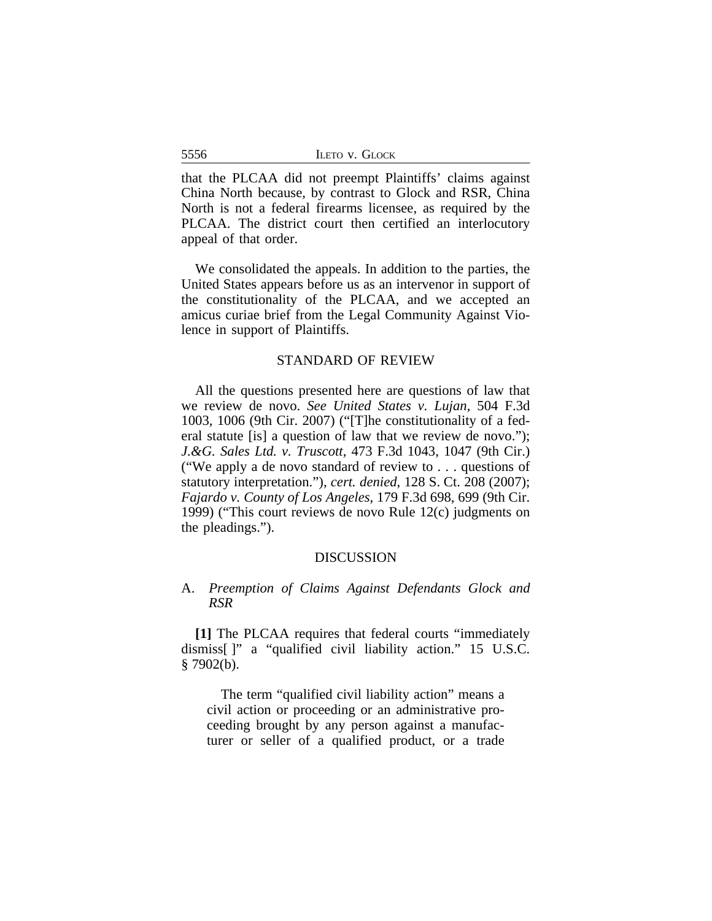that the PLCAA did not preempt Plaintiffs' claims against China North because, by contrast to Glock and RSR, China North is not a federal firearms licensee, as required by the PLCAA. The district court then certified an interlocutory appeal of that order.

We consolidated the appeals. In addition to the parties, the United States appears before us as an intervenor in support of the constitutionality of the PLCAA, and we accepted an amicus curiae brief from the Legal Community Against Violence in support of Plaintiffs.

## STANDARD OF REVIEW

All the questions presented here are questions of law that we review de novo. *See United States v. Lujan*, 504 F.3d 1003, 1006 (9th Cir. 2007) ("[T]he constitutionality of a federal statute [is] a question of law that we review de novo."); *J.&G. Sales Ltd. v. Truscott*, 473 F.3d 1043, 1047 (9th Cir.) ("We apply a de novo standard of review to . . . questions of statutory interpretation."), *cert. denied*, 128 S. Ct. 208 (2007); *Fajardo v. County of Los Angeles*, 179 F.3d 698, 699 (9th Cir. 1999) ("This court reviews de novo Rule 12(c) judgments on the pleadings.").

## DISCUSSION

### A. *Preemption of Claims Against Defendants Glock and RSR*

**[1]** The PLCAA requires that federal courts "immediately dismiss[ ]" a "qualified civil liability action." 15 U.S.C. § 7902(b).

> The term "qualified civil liability action" means a civil action or proceeding or an administrative proceeding brought by any person against a manufacturer or seller of a qualified product, or a trade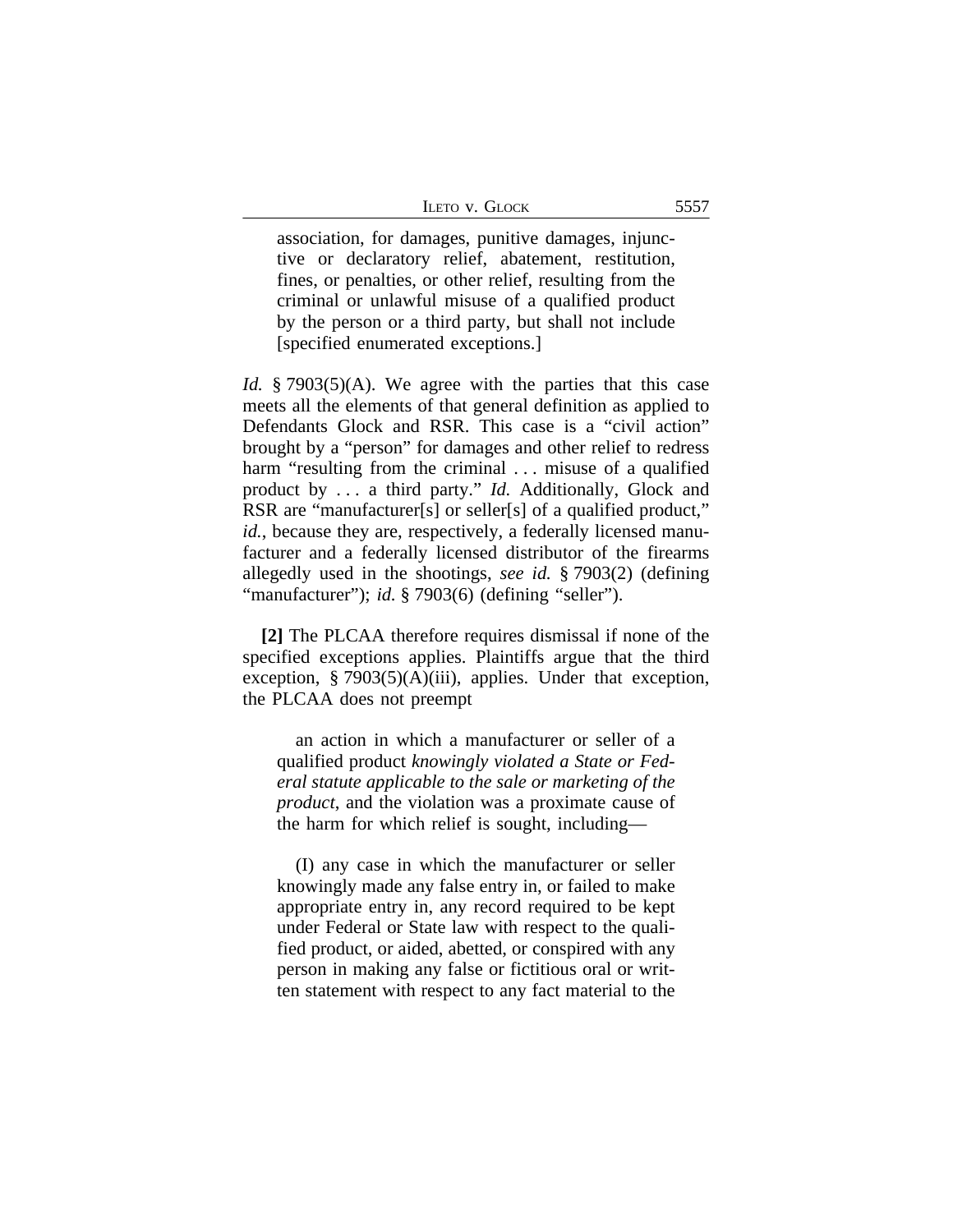> association, for damages, punitive damages, injunctive or declaratory relief, abatement, restitution, fines, or penalties, or other relief, resulting from the criminal or unlawful misuse of a qualified product by the person or a third party, but shall not include [specified enumerated exceptions.]

*Id.* § 7903(5)(A). We agree with the parties that this case meets all the elements of that general definition as applied to Defendants Glock and RSR. This case is a "civil action" brought by a "person" for damages and other relief to redress harm "resulting from the criminal . . . misuse of a qualified product by . . . a third party." *Id.* Additionally, Glock and RSR are "manufacturer[s] or seller[s] of a qualified product," *id.*, because they are, respectively, a federally licensed manufacturer and a federally licensed distributor of the firearms allegedly used in the shootings, *see id.* § 7903(2) (defining "manufacturer"); *id.* § 7903(6) (defining "seller").

**[2]** The PLCAA therefore requires dismissal if none of the specified exceptions applies. Plaintiffs argue that the third exception, § 7903(5)(A)(iii), applies. Under that exception, the PLCAA does not preempt

> an action in which a manufacturer or seller of a qualified product *knowingly violated a State or Federal statute applicable to the sale or marketing of the product*, and the violation was a proximate cause of the harm for which relief is sought, including—
>
> (I) any case in which the manufacturer or seller knowingly made any false entry in, or failed to make appropriate entry in, any record required to be kept under Federal or State law with respect to the qualified product, or aided, abetted, or conspired with any person in making any false or fictitious oral or written statement with respect to any fact material to the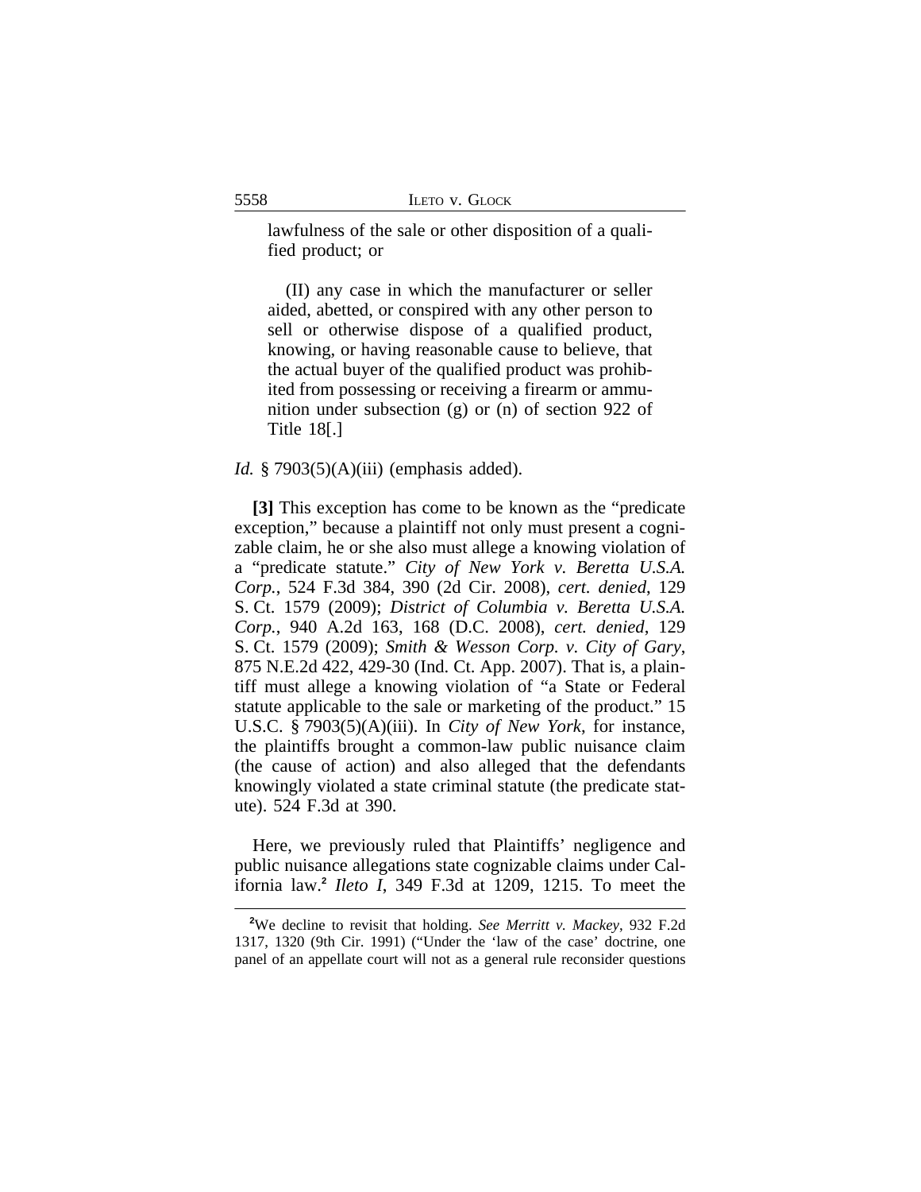lawfulness of the sale or other disposition of a qualified product; or

(II) any case in which the manufacturer or seller aided, abetted, or conspired with any other person to sell or otherwise dispose of a qualified product, knowing, or having reasonable cause to believe, that the actual buyer of the qualified product was prohibited from possessing or receiving a firearm or ammunition under subsection (g) or (n) of section 922 of Title 18[.]

*Id.* § 7903(5)(A)(iii) (emphasis added).

**[3]** This exception has come to be known as the "predicate exception," because a plaintiff not only must present a cognizable claim, he or she also must allege a knowing violation of a "predicate statute." *City of New York v. Beretta U.S.A. Corp.*, 524 F.3d 384, 390 (2d Cir. 2008), *cert. denied*, 129 S. Ct. 1579 (2009); *District of Columbia v. Beretta U.S.A. Corp.*, 940 A.2d 163, 168 (D.C. 2008), *cert. denied*, 129 S. Ct. 1579 (2009); *Smith & Wesson Corp. v. City of Gary*, 875 N.E.2d 422, 429-30 (Ind. Ct. App. 2007). That is, a plaintiff must allege a knowing violation of "a State or Federal statute applicable to the sale or marketing of the product." 15 U.S.C. § 7903(5)(A)(iii). In *City of New York*, for instance, the plaintiffs brought a common-law public nuisance claim (the cause of action) and also alleged that the defendants knowingly violated a state criminal statute (the predicate statute). 524 F.3d at 390.

Here, we previously ruled that Plaintiffs' negligence and public nuisance allegations state cognizable claims under California law.[2] *Ileto I*, 349 F.3d at 1209, 1215. To meet the

---

[2]We decline to revisit that holding. *See Merritt v. Mackey*, 932 F.2d 1317, 1320 (9th Cir. 1991) ("Under the 'law of the case' doctrine, one panel of an appellate court will not as a general rule reconsider questions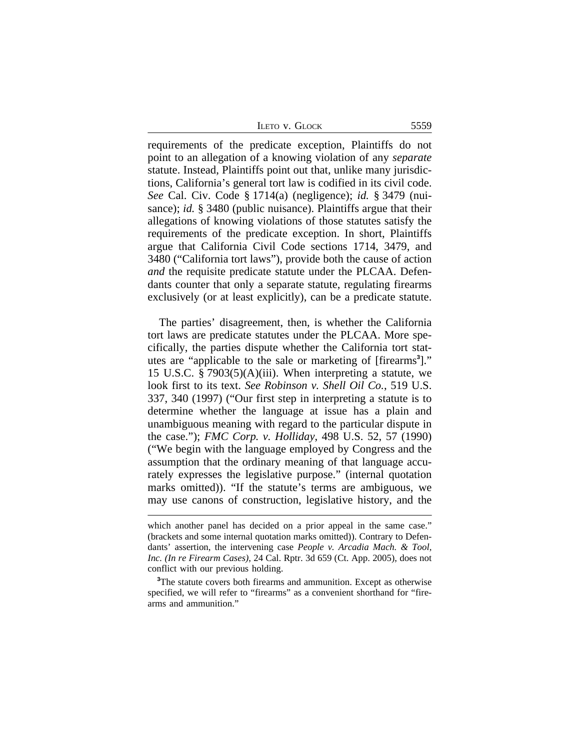requirements of the predicate exception, Plaintiffs do not point to an allegation of a knowing violation of any *separate* statute. Instead, Plaintiffs point out that, unlike many jurisdictions, California's general tort law is codified in its civil code. *See* Cal. Civ. Code § 1714(a) (negligence); *id.* § 3479 (nuisance); *id.* § 3480 (public nuisance). Plaintiffs argue that their allegations of knowing violations of those statutes satisfy the requirements of the predicate exception. In short, Plaintiffs argue that California Civil Code sections 1714, 3479, and 3480 ("California tort laws"), provide both the cause of action *and* the requisite predicate statute under the PLCAA. Defendants counter that only a separate statute, regulating firearms exclusively (or at least explicitly), can be a predicate statute.

The parties' disagreement, then, is whether the California tort laws are predicate statutes under the PLCAA. More specifically, the parties dispute whether the California tort statutes are "applicable to the sale or marketing of [firearms[3]]." 15 U.S.C. § 7903(5)(A)(iii). When interpreting a statute, we look first to its text. *See Robinson v. Shell Oil Co.*, 519 U.S. 337, 340 (1997) ("Our first step in interpreting a statute is to determine whether the language at issue has a plain and unambiguous meaning with regard to the particular dispute in the case."); *FMC Corp. v. Holliday*, 498 U.S. 52, 57 (1990) ("We begin with the language employed by Congress and the assumption that the ordinary meaning of that language accurately expresses the legislative purpose." (internal quotation marks omitted)). "If the statute's terms are ambiguous, we may use canons of construction, legislative history, and the

---

which another panel has decided on a prior appeal in the same case." (brackets and some internal quotation marks omitted)). Contrary to Defendants' assertion, the intervening case *People v. Arcadia Mach. & Tool, Inc. (In re Firearm Cases)*, 24 Cal. Rptr. 3d 659 (Ct. App. 2005), does not conflict with our previous holding.

[3]The statute covers both firearms and ammunition. Except as otherwise specified, we will refer to "firearms" as a convenient shorthand for "firearms and ammunition."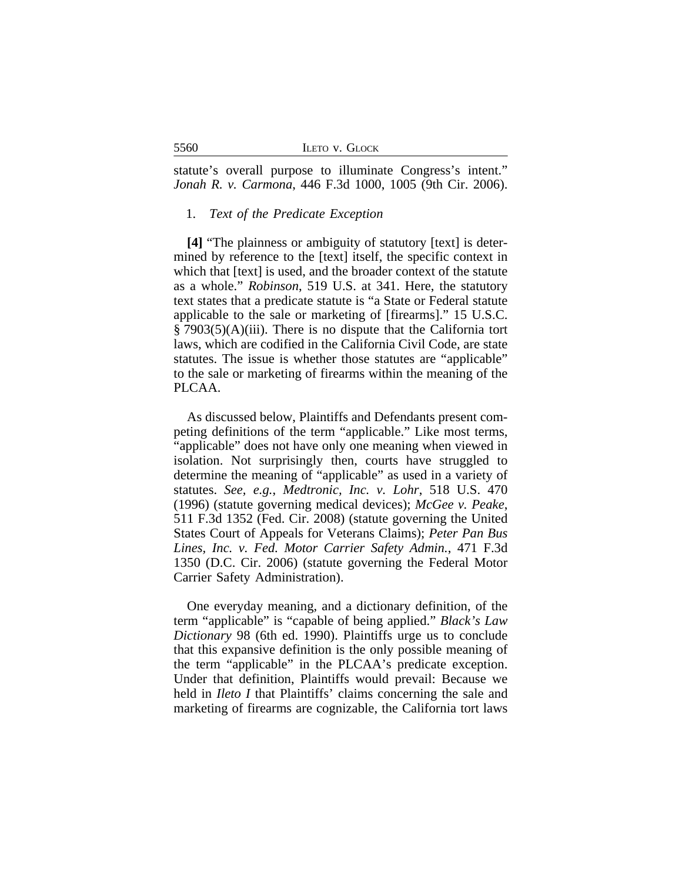statute's overall purpose to illuminate Congress's intent." *Jonah R. v. Carmona*, 446 F.3d 1000, 1005 (9th Cir. 2006).

1. *Text of the Predicate Exception*

**[4]** "The plainness or ambiguity of statutory [text] is determined by reference to the [text] itself, the specific context in which that [text] is used, and the broader context of the statute as a whole." *Robinson*, 519 U.S. at 341. Here, the statutory text states that a predicate statute is "a State or Federal statute applicable to the sale or marketing of [firearms]." 15 U.S.C. § 7903(5)(A)(iii). There is no dispute that the California tort laws, which are codified in the California Civil Code, are state statutes. The issue is whether those statutes are "applicable" to the sale or marketing of firearms within the meaning of the PLCAA.

As discussed below, Plaintiffs and Defendants present competing definitions of the term "applicable." Like most terms, "applicable" does not have only one meaning when viewed in isolation. Not surprisingly then, courts have struggled to determine the meaning of "applicable" as used in a variety of statutes. *See, e.g.*, *Medtronic, Inc. v. Lohr*, 518 U.S. 470 (1996) (statute governing medical devices); *McGee v. Peake*, 511 F.3d 1352 (Fed. Cir. 2008) (statute governing the United States Court of Appeals for Veterans Claims); *Peter Pan Bus Lines, Inc. v. Fed. Motor Carrier Safety Admin.*, 471 F.3d 1350 (D.C. Cir. 2006) (statute governing the Federal Motor Carrier Safety Administration).

One everyday meaning, and a dictionary definition, of the term "applicable" is "capable of being applied." *Black's Law Dictionary* 98 (6th ed. 1990). Plaintiffs urge us to conclude that this expansive definition is the only possible meaning of the term "applicable" in the PLCAA's predicate exception. Under that definition, Plaintiffs would prevail: Because we held in *Ileto I* that Plaintiffs' claims concerning the sale and marketing of firearms are cognizable, the California tort laws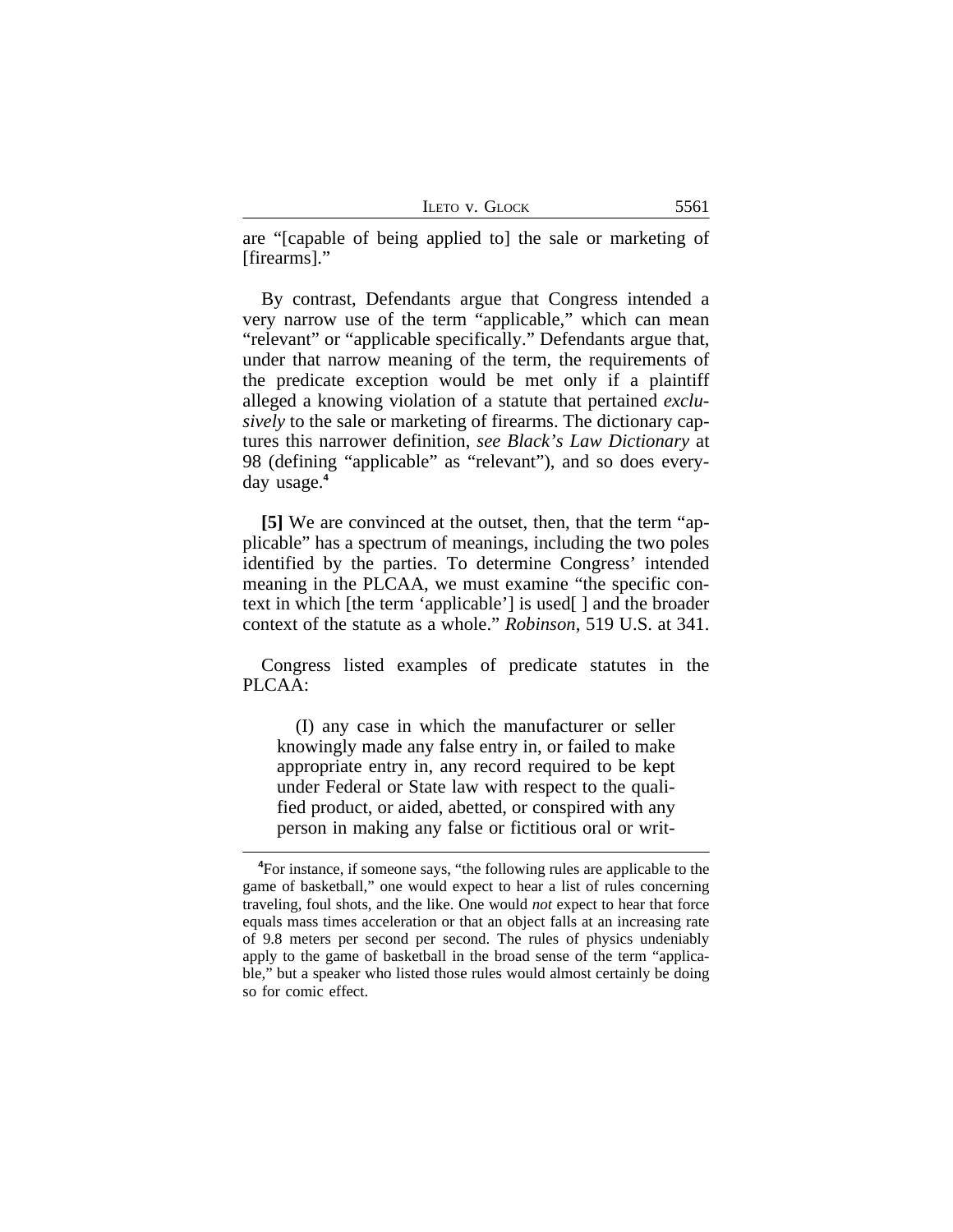are "[capable of being applied to] the sale or marketing of [firearms]."

By contrast, Defendants argue that Congress intended a very narrow use of the term "applicable," which can mean "relevant" or "applicable specifically." Defendants argue that, under that narrow meaning of the term, the requirements of the predicate exception would be met only if a plaintiff alleged a knowing violation of a statute that pertained *exclusively* to the sale or marketing of firearms. The dictionary captures this narrower definition, *see Black's Law Dictionary* at 98 (defining "applicable" as "relevant"), and so does everyday usage.[4]

**[5]** We are convinced at the outset, then, that the term "applicable" has a spectrum of meanings, including the two poles identified by the parties. To determine Congress' intended meaning in the PLCAA, we must examine "the specific context in which [the term 'applicable'] is used[ ] and the broader context of the statute as a whole." *Robinson*, 519 U.S. at 341.

Congress listed examples of predicate statutes in the PLCAA:

> (I) any case in which the manufacturer or seller knowingly made any false entry in, or failed to make appropriate entry in, any record required to be kept under Federal or State law with respect to the qualified product, or aided, abetted, or conspired with any person in making any false or fictitious oral or writ-

[4]For instance, if someone says, "the following rules are applicable to the game of basketball," one would expect to hear a list of rules concerning traveling, foul shots, and the like. One would *not* expect to hear that force equals mass times acceleration or that an object falls at an increasing rate of 9.8 meters per second per second. The rules of physics undeniably apply to the game of basketball in the broad sense of the term "applicable," but a speaker who listed those rules would almost certainly be doing so for comic effect.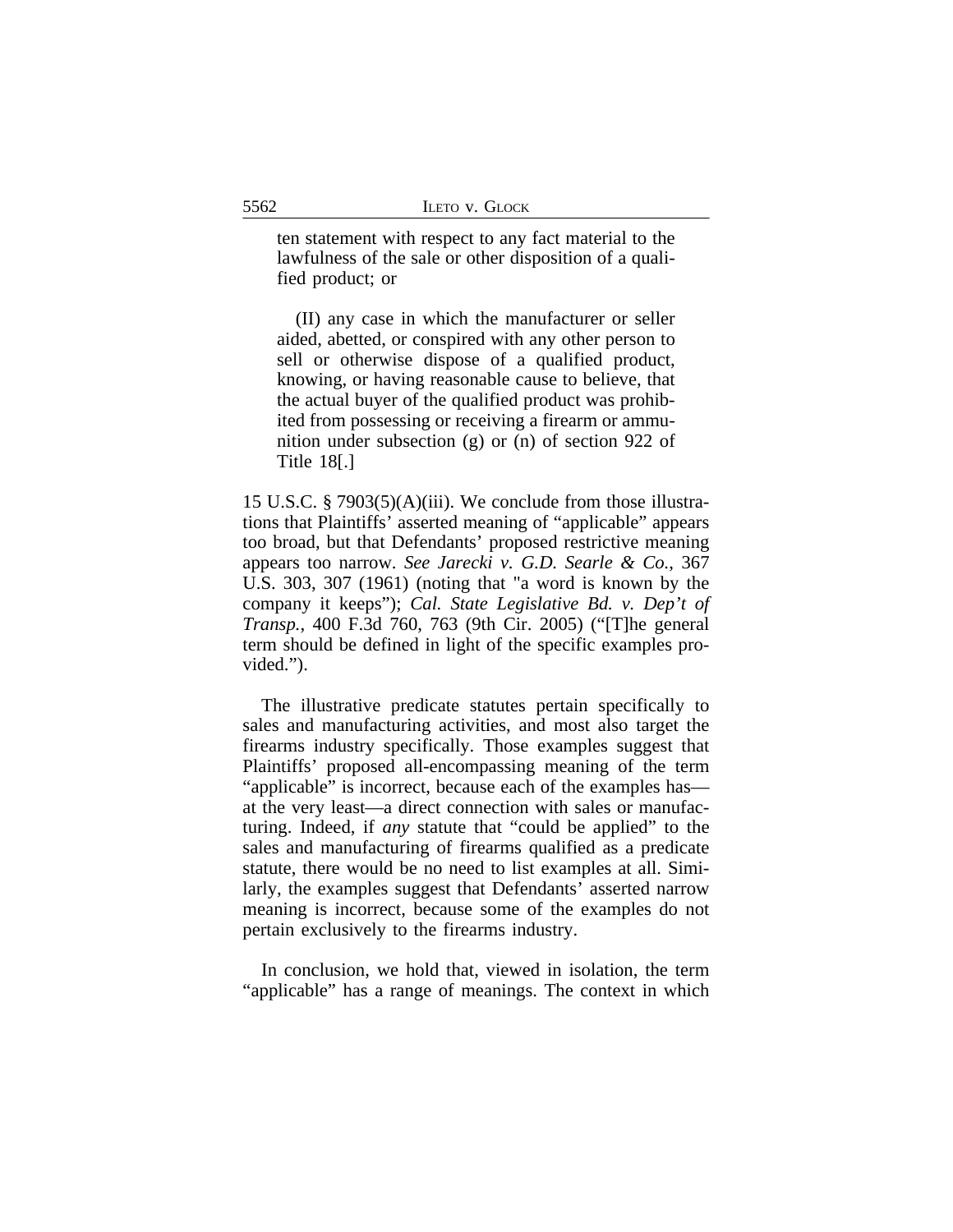> ten statement with respect to any fact material to the lawfulness of the sale or other disposition of a qualified product; or
>
> (II) any case in which the manufacturer or seller aided, abetted, or conspired with any other person to sell or otherwise dispose of a qualified product, knowing, or having reasonable cause to believe, that the actual buyer of the qualified product was prohibited from possessing or receiving a firearm or ammunition under subsection (g) or (n) of section 922 of Title 18[.]

15 U.S.C. § 7903(5)(A)(iii). We conclude from those illustrations that Plaintiffs' asserted meaning of "applicable" appears too broad, but that Defendants' proposed restrictive meaning appears too narrow. *See Jarecki v. G.D. Searle & Co.*, 367 U.S. 303, 307 (1961) (noting that "a word is known by the company it keeps"); *Cal. State Legislative Bd. v. Dep't of Transp.*, 400 F.3d 760, 763 (9th Cir. 2005) ("[T]he general term should be defined in light of the specific examples provided.").

The illustrative predicate statutes pertain specifically to sales and manufacturing activities, and most also target the firearms industry specifically. Those examples suggest that Plaintiffs' proposed all-encompassing meaning of the term "applicable" is incorrect, because each of the examples has—at the very least—a direct connection with sales or manufacturing. Indeed, if *any* statute that "could be applied" to the sales and manufacturing of firearms qualified as a predicate statute, there would be no need to list examples at all. Similarly, the examples suggest that Defendants' asserted narrow meaning is incorrect, because some of the examples do not pertain exclusively to the firearms industry.

In conclusion, we hold that, viewed in isolation, the term "applicable" has a range of meanings. The context in which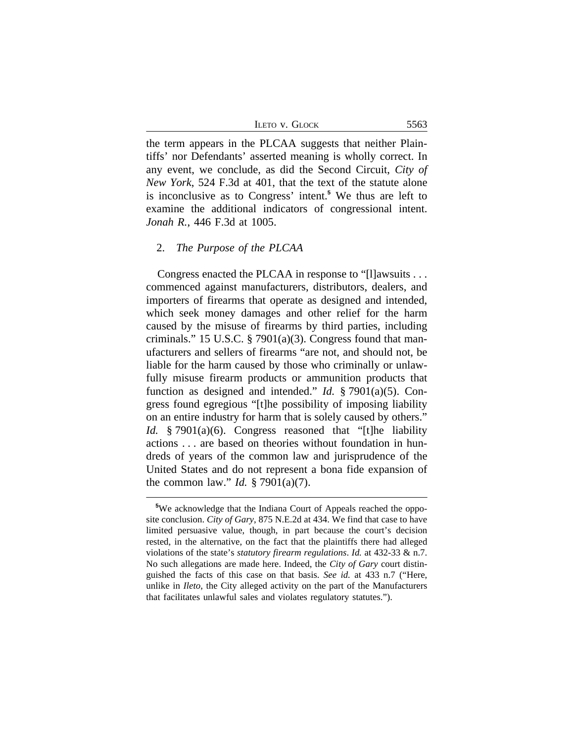the term appears in the PLCAA suggests that neither Plaintiffs' nor Defendants' asserted meaning is wholly correct. In any event, we conclude, as did the Second Circuit, *City of New York*, 524 F.3d at 401, that the text of the statute alone is inconclusive as to Congress' intent.[5] We thus are left to examine the additional indicators of congressional intent. *Jonah R.*, 446 F.3d at 1005.

### 2. *The Purpose of the PLCAA*

Congress enacted the PLCAA in response to "[l]awsuits . . . commenced against manufacturers, distributors, dealers, and importers of firearms that operate as designed and intended, which seek money damages and other relief for the harm caused by the misuse of firearms by third parties, including criminals." 15 U.S.C. § 7901(a)(3). Congress found that manufacturers and sellers of firearms "are not, and should not, be liable for the harm caused by those who criminally or unlawfully misuse firearm products or ammunition products that function as designed and intended." *Id.* § 7901(a)(5). Congress found egregious "[t]he possibility of imposing liability on an entire industry for harm that is solely caused by others." *Id.* § 7901(a)(6). Congress reasoned that "[t]he liability actions . . . are based on theories without foundation in hundreds of years of the common law and jurisprudence of the United States and do not represent a bona fide expansion of the common law." *Id.* § 7901(a)(7).

---

[5]We acknowledge that the Indiana Court of Appeals reached the opposite conclusion. *City of Gary*, 875 N.E.2d at 434. We find that case to have limited persuasive value, though, in part because the court's decision rested, in the alternative, on the fact that the plaintiffs there had alleged violations of the state's *statutory firearm regulations*. *Id.* at 432-33 & n.7. No such allegations are made here. Indeed, the *City of Gary* court distinguished the facts of this case on that basis. *See id.* at 433 n.7 ("Here, unlike in *Ileto*, the City alleged activity on the part of the Manufacturers that facilitates unlawful sales and violates regulatory statutes.").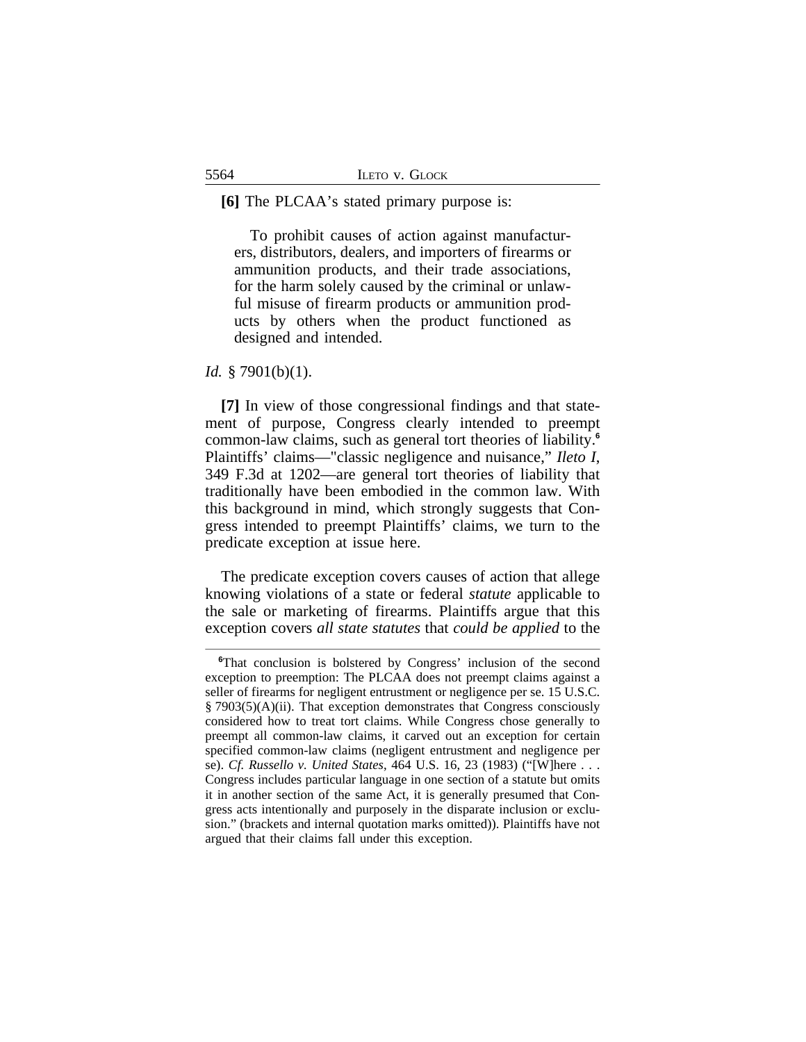**[6]** The PLCAA's stated primary purpose is:

> To prohibit causes of action against manufacturers, distributors, dealers, and importers of firearms or ammunition products, and their trade associations, for the harm solely caused by the criminal or unlawful misuse of firearm products or ammunition products by others when the product functioned as designed and intended.

*Id.* § 7901(b)(1).

**[7]** In view of those congressional findings and that statement of purpose, Congress clearly intended to preempt common-law claims, such as general tort theories of liability.[6] Plaintiffs' claims—"classic negligence and nuisance," *Ileto I*, 349 F.3d at 1202—are general tort theories of liability that traditionally have been embodied in the common law. With this background in mind, which strongly suggests that Congress intended to preempt Plaintiffs' claims, we turn to the predicate exception at issue here.

The predicate exception covers causes of action that allege knowing violations of a state or federal *statute* applicable to the sale or marketing of firearms. Plaintiffs argue that this exception covers *all state statutes* that *could be applied* to the

---

[6]That conclusion is bolstered by Congress' inclusion of the second exception to preemption: The PLCAA does not preempt claims against a seller of firearms for negligent entrustment or negligence per se. 15 U.S.C. § 7903(5)(A)(ii). That exception demonstrates that Congress consciously considered how to treat tort claims. While Congress chose generally to preempt all common-law claims, it carved out an exception for certain specified common-law claims (negligent entrustment and negligence per se). *Cf. Russello v. United States*, 464 U.S. 16, 23 (1983) ("[W]here . . . Congress includes particular language in one section of a statute but omits it in another section of the same Act, it is generally presumed that Congress acts intentionally and purposely in the disparate inclusion or exclusion." (brackets and internal quotation marks omitted)). Plaintiffs have not argued that their claims fall under this exception.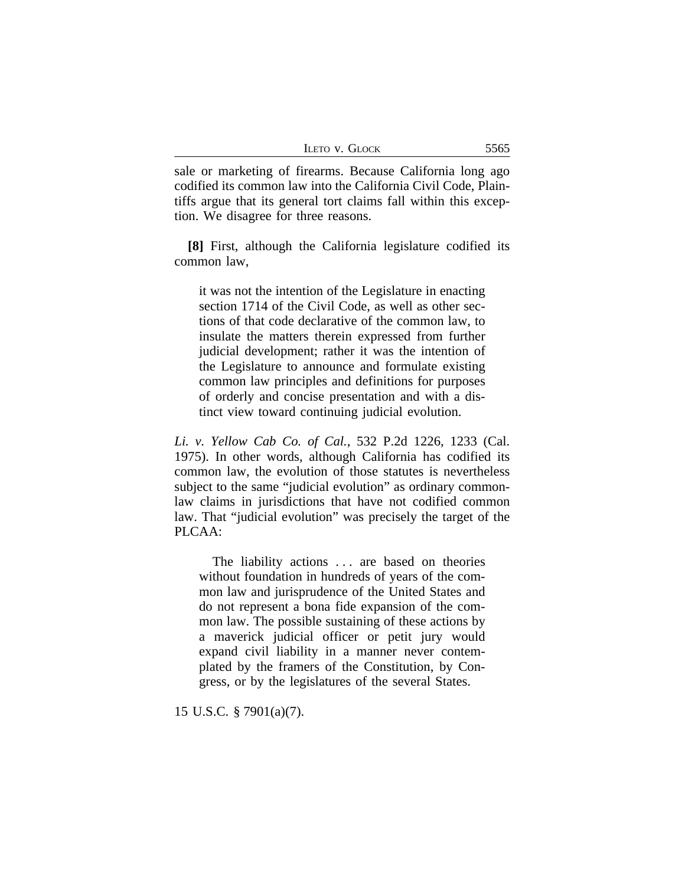sale or marketing of firearms. Because California long ago codified its common law into the California Civil Code, Plaintiffs argue that its general tort claims fall within this exception. We disagree for three reasons.

**[8]** First, although the California legislature codified its common law,

> it was not the intention of the Legislature in enacting section 1714 of the Civil Code, as well as other sections of that code declarative of the common law, to insulate the matters therein expressed from further judicial development; rather it was the intention of the Legislature to announce and formulate existing common law principles and definitions for purposes of orderly and concise presentation and with a distinct view toward continuing judicial evolution.

*Li. v. Yellow Cab Co. of Cal.*, 532 P.2d 1226, 1233 (Cal. 1975). In other words, although California has codified its common law, the evolution of those statutes is nevertheless subject to the same "judicial evolution" as ordinary common-law claims in jurisdictions that have not codified common law. That "judicial evolution" was precisely the target of the PLCAA:

> The liability actions . . . are based on theories without foundation in hundreds of years of the common law and jurisprudence of the United States and do not represent a bona fide expansion of the common law. The possible sustaining of these actions by a maverick judicial officer or petit jury would expand civil liability in a manner never contemplated by the framers of the Constitution, by Congress, or by the legislatures of the several States.

15 U.S.C. § 7901(a)(7).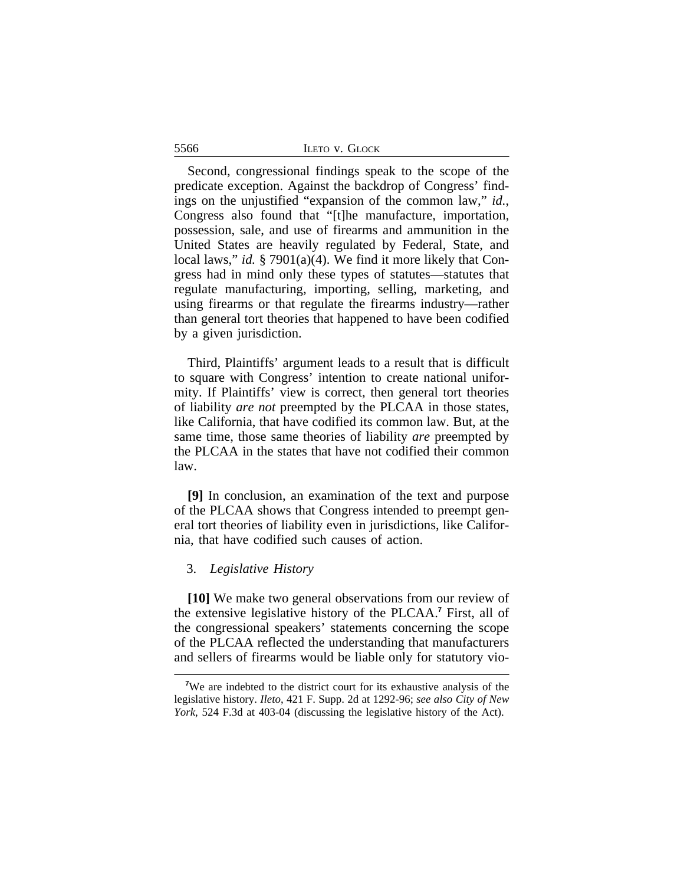Second, congressional findings speak to the scope of the predicate exception. Against the backdrop of Congress' findings on the unjustified "expansion of the common law," *id.*, Congress also found that "[t]he manufacture, importation, possession, sale, and use of firearms and ammunition in the United States are heavily regulated by Federal, State, and local laws," *id.* § 7901(a)(4). We find it more likely that Congress had in mind only these types of statutes—statutes that regulate manufacturing, importing, selling, marketing, and using firearms or that regulate the firearms industry—rather than general tort theories that happened to have been codified by a given jurisdiction.

Third, Plaintiffs' argument leads to a result that is difficult to square with Congress' intention to create national uniformity. If Plaintiffs' view is correct, then general tort theories of liability *are not* preempted by the PLCAA in those states, like California, that have codified its common law. But, at the same time, those same theories of liability *are* preempted by the PLCAA in the states that have not codified their common law.

**[9]** In conclusion, an examination of the text and purpose of the PLCAA shows that Congress intended to preempt general tort theories of liability even in jurisdictions, like California, that have codified such causes of action.

3. *Legislative History*

**[10]** We make two general observations from our review of the extensive legislative history of the PLCAA.[7] First, all of the congressional speakers' statements concerning the scope of the PLCAA reflected the understanding that manufacturers and sellers of firearms would be liable only for statutory vio-

---

[7]We are indebted to the district court for its exhaustive analysis of the legislative history. *Ileto*, 421 F. Supp. 2d at 1292-96; *see also City of New York*, 524 F.3d at 403-04 (discussing the legislative history of the Act).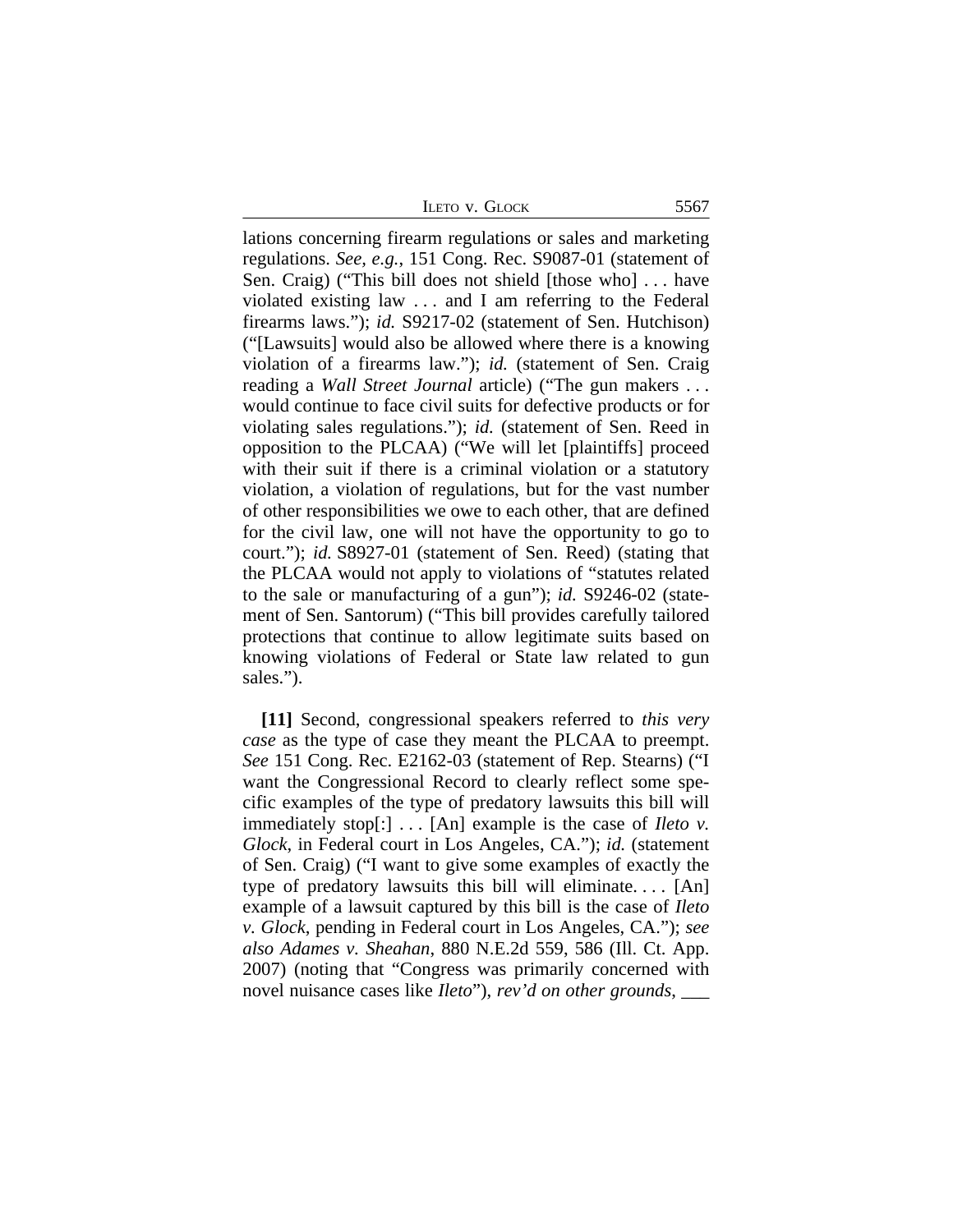lations concerning firearm regulations or sales and marketing regulations. *See, e.g.*, 151 Cong. Rec. S9087-01 (statement of Sen. Craig) ("This bill does not shield [those who] . . . have violated existing law . . . and I am referring to the Federal firearms laws."); *id.* S9217-02 (statement of Sen. Hutchison) ("[Lawsuits] would also be allowed where there is a knowing violation of a firearms law."); *id.* (statement of Sen. Craig reading a *Wall Street Journal* article) ("The gun makers . . . would continue to face civil suits for defective products or for violating sales regulations."); *id.* (statement of Sen. Reed in opposition to the PLCAA) ("We will let [plaintiffs] proceed with their suit if there is a criminal violation or a statutory violation, a violation of regulations, but for the vast number of other responsibilities we owe to each other, that are defined for the civil law, one will not have the opportunity to go to court."); *id.* S8927-01 (statement of Sen. Reed) (stating that the PLCAA would not apply to violations of "statutes related to the sale or manufacturing of a gun"); *id.* S9246-02 (statement of Sen. Santorum) ("This bill provides carefully tailored protections that continue to allow legitimate suits based on knowing violations of Federal or State law related to gun sales.").

**[11]** Second, congressional speakers referred to *this very case* as the type of case they meant the PLCAA to preempt. *See* 151 Cong. Rec. E2162-03 (statement of Rep. Stearns) ("I want the Congressional Record to clearly reflect some specific examples of the type of predatory lawsuits this bill will immediately stop[:] . . . [An] example is the case of *Ileto v. Glock*, in Federal court in Los Angeles, CA."); *id.* (statement of Sen. Craig) ("I want to give some examples of exactly the type of predatory lawsuits this bill will eliminate. . . . [An] example of a lawsuit captured by this bill is the case of *Ileto v. Glock*, pending in Federal court in Los Angeles, CA."); *see also Adames v. Sheahan*, 880 N.E.2d 559, 586 (Ill. Ct. App. 2007) (noting that "Congress was primarily concerned with novel nuisance cases like *Ileto*"), *rev'd on other grounds*, ___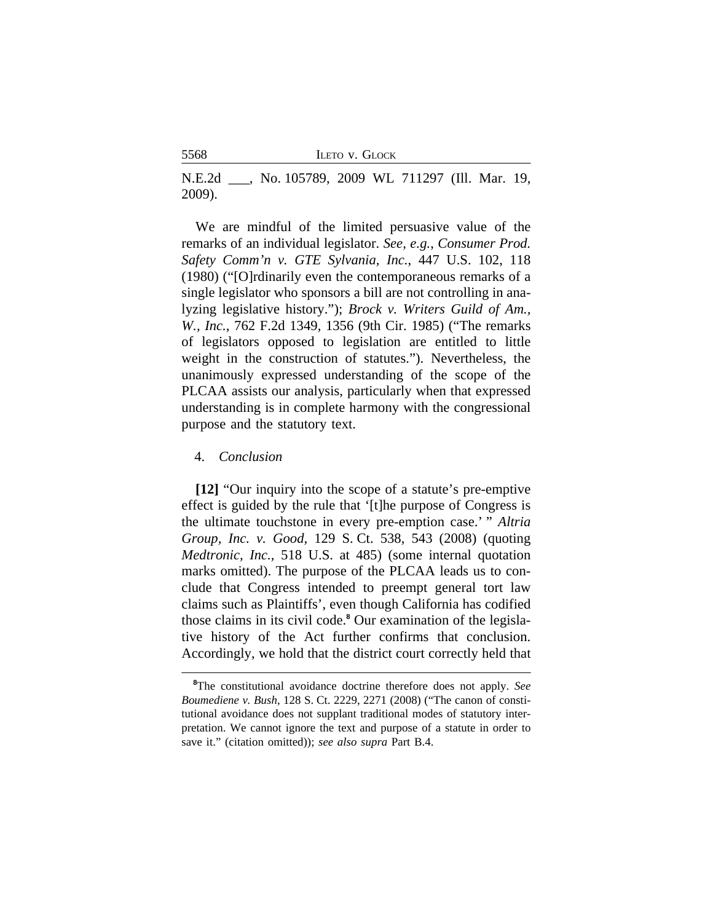N.E.2d ___, No. 105789, 2009 WL 711297 (Ill. Mar. 19, 2009).

We are mindful of the limited persuasive value of the remarks of an individual legislator. *See, e.g.*, *Consumer Prod. Safety Comm'n v. GTE Sylvania, Inc.*, 447 U.S. 102, 118 (1980) ("[O]rdinarily even the contemporaneous remarks of a single legislator who sponsors a bill are not controlling in analyzing legislative history."); *Brock v. Writers Guild of Am., W., Inc.*, 762 F.2d 1349, 1356 (9th Cir. 1985) ("The remarks of legislators opposed to legislation are entitled to little weight in the construction of statutes."). Nevertheless, the unanimously expressed understanding of the scope of the PLCAA assists our analysis, particularly when that expressed understanding is in complete harmony with the congressional purpose and the statutory text.

4. *Conclusion*

**[12]** "Our inquiry into the scope of a statute's pre-emptive effect is guided by the rule that '[t]he purpose of Congress is the ultimate touchstone in every pre-emption case.' " *Altria Group, Inc. v. Good*, 129 S. Ct. 538, 543 (2008) (quoting *Medtronic, Inc.*, 518 U.S. at 485) (some internal quotation marks omitted). The purpose of the PLCAA leads us to conclude that Congress intended to preempt general tort law claims such as Plaintiffs', even though California has codified those claims in its civil code.[8] Our examination of the legislative history of the Act further confirms that conclusion. Accordingly, we hold that the district court correctly held that

[8]The constitutional avoidance doctrine therefore does not apply. *See Boumediene v. Bush*, 128 S. Ct. 2229, 2271 (2008) ("The canon of constitutional avoidance does not supplant traditional modes of statutory interpretation. We cannot ignore the text and purpose of a statute in order to save it." (citation omitted)); *see also supra* Part B.4.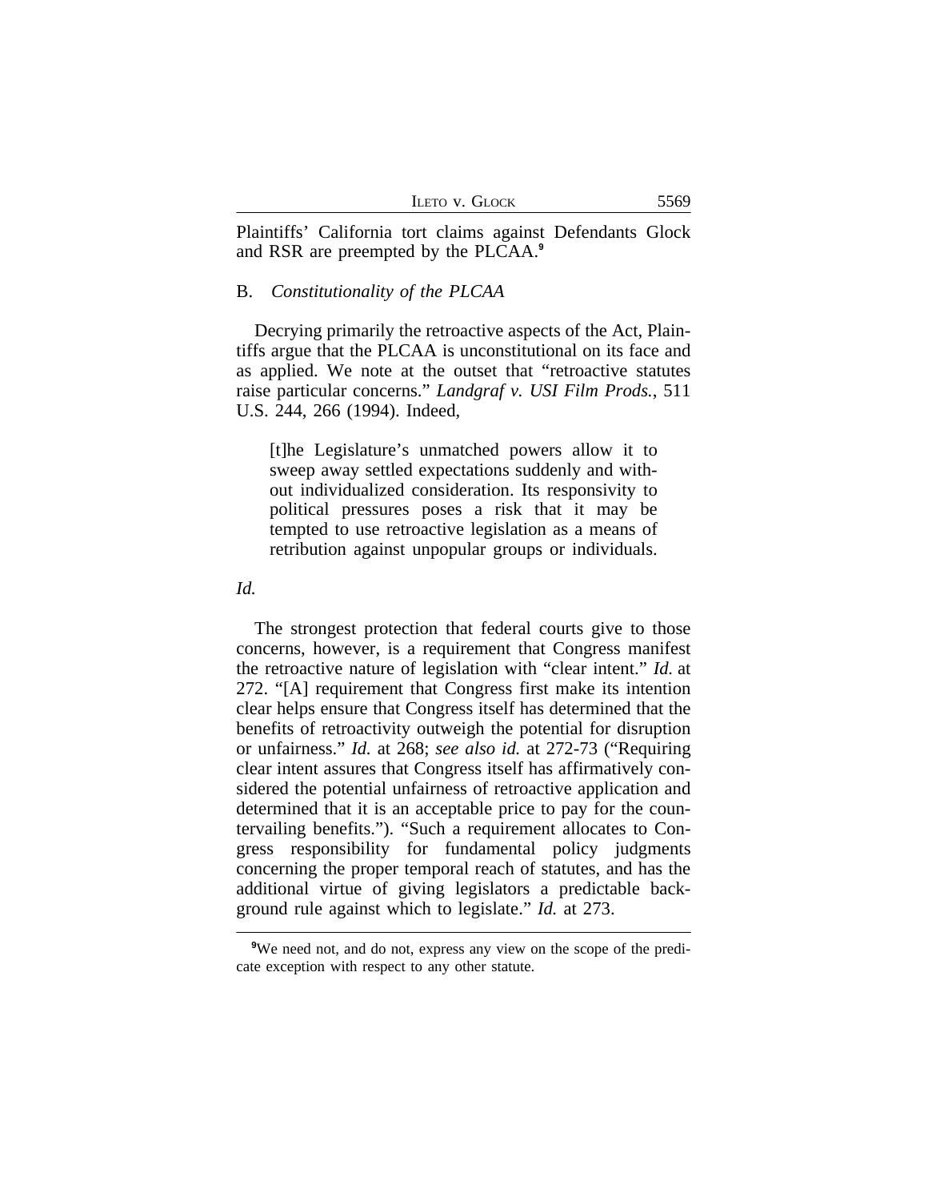Plaintiffs' California tort claims against Defendants Glock and RSR are preempted by the PLCAA.[9]

## B. *Constitutionality of the PLCAA*

Decrying primarily the retroactive aspects of the Act, Plaintiffs argue that the PLCAA is unconstitutional on its face and as applied. We note at the outset that "retroactive statutes raise particular concerns." *Landgraf v. USI Film Prods.*, 511 U.S. 244, 266 (1994). Indeed,

> [t]he Legislature's unmatched powers allow it to sweep away settled expectations suddenly and without individualized consideration. Its responsivity to political pressures poses a risk that it may be tempted to use retroactive legislation as a means of retribution against unpopular groups or individuals.

*Id.*

The strongest protection that federal courts give to those concerns, however, is a requirement that Congress manifest the retroactive nature of legislation with "clear intent." *Id.* at 272. "[A] requirement that Congress first make its intention clear helps ensure that Congress itself has determined that the benefits of retroactivity outweigh the potential for disruption or unfairness." *Id.* at 268; *see also id.* at 272-73 ("Requiring clear intent assures that Congress itself has affirmatively considered the potential unfairness of retroactive application and determined that it is an acceptable price to pay for the countervailing benefits."). "Such a requirement allocates to Congress responsibility for fundamental policy judgments concerning the proper temporal reach of statutes, and has the additional virtue of giving legislators a predictable background rule against which to legislate." *Id.* at 273.

[9]We need not, and do not, express any view on the scope of the predicate exception with respect to any other statute.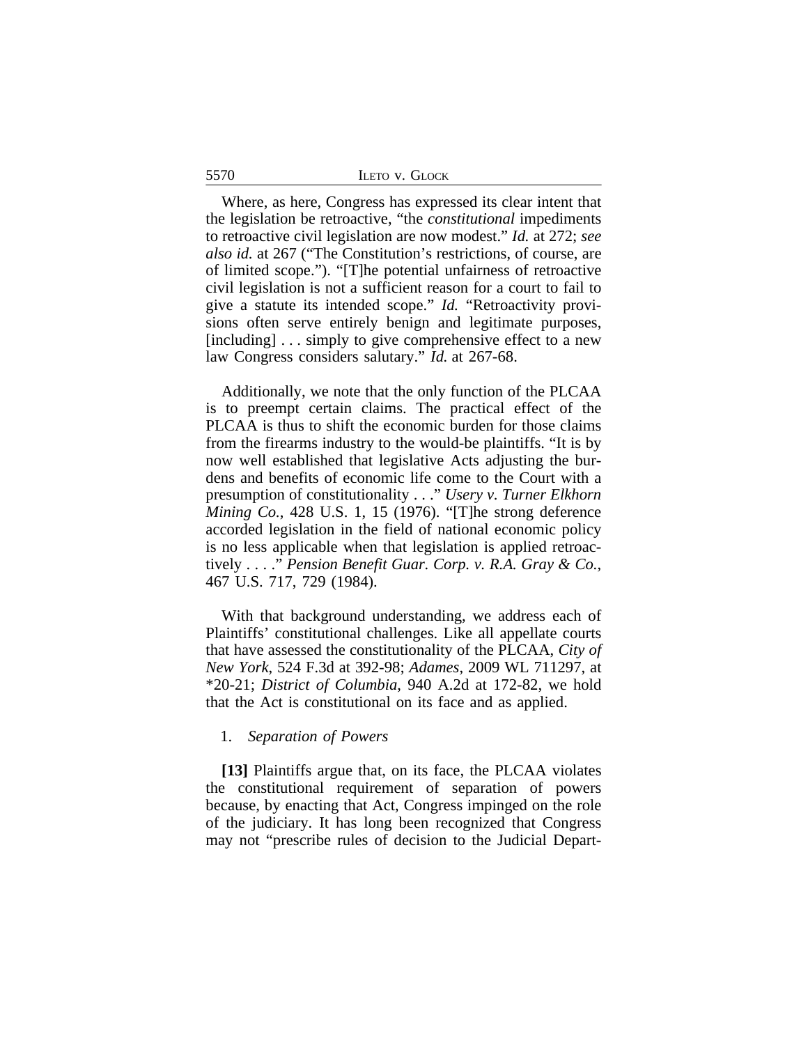Where, as here, Congress has expressed its clear intent that the legislation be retroactive, "the *constitutional* impediments to retroactive civil legislation are now modest." *Id.* at 272; *see also id.* at 267 ("The Constitution's restrictions, of course, are of limited scope."). "[T]he potential unfairness of retroactive civil legislation is not a sufficient reason for a court to fail to give a statute its intended scope." *Id.* "Retroactivity provisions often serve entirely benign and legitimate purposes, [including] . . . simply to give comprehensive effect to a new law Congress considers salutary." *Id.* at 267-68.

Additionally, we note that the only function of the PLCAA is to preempt certain claims. The practical effect of the PLCAA is thus to shift the economic burden for those claims from the firearms industry to the would-be plaintiffs. "It is by now well established that legislative Acts adjusting the burdens and benefits of economic life come to the Court with a presumption of constitutionality . . ." *Usery v. Turner Elkhorn Mining Co.*, 428 U.S. 1, 15 (1976). "[T]he strong deference accorded legislation in the field of national economic policy is no less applicable when that legislation is applied retroactively . . . ." *Pension Benefit Guar. Corp. v. R.A. Gray & Co.*, 467 U.S. 717, 729 (1984).

With that background understanding, we address each of Plaintiffs' constitutional challenges. Like all appellate courts that have assessed the constitutionality of the PLCAA, *City of New York*, 524 F.3d at 392-98; *Adames*, 2009 WL 711297, at *20-21; *District of Columbia*, 940 A.2d at 172-82, we hold that the Act is constitutional on its face and as applied.

1. *Separation of Powers*

**[13]** Plaintiffs argue that, on its face, the PLCAA violates the constitutional requirement of separation of powers because, by enacting that Act, Congress impinged on the role of the judiciary. It has long been recognized that Congress may not "prescribe rules of decision to the Judicial Depart-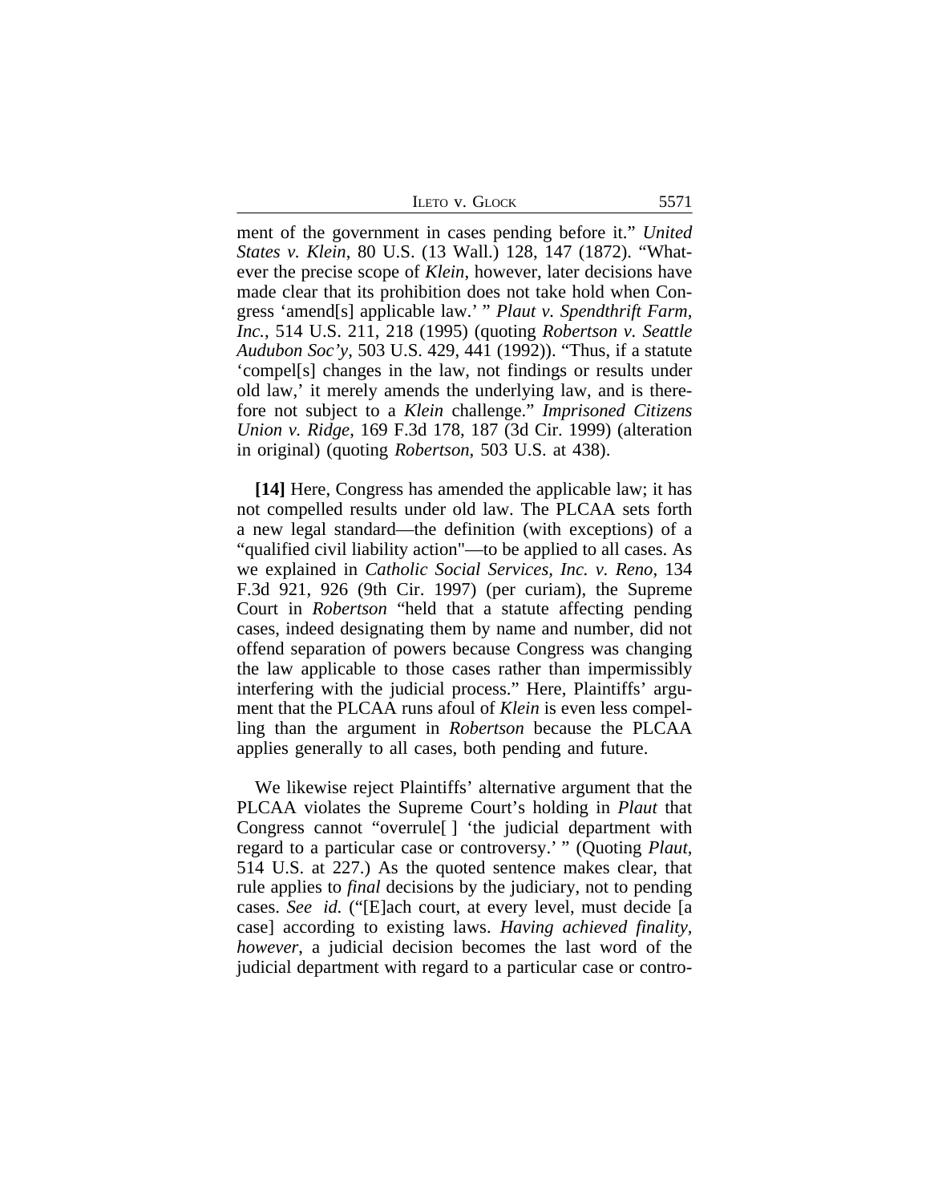ment of the government in cases pending before it." *United States v. Klein*, 80 U.S. (13 Wall.) 128, 147 (1872). "Whatever the precise scope of *Klein*, however, later decisions have made clear that its prohibition does not take hold when Congress 'amend[s] applicable law.' " *Plaut v. Spendthrift Farm, Inc.*, 514 U.S. 211, 218 (1995) (quoting *Robertson v. Seattle Audubon Soc'y*, 503 U.S. 429, 441 (1992)). "Thus, if a statute 'compel[s] changes in the law, not findings or results under old law,' it merely amends the underlying law, and is therefore not subject to a *Klein* challenge." *Imprisoned Citizens Union v. Ridge*, 169 F.3d 178, 187 (3d Cir. 1999) (alteration in original) (quoting *Robertson*, 503 U.S. at 438).

**[14]** Here, Congress has amended the applicable law; it has not compelled results under old law. The PLCAA sets forth a new legal standard—the definition (with exceptions) of a "qualified civil liability action"—to be applied to all cases. As we explained in *Catholic Social Services, Inc. v. Reno*, 134 F.3d 921, 926 (9th Cir. 1997) (per curiam), the Supreme Court in *Robertson* "held that a statute affecting pending cases, indeed designating them by name and number, did not offend separation of powers because Congress was changing the law applicable to those cases rather than impermissibly interfering with the judicial process." Here, Plaintiffs' argument that the PLCAA runs afoul of *Klein* is even less compelling than the argument in *Robertson* because the PLCAA applies generally to all cases, both pending and future.

We likewise reject Plaintiffs' alternative argument that the PLCAA violates the Supreme Court's holding in *Plaut* that Congress cannot "overrule[ ] 'the judicial department with regard to a particular case or controversy.' " (Quoting *Plaut*, 514 U.S. at 227.) As the quoted sentence makes clear, that rule applies to *final* decisions by the judiciary, not to pending cases. *See id.* ("[E]ach court, at every level, must decide [a case] according to existing laws. *Having achieved finality, however*, a judicial decision becomes the last word of the judicial department with regard to a particular case or contro-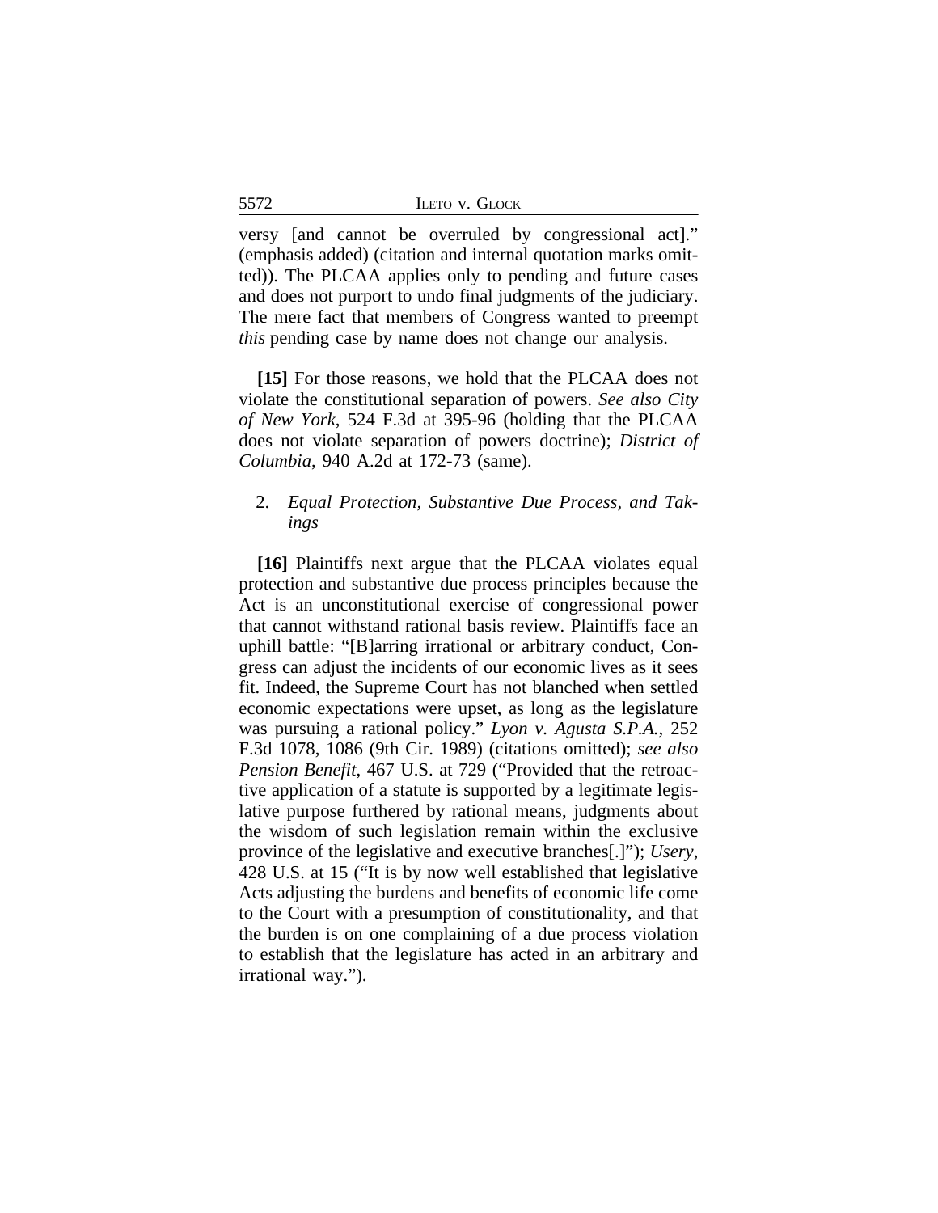versy [and cannot be overruled by congressional act]." (emphasis added) (citation and internal quotation marks omitted)). The PLCAA applies only to pending and future cases and does not purport to undo final judgments of the judiciary. The mere fact that members of Congress wanted to preempt *this* pending case by name does not change our analysis.

**[15]** For those reasons, we hold that the PLCAA does not violate the constitutional separation of powers. *See also City of New York*, 524 F.3d at 395-96 (holding that the PLCAA does not violate separation of powers doctrine); *District of Columbia*, 940 A.2d at 172-73 (same).

2. *Equal Protection, Substantive Due Process, and Takings*

**[16]** Plaintiffs next argue that the PLCAA violates equal protection and substantive due process principles because the Act is an unconstitutional exercise of congressional power that cannot withstand rational basis review. Plaintiffs face an uphill battle: "[B]arring irrational or arbitrary conduct, Congress can adjust the incidents of our economic lives as it sees fit. Indeed, the Supreme Court has not blanched when settled economic expectations were upset, as long as the legislature was pursuing a rational policy." *Lyon v. Agusta S.P.A.*, 252 F.3d 1078, 1086 (9th Cir. 1989) (citations omitted); *see also Pension Benefit*, 467 U.S. at 729 ("Provided that the retroactive application of a statute is supported by a legitimate legislative purpose furthered by rational means, judgments about the wisdom of such legislation remain within the exclusive province of the legislative and executive branches[.]"); *Usery*, 428 U.S. at 15 ("It is by now well established that legislative Acts adjusting the burdens and benefits of economic life come to the Court with a presumption of constitutionality, and that the burden is on one complaining of a due process violation to establish that the legislature has acted in an arbitrary and irrational way.").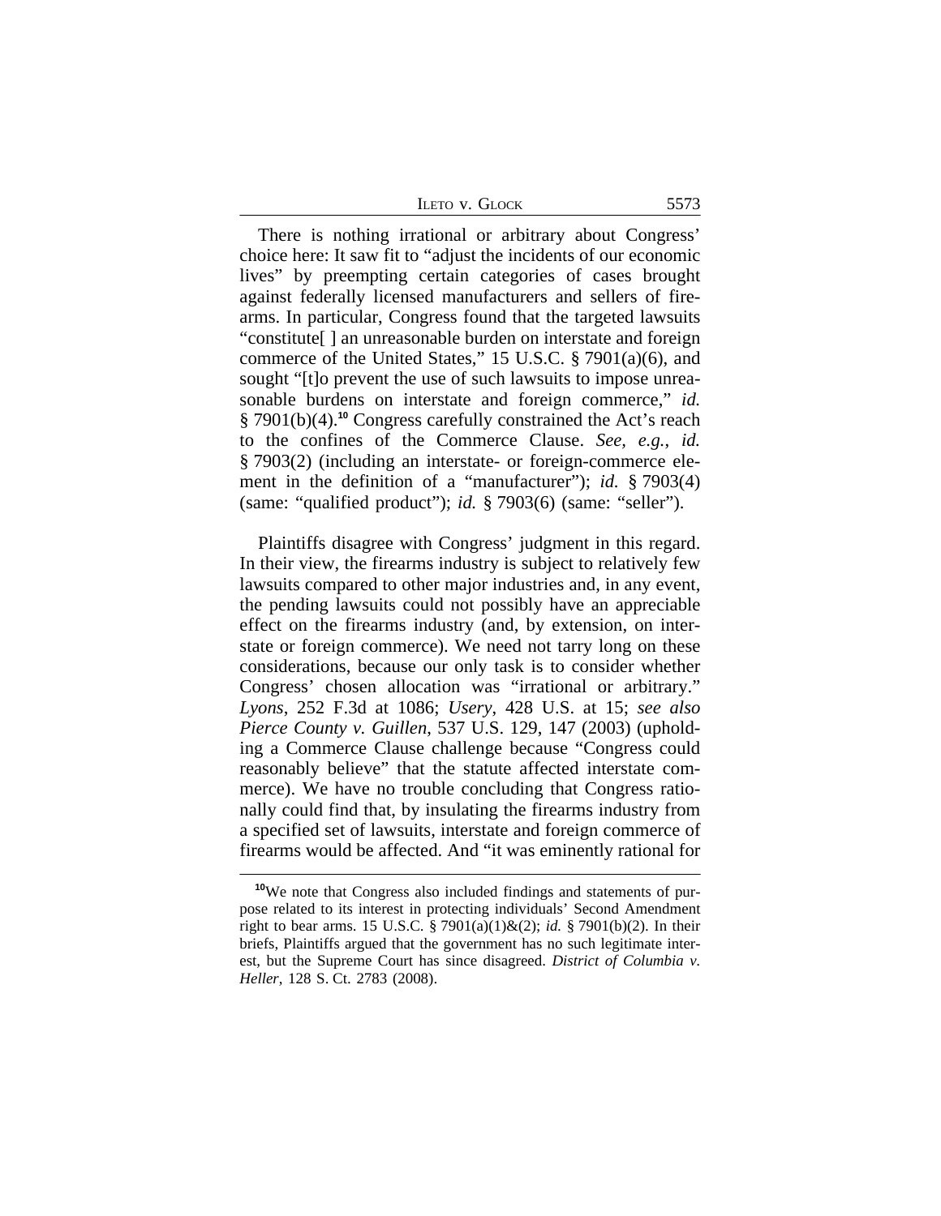There is nothing irrational or arbitrary about Congress' choice here: It saw fit to "adjust the incidents of our economic lives" by preempting certain categories of cases brought against federally licensed manufacturers and sellers of firearms. In particular, Congress found that the targeted lawsuits "constitute[ ] an unreasonable burden on interstate and foreign commerce of the United States," 15 U.S.C. § 7901(a)(6), and sought "[t]o prevent the use of such lawsuits to impose unreasonable burdens on interstate and foreign commerce," *id.* § 7901(b)(4).[10] Congress carefully constrained the Act's reach to the confines of the Commerce Clause. *See, e.g.*, *id.* § 7903(2) (including an interstate- or foreign-commerce element in the definition of a "manufacturer"); *id.* § 7903(4) (same: "qualified product"); *id.* § 7903(6) (same: "seller").

Plaintiffs disagree with Congress' judgment in this regard. In their view, the firearms industry is subject to relatively few lawsuits compared to other major industries and, in any event, the pending lawsuits could not possibly have an appreciable effect on the firearms industry (and, by extension, on interstate or foreign commerce). We need not tarry long on these considerations, because our only task is to consider whether Congress' chosen allocation was "irrational or arbitrary." *Lyons*, 252 F.3d at 1086; *Usery*, 428 U.S. at 15; *see also Pierce County v. Guillen*, 537 U.S. 129, 147 (2003) (upholding a Commerce Clause challenge because "Congress could reasonably believe" that the statute affected interstate commerce). We have no trouble concluding that Congress rationally could find that, by insulating the firearms industry from a specified set of lawsuits, interstate and foreign commerce of firearms would be affected. And "it was eminently rational for

[10]We note that Congress also included findings and statements of purpose related to its interest in protecting individuals' Second Amendment right to bear arms. 15 U.S.C. § 7901(a)(1)&(2); *id.* § 7901(b)(2). In their briefs, Plaintiffs argued that the government has no such legitimate interest, but the Supreme Court has since disagreed. *District of Columbia v. Heller*, 128 S. Ct. 2783 (2008).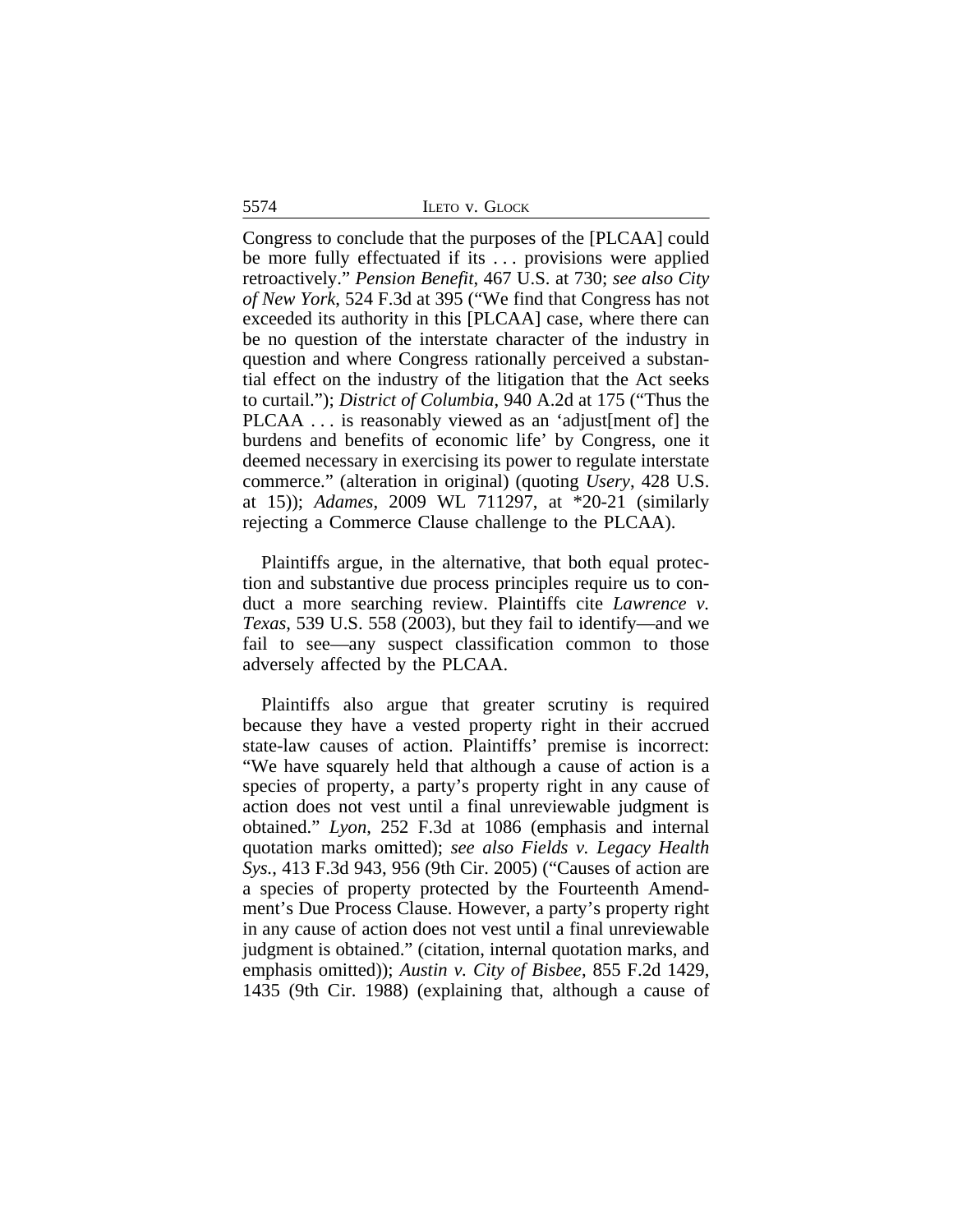Congress to conclude that the purposes of the [PLCAA] could be more fully effectuated if its . . . provisions were applied retroactively." *Pension Benefit*, 467 U.S. at 730; *see also City of New York*, 524 F.3d at 395 ("We find that Congress has not exceeded its authority in this [PLCAA] case, where there can be no question of the interstate character of the industry in question and where Congress rationally perceived a substantial effect on the industry of the litigation that the Act seeks to curtail."); *District of Columbia*, 940 A.2d at 175 ("Thus the PLCAA . . . is reasonably viewed as an 'adjust[ment of] the burdens and benefits of economic life' by Congress, one it deemed necessary in exercising its power to regulate interstate commerce." (alteration in original) (quoting *Usery*, 428 U.S. at 15)); *Adames*, 2009 WL 711297, at *20-21 (similarly rejecting a Commerce Clause challenge to the PLCAA).

Plaintiffs argue, in the alternative, that both equal protection and substantive due process principles require us to conduct a more searching review. Plaintiffs cite *Lawrence v. Texas*, 539 U.S. 558 (2003), but they fail to identify—and we fail to see—any suspect classification common to those adversely affected by the PLCAA.

Plaintiffs also argue that greater scrutiny is required because they have a vested property right in their accrued state-law causes of action. Plaintiffs' premise is incorrect: "We have squarely held that although a cause of action is a species of property, a party's property right in any cause of action does not vest until a final unreviewable judgment is obtained." *Lyon*, 252 F.3d at 1086 (emphasis and internal quotation marks omitted); *see also Fields v. Legacy Health Sys.*, 413 F.3d 943, 956 (9th Cir. 2005) ("Causes of action are a species of property protected by the Fourteenth Amendment's Due Process Clause. However, a party's property right in any cause of action does not vest until a final unreviewable judgment is obtained." (citation, internal quotation marks, and emphasis omitted)); *Austin v. City of Bisbee*, 855 F.2d 1429, 1435 (9th Cir. 1988) (explaining that, although a cause of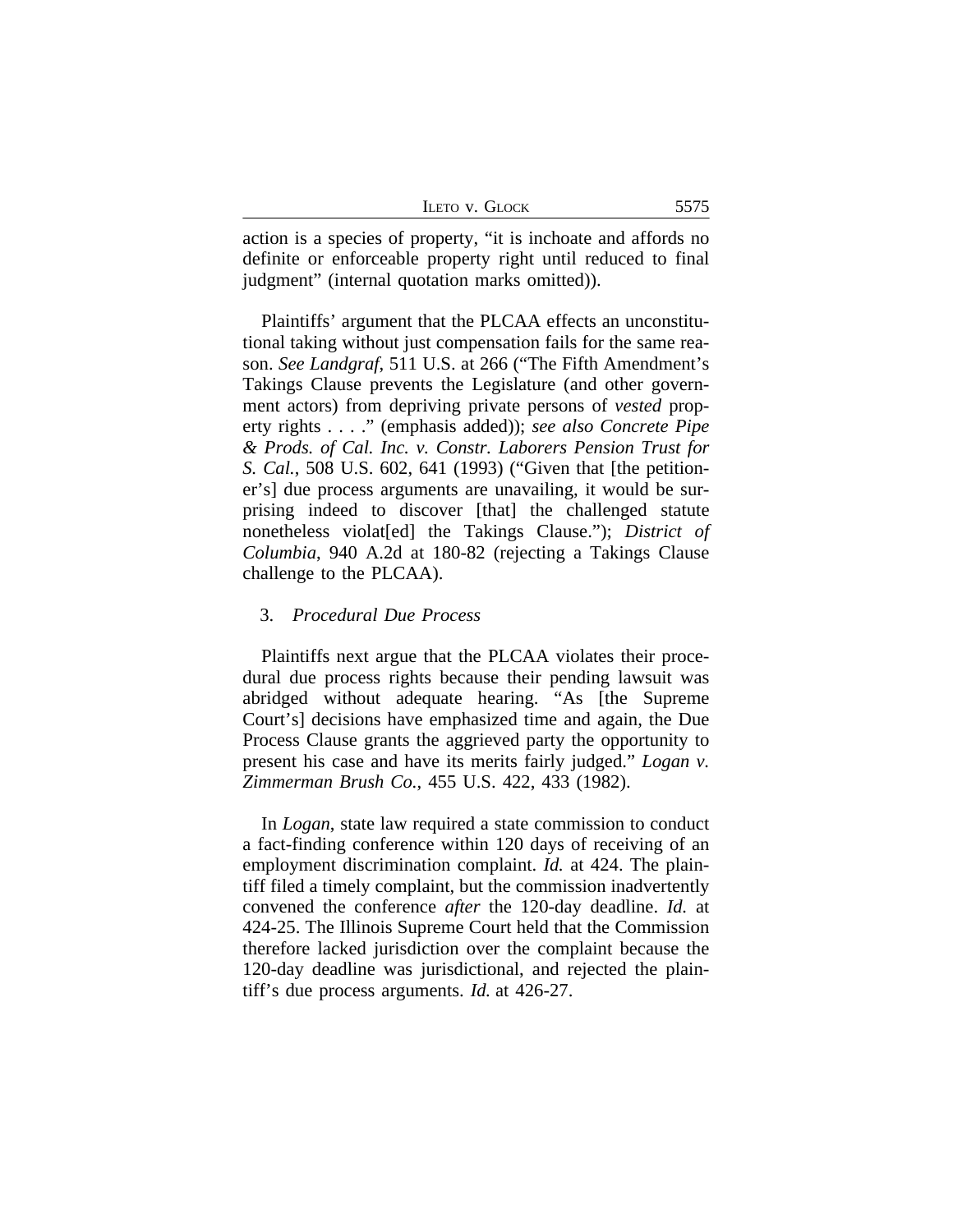action is a species of property, "it is inchoate and affords no definite or enforceable property right until reduced to final judgment" (internal quotation marks omitted)).

Plaintiffs' argument that the PLCAA effects an unconstitutional taking without just compensation fails for the same reason. *See Landgraf*, 511 U.S. at 266 ("The Fifth Amendment's Takings Clause prevents the Legislature (and other government actors) from depriving private persons of *vested* property rights . . . ." (emphasis added)); *see also Concrete Pipe & Prods. of Cal. Inc. v. Constr. Laborers Pension Trust for S. Cal.*, 508 U.S. 602, 641 (1993) ("Given that [the petitioner's] due process arguments are unavailing, it would be surprising indeed to discover [that] the challenged statute nonetheless violat[ed] the Takings Clause."); *District of Columbia*, 940 A.2d at 180-82 (rejecting a Takings Clause challenge to the PLCAA).

### 3. *Procedural Due Process*

Plaintiffs next argue that the PLCAA violates their procedural due process rights because their pending lawsuit was abridged without adequate hearing. "As [the Supreme Court's] decisions have emphasized time and again, the Due Process Clause grants the aggrieved party the opportunity to present his case and have its merits fairly judged." *Logan v. Zimmerman Brush Co.*, 455 U.S. 422, 433 (1982).

In *Logan*, state law required a state commission to conduct a fact-finding conference within 120 days of receiving of an employment discrimination complaint. *Id.* at 424. The plaintiff filed a timely complaint, but the commission inadvertently convened the conference *after* the 120-day deadline. *Id.* at 424-25. The Illinois Supreme Court held that the Commission therefore lacked jurisdiction over the complaint because the 120-day deadline was jurisdictional, and rejected the plaintiff's due process arguments. *Id.* at 426-27.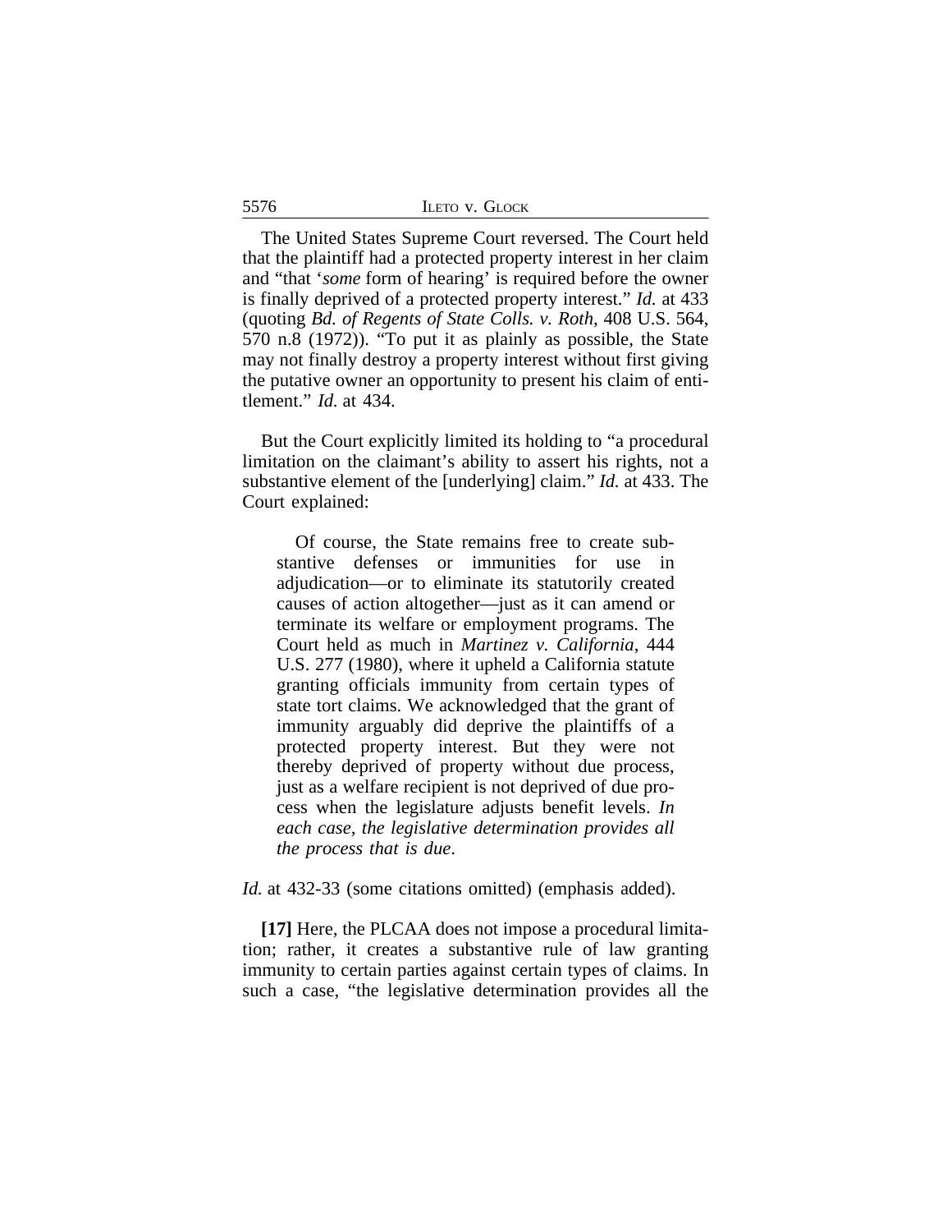The United States Supreme Court reversed. The Court held that the plaintiff had a protected property interest in her claim and "that '*some* form of hearing' is required before the owner is finally deprived of a protected property interest." *Id.* at 433 (quoting *Bd. of Regents of State Colls. v. Roth*, 408 U.S. 564, 570 n.8 (1972)). "To put it as plainly as possible, the State may not finally destroy a property interest without first giving the putative owner an opportunity to present his claim of entitlement." *Id.* at 434.

But the Court explicitly limited its holding to "a procedural limitation on the claimant's ability to assert his rights, not a substantive element of the [underlying] claim." *Id.* at 433. The Court explained:

> Of course, the State remains free to create substantive defenses or immunities for use in adjudication—or to eliminate its statutorily created causes of action altogether—just as it can amend or terminate its welfare or employment programs. The Court held as much in *Martinez v. California*, 444 U.S. 277 (1980), where it upheld a California statute granting officials immunity from certain types of state tort claims. We acknowledged that the grant of immunity arguably did deprive the plaintiffs of a protected property interest. But they were not thereby deprived of property without due process, just as a welfare recipient is not deprived of due process when the legislature adjusts benefit levels. *In each case, the legislative determination provides all the process that is due.*

*Id.* at 432-33 (some citations omitted) (emphasis added).

**[17]** Here, the PLCAA does not impose a procedural limitation; rather, it creates a substantive rule of law granting immunity to certain parties against certain types of claims. In such a case, "the legislative determination provides all the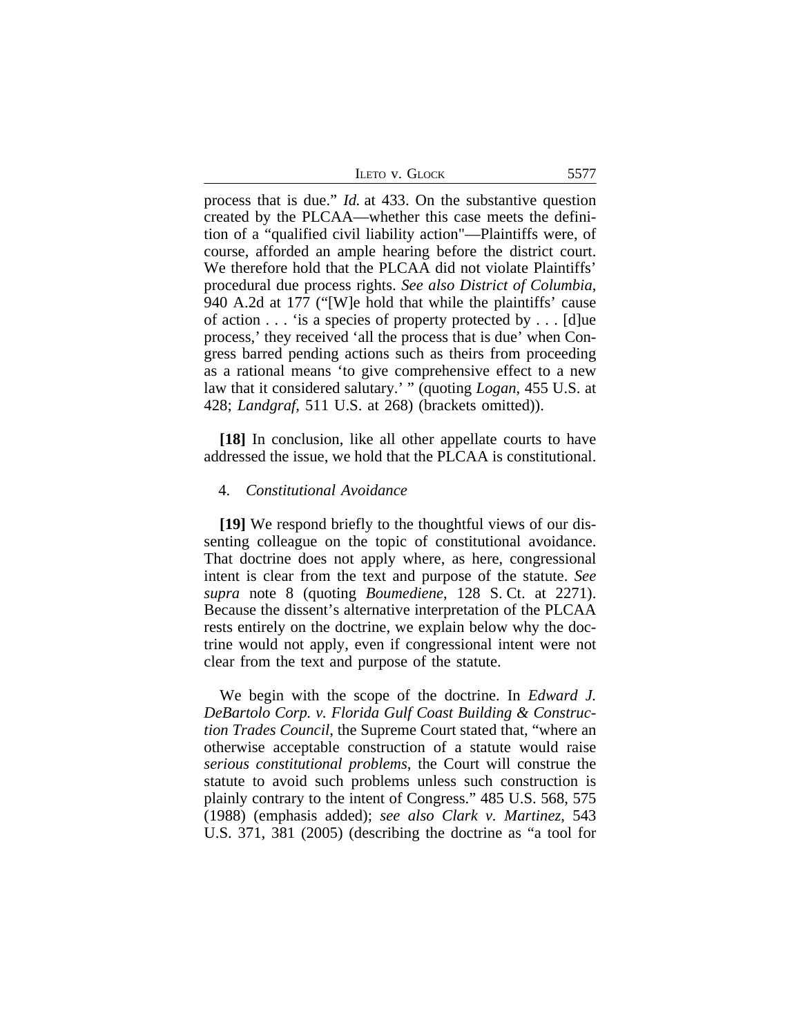process that is due." *Id.* at 433. On the substantive question created by the PLCAA—whether this case meets the definition of a "qualified civil liability action"—Plaintiffs were, of course, afforded an ample hearing before the district court. We therefore hold that the PLCAA did not violate Plaintiffs' procedural due process rights. *See also District of Columbia*, 940 A.2d at 177 ("[W]e hold that while the plaintiffs' cause of action . . . 'is a species of property protected by . . . [d]ue process,' they received 'all the process that is due' when Congress barred pending actions such as theirs from proceeding as a rational means 'to give comprehensive effect to a new law that it considered salutary.' " (quoting *Logan*, 455 U.S. at 428; *Landgraf*, 511 U.S. at 268) (brackets omitted)).

**[18]** In conclusion, like all other appellate courts to have addressed the issue, we hold that the PLCAA is constitutional.

4. *Constitutional Avoidance*

**[19]** We respond briefly to the thoughtful views of our dissenting colleague on the topic of constitutional avoidance. That doctrine does not apply where, as here, congressional intent is clear from the text and purpose of the statute. *See supra* note 8 (quoting *Boumediene*, 128 S. Ct. at 2271). Because the dissent's alternative interpretation of the PLCAA rests entirely on the doctrine, we explain below why the doctrine would not apply, even if congressional intent were not clear from the text and purpose of the statute.

We begin with the scope of the doctrine. In *Edward J. DeBartolo Corp. v. Florida Gulf Coast Building & Construction Trades Council*, the Supreme Court stated that, "where an otherwise acceptable construction of a statute would raise *serious constitutional problems*, the Court will construe the statute to avoid such problems unless such construction is plainly contrary to the intent of Congress." 485 U.S. 568, 575 (1988) (emphasis added); *see also Clark v. Martinez*, 543 U.S. 371, 381 (2005) (describing the doctrine as "a tool for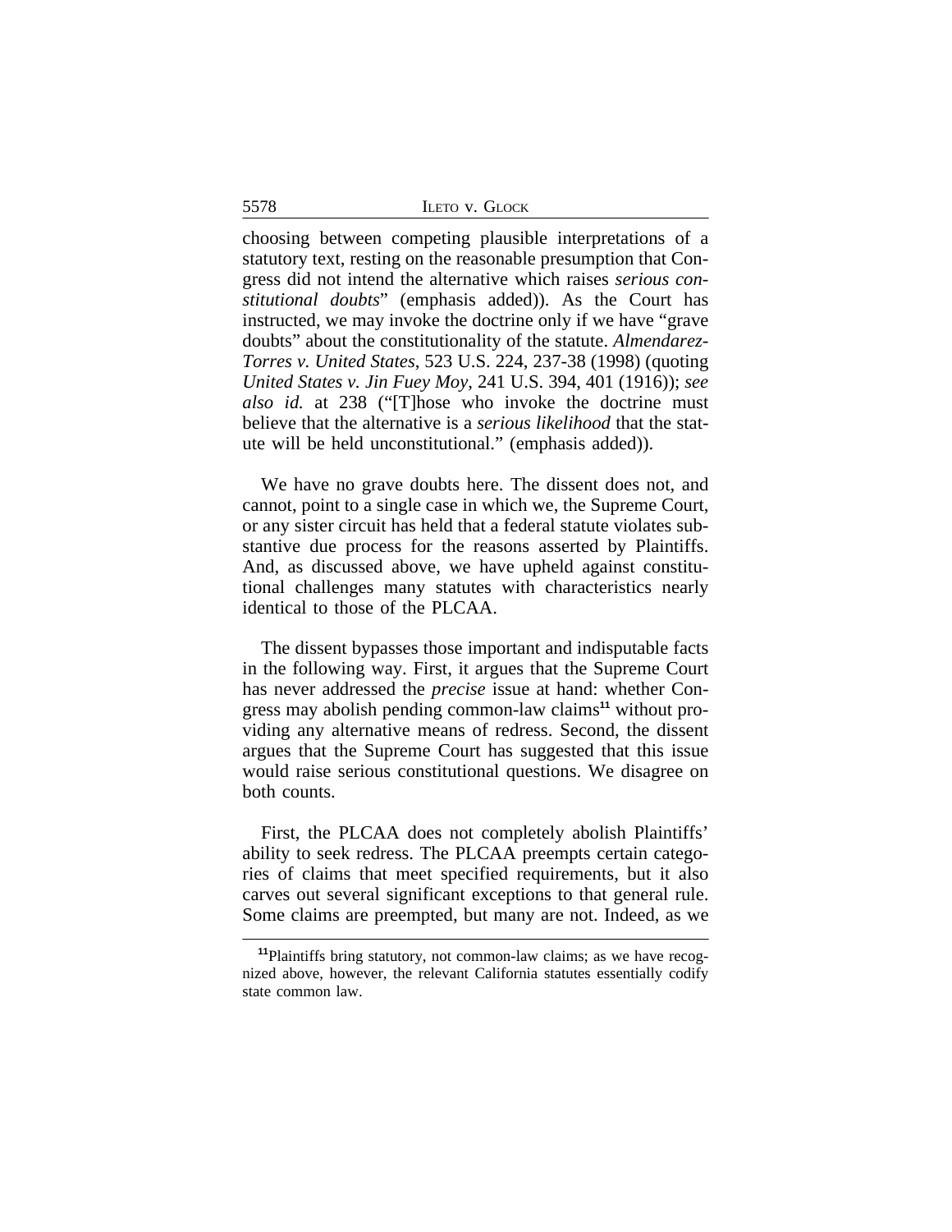choosing between competing plausible interpretations of a statutory text, resting on the reasonable presumption that Congress did not intend the alternative which raises *serious constitutional doubts*" (emphasis added)). As the Court has instructed, we may invoke the doctrine only if we have "grave doubts" about the constitutionality of the statute. *Almendarez-Torres v. United States*, 523 U.S. 224, 237-38 (1998) (quoting *United States v. Jin Fuey Moy*, 241 U.S. 394, 401 (1916)); *see also id.* at 238 ("[T]hose who invoke the doctrine must believe that the alternative is a *serious likelihood* that the statute will be held unconstitutional." (emphasis added)).

We have no grave doubts here. The dissent does not, and cannot, point to a single case in which we, the Supreme Court, or any sister circuit has held that a federal statute violates substantive due process for the reasons asserted by Plaintiffs. And, as discussed above, we have upheld against constitutional challenges many statutes with characteristics nearly identical to those of the PLCAA.

The dissent bypasses those important and indisputable facts in the following way. First, it argues that the Supreme Court has never addressed the *precise* issue at hand: whether Congress may abolish pending common-law claims[11] without providing any alternative means of redress. Second, the dissent argues that the Supreme Court has suggested that this issue would raise serious constitutional questions. We disagree on both counts.

First, the PLCAA does not completely abolish Plaintiffs' ability to seek redress. The PLCAA preempts certain categories of claims that meet specified requirements, but it also carves out several significant exceptions to that general rule. Some claims are preempted, but many are not. Indeed, as we

[11]Plaintiffs bring statutory, not common-law claims; as we have recognized above, however, the relevant California statutes essentially codify state common law.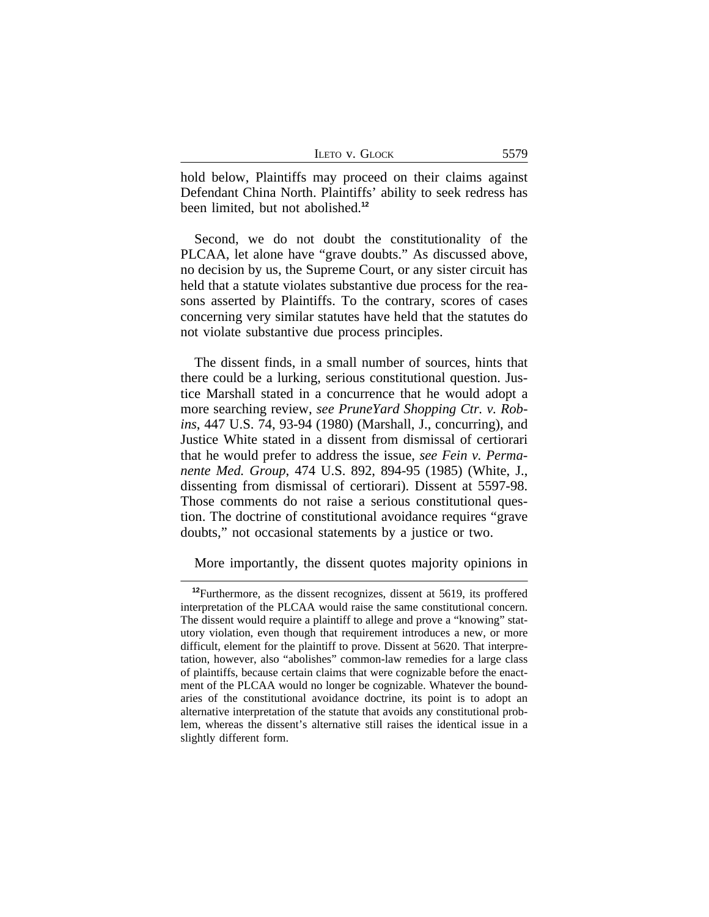hold below, Plaintiffs may proceed on their claims against Defendant China North. Plaintiffs' ability to seek redress has been limited, but not abolished.[12]

Second, we do not doubt the constitutionality of the PLCAA, let alone have "grave doubts." As discussed above, no decision by us, the Supreme Court, or any sister circuit has held that a statute violates substantive due process for the reasons asserted by Plaintiffs. To the contrary, scores of cases concerning very similar statutes have held that the statutes do not violate substantive due process principles.

The dissent finds, in a small number of sources, hints that there could be a lurking, serious constitutional question. Justice Marshall stated in a concurrence that he would adopt a more searching review, *see PruneYard Shopping Ctr. v. Robins*, 447 U.S. 74, 93-94 (1980) (Marshall, J., concurring), and Justice White stated in a dissent from dismissal of certiorari that he would prefer to address the issue, *see Fein v. Permanente Med. Group*, 474 U.S. 892, 894-95 (1985) (White, J., dissenting from dismissal of certiorari). Dissent at 5597-98. Those comments do not raise a serious constitutional question. The doctrine of constitutional avoidance requires "grave doubts," not occasional statements by a justice or two.

More importantly, the dissent quotes majority opinions in

[12]Furthermore, as the dissent recognizes, dissent at 5619, its proffered interpretation of the PLCAA would raise the same constitutional concern. The dissent would require a plaintiff to allege and prove a "knowing" statutory violation, even though that requirement introduces a new, or more difficult, element for the plaintiff to prove. Dissent at 5620. That interpretation, however, also "abolishes" common-law remedies for a large class of plaintiffs, because certain claims that were cognizable before the enactment of the PLCAA would no longer be cognizable. Whatever the boundaries of the constitutional avoidance doctrine, its point is to adopt an alternative interpretation of the statute that avoids any constitutional problem, whereas the dissent's alternative still raises the identical issue in a slightly different form.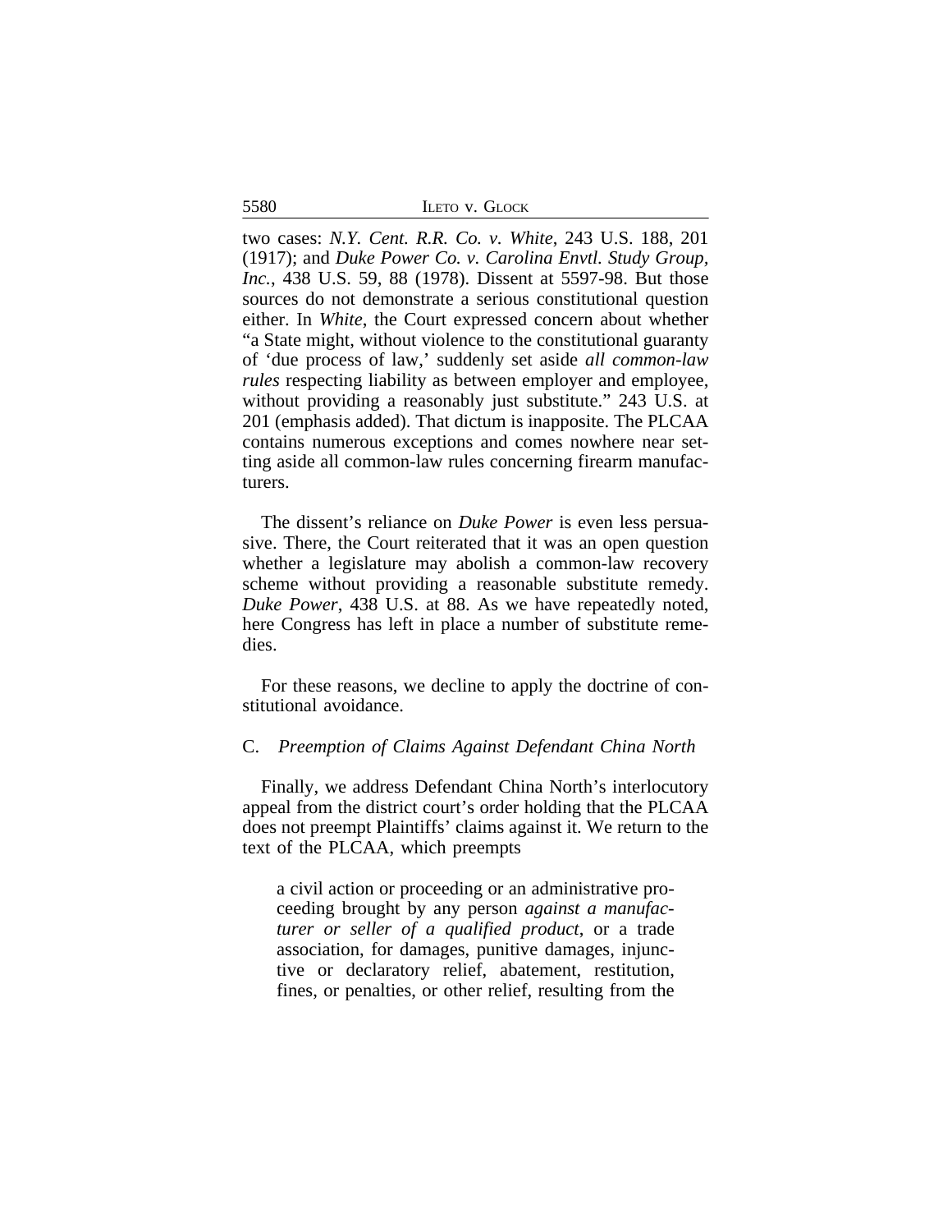two cases: *N.Y. Cent. R.R. Co. v. White*, 243 U.S. 188, 201 (1917); and *Duke Power Co. v. Carolina Envtl. Study Group, Inc.*, 438 U.S. 59, 88 (1978). Dissent at 5597-98. But those sources do not demonstrate a serious constitutional question either. In *White*, the Court expressed concern about whether "a State might, without violence to the constitutional guaranty of 'due process of law,' suddenly set aside *all common-law rules* respecting liability as between employer and employee, without providing a reasonably just substitute." 243 U.S. at 201 (emphasis added). That dictum is inapposite. The PLCAA contains numerous exceptions and comes nowhere near setting aside all common-law rules concerning firearm manufacturers.

The dissent's reliance on *Duke Power* is even less persuasive. There, the Court reiterated that it was an open question whether a legislature may abolish a common-law recovery scheme without providing a reasonable substitute remedy. *Duke Power*, 438 U.S. at 88. As we have repeatedly noted, here Congress has left in place a number of substitute remedies.

For these reasons, we decline to apply the doctrine of constitutional avoidance.

### C. *Preemption of Claims Against Defendant China North*

Finally, we address Defendant China North's interlocutory appeal from the district court's order holding that the PLCAA does not preempt Plaintiffs' claims against it. We return to the text of the PLCAA, which preempts

> a civil action or proceeding or an administrative proceeding brought by any person *against a manufacturer or seller of a qualified product*, or a trade association, for damages, punitive damages, injunctive or declaratory relief, abatement, restitution, fines, or penalties, or other relief, resulting from the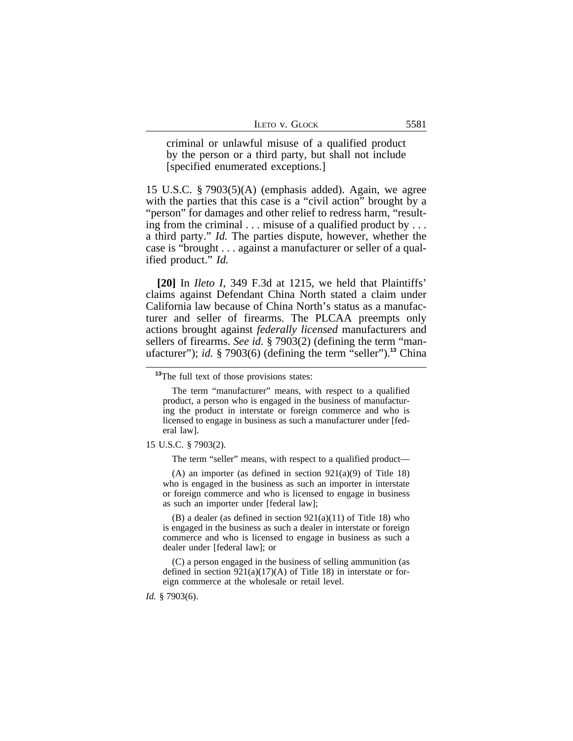> criminal or unlawful misuse of a qualified product by the person or a third party, but shall not include [specified enumerated exceptions.]

15 U.S.C. § 7903(5)(A) (emphasis added). Again, we agree with the parties that this case is a "civil action" brought by a "person" for damages and other relief to redress harm, "resulting from the criminal . . . misuse of a qualified product by . . . a third party." *Id.* The parties dispute, however, whether the case is "brought . . . against a manufacturer or seller of a qualified product." *Id.*

**[20]** In *Ileto I*, 349 F.3d at 1215, we held that Plaintiffs' claims against Defendant China North stated a claim under California law because of China North's status as a manufacturer and seller of firearms. The PLCAA preempts only actions brought against *federally licensed* manufacturers and sellers of firearms. *See id.* § 7903(2) (defining the term "manufacturer"); *id.* § 7903(6) (defining the term "seller").[13] China

---

[13]The full text of those provisions states:

> The term "manufacturer" means, with respect to a qualified product, a person who is engaged in the business of manufacturing the product in interstate or foreign commerce and who is licensed to engage in business as such a manufacturer under [federal law].

15 U.S.C. § 7903(2).

> The term "seller" means, with respect to a qualified product—
>
> (A) an importer (as defined in section 921(a)(9) of Title 18) who is engaged in the business as such an importer in interstate or foreign commerce and who is licensed to engage in business as such an importer under [federal law];
>
> (B) a dealer (as defined in section 921(a)(11) of Title 18) who is engaged in the business as such a dealer in interstate or foreign commerce and who is licensed to engage in business as such a dealer under [federal law]; or
>
> (C) a person engaged in the business of selling ammunition (as defined in section 921(a)(17)(A) of Title 18) in interstate or foreign commerce at the wholesale or retail level.

*Id.* § 7903(6).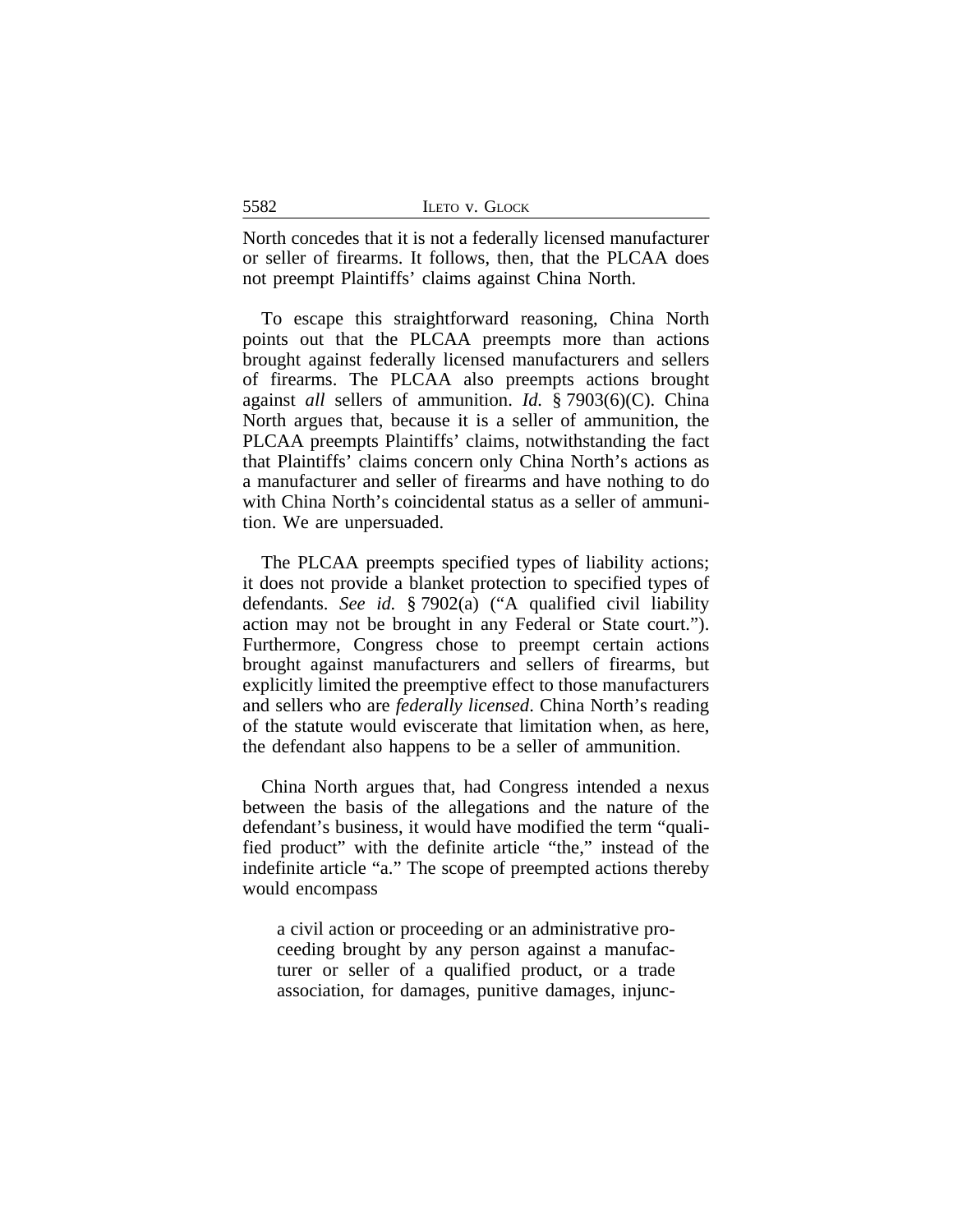North concedes that it is not a federally licensed manufacturer or seller of firearms. It follows, then, that the PLCAA does not preempt Plaintiffs' claims against China North.

To escape this straightforward reasoning, China North points out that the PLCAA preempts more than actions brought against federally licensed manufacturers and sellers of firearms. The PLCAA also preempts actions brought against *all* sellers of ammunition. *Id.* § 7903(6)(C). China North argues that, because it is a seller of ammunition, the PLCAA preempts Plaintiffs' claims, notwithstanding the fact that Plaintiffs' claims concern only China North's actions as a manufacturer and seller of firearms and have nothing to do with China North's coincidental status as a seller of ammunition. We are unpersuaded.

The PLCAA preempts specified types of liability actions; it does not provide a blanket protection to specified types of defendants. *See id.* § 7902(a) ("A qualified civil liability action may not be brought in any Federal or State court."). Furthermore, Congress chose to preempt certain actions brought against manufacturers and sellers of firearms, but explicitly limited the preemptive effect to those manufacturers and sellers who are *federally licensed*. China North's reading of the statute would eviscerate that limitation when, as here, the defendant also happens to be a seller of ammunition.

China North argues that, had Congress intended a nexus between the basis of the allegations and the nature of the defendant's business, it would have modified the term "qualified product" with the definite article "the," instead of the indefinite article "a." The scope of preempted actions thereby would encompass

> a civil action or proceeding or an administrative proceeding brought by any person against a manufacturer or seller of a qualified product, or a trade association, for damages, punitive damages, injunc-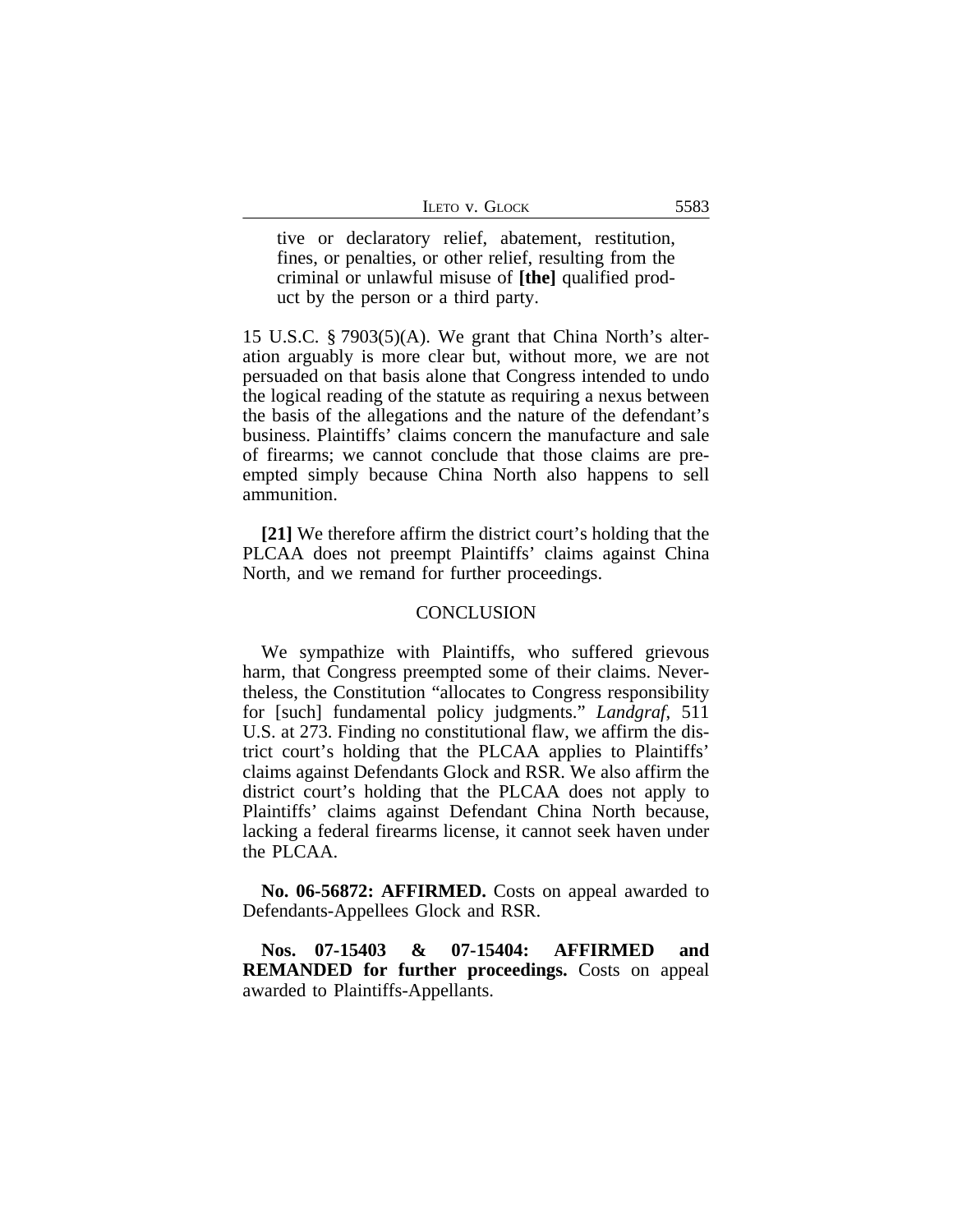tive or declaratory relief, abatement, restitution, fines, or penalties, or other relief, resulting from the criminal or unlawful misuse of **[the]** qualified product by the person or a third party.

15 U.S.C. § 7903(5)(A). We grant that China North's alteration arguably is more clear but, without more, we are not persuaded on that basis alone that Congress intended to undo the logical reading of the statute as requiring a nexus between the basis of the allegations and the nature of the defendant's business. Plaintiffs' claims concern the manufacture and sale of firearms; we cannot conclude that those claims are preempted simply because China North also happens to sell ammunition.

**[21]** We therefore affirm the district court's holding that the PLCAA does not preempt Plaintiffs' claims against China North, and we remand for further proceedings.

## CONCLUSION

We sympathize with Plaintiffs, who suffered grievous harm, that Congress preempted some of their claims. Nevertheless, the Constitution "allocates to Congress responsibility for [such] fundamental policy judgments." *Landgraf*, 511 U.S. at 273. Finding no constitutional flaw, we affirm the district court's holding that the PLCAA applies to Plaintiffs' claims against Defendants Glock and RSR. We also affirm the district court's holding that the PLCAA does not apply to Plaintiffs' claims against Defendant China North because, lacking a federal firearms license, it cannot seek haven under the PLCAA.

**No. 06-56872: AFFIRMED.** Costs on appeal awarded to Defendants-Appellees Glock and RSR.

**Nos. 07-15403 & 07-15404: AFFIRMED and REMANDED for further proceedings.** Costs on appeal awarded to Plaintiffs-Appellants.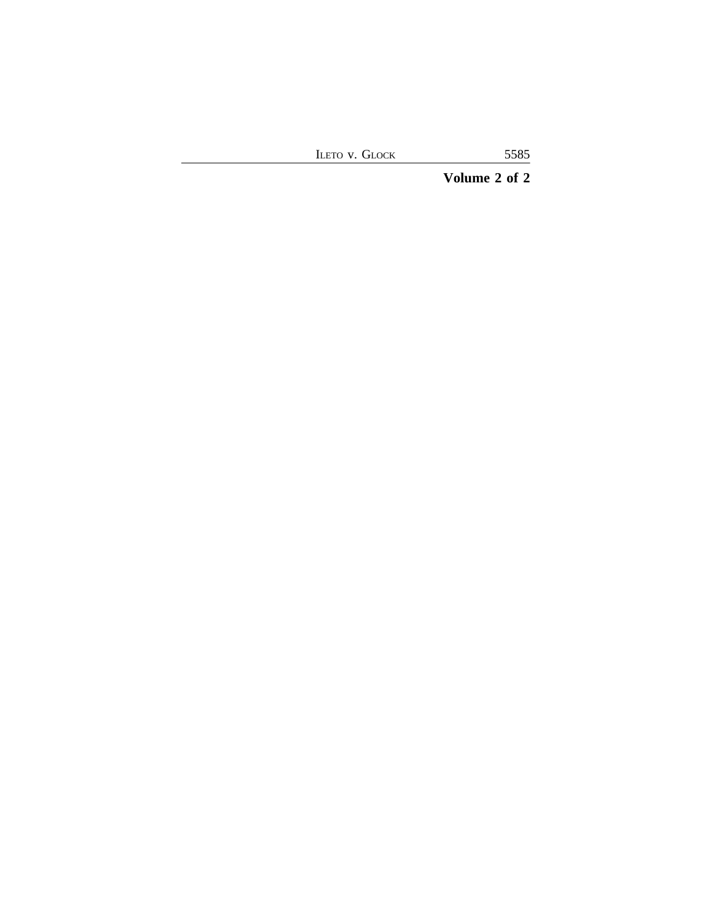**Volume 2 of 2**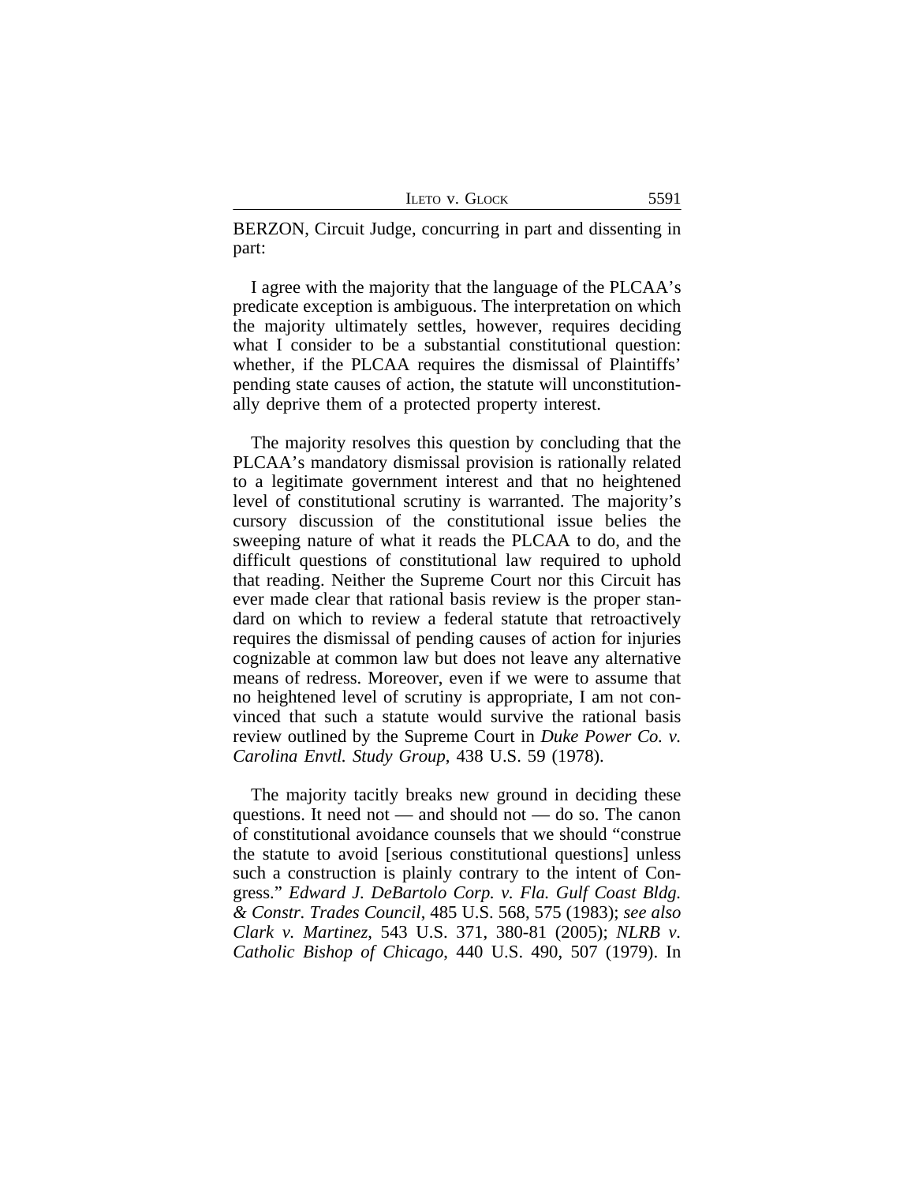BERZON, Circuit Judge, concurring in part and dissenting in part:

I agree with the majority that the language of the PLCAA's predicate exception is ambiguous. The interpretation on which the majority ultimately settles, however, requires deciding what I consider to be a substantial constitutional question: whether, if the PLCAA requires the dismissal of Plaintiffs' pending state causes of action, the statute will unconstitutionally deprive them of a protected property interest.

The majority resolves this question by concluding that the PLCAA's mandatory dismissal provision is rationally related to a legitimate government interest and that no heightened level of constitutional scrutiny is warranted. The majority's cursory discussion of the constitutional issue belies the sweeping nature of what it reads the PLCAA to do, and the difficult questions of constitutional law required to uphold that reading. Neither the Supreme Court nor this Circuit has ever made clear that rational basis review is the proper standard on which to review a federal statute that retroactively requires the dismissal of pending causes of action for injuries cognizable at common law but does not leave any alternative means of redress. Moreover, even if we were to assume that no heightened level of scrutiny is appropriate, I am not convinced that such a statute would survive the rational basis review outlined by the Supreme Court in *Duke Power Co. v. Carolina Envtl. Study Group*, 438 U.S. 59 (1978).

The majority tacitly breaks new ground in deciding these questions. It need not — and should not — do so. The canon of constitutional avoidance counsels that we should "construe the statute to avoid [serious constitutional questions] unless such a construction is plainly contrary to the intent of Congress." *Edward J. DeBartolo Corp. v. Fla. Gulf Coast Bldg. & Constr. Trades Council*, 485 U.S. 568, 575 (1983); *see also Clark v. Martinez*, 543 U.S. 371, 380-81 (2005); *NLRB v. Catholic Bishop of Chicago*, 440 U.S. 490, 507 (1979). In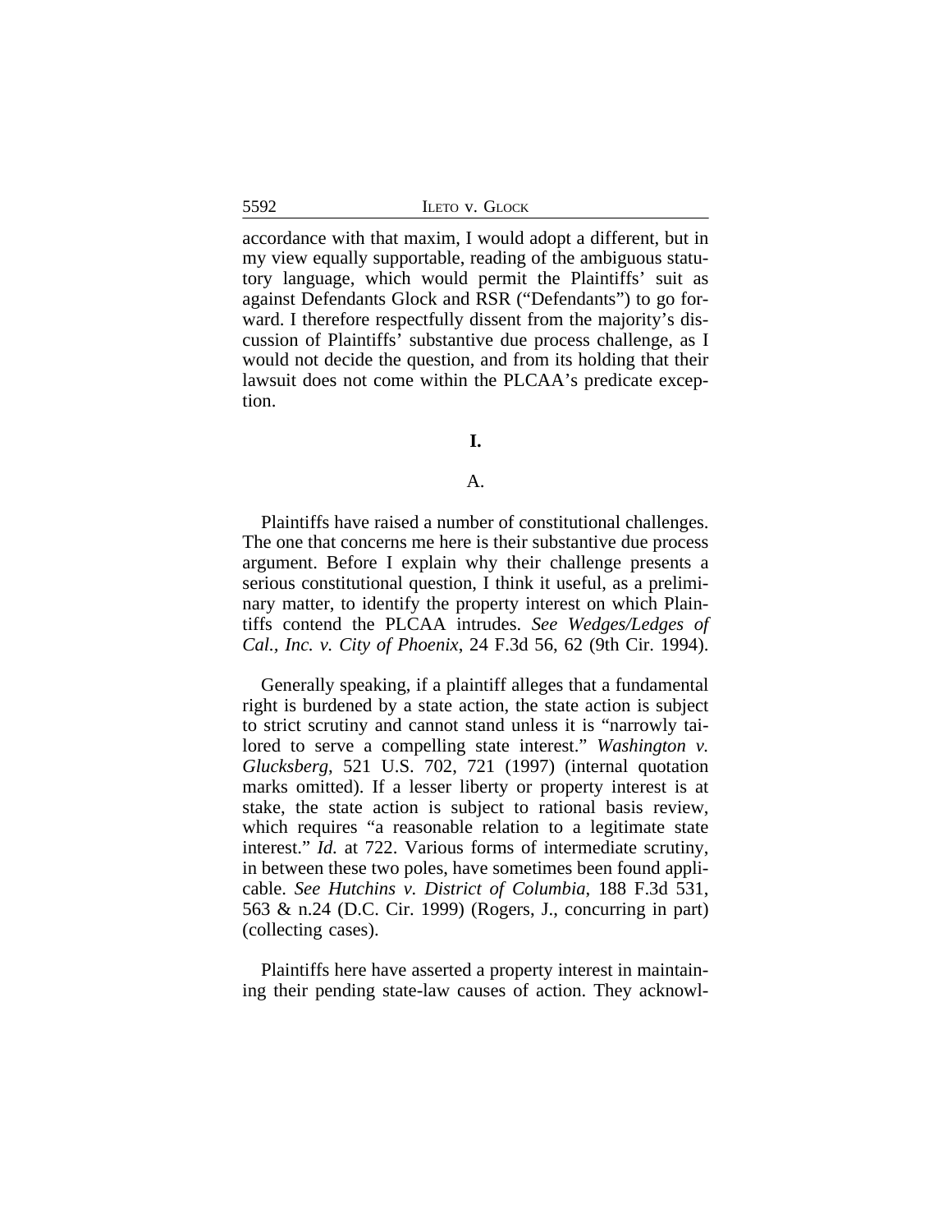accordance with that maxim, I would adopt a different, but in my view equally supportable, reading of the ambiguous statutory language, which would permit the Plaintiffs' suit as against Defendants Glock and RSR ("Defendants") to go forward. I therefore respectfully dissent from the majority's discussion of Plaintiffs' substantive due process challenge, as I would not decide the question, and from its holding that their lawsuit does not come within the PLCAA's predicate exception.

## I.

### A.

Plaintiffs have raised a number of constitutional challenges. The one that concerns me here is their substantive due process argument. Before I explain why their challenge presents a serious constitutional question, I think it useful, as a preliminary matter, to identify the property interest on which Plaintiffs contend the PLCAA intrudes. *See Wedges/Ledges of Cal., Inc. v. City of Phoenix*, 24 F.3d 56, 62 (9th Cir. 1994).

Generally speaking, if a plaintiff alleges that a fundamental right is burdened by a state action, the state action is subject to strict scrutiny and cannot stand unless it is "narrowly tailored to serve a compelling state interest." *Washington v. Glucksberg*, 521 U.S. 702, 721 (1997) (internal quotation marks omitted). If a lesser liberty or property interest is at stake, the state action is subject to rational basis review, which requires "a reasonable relation to a legitimate state interest." *Id.* at 722. Various forms of intermediate scrutiny, in between these two poles, have sometimes been found applicable. *See Hutchins v. District of Columbia*, 188 F.3d 531, 563 & n.24 (D.C. Cir. 1999) (Rogers, J., concurring in part) (collecting cases).

Plaintiffs here have asserted a property interest in maintaining their pending state-law causes of action. They acknowl-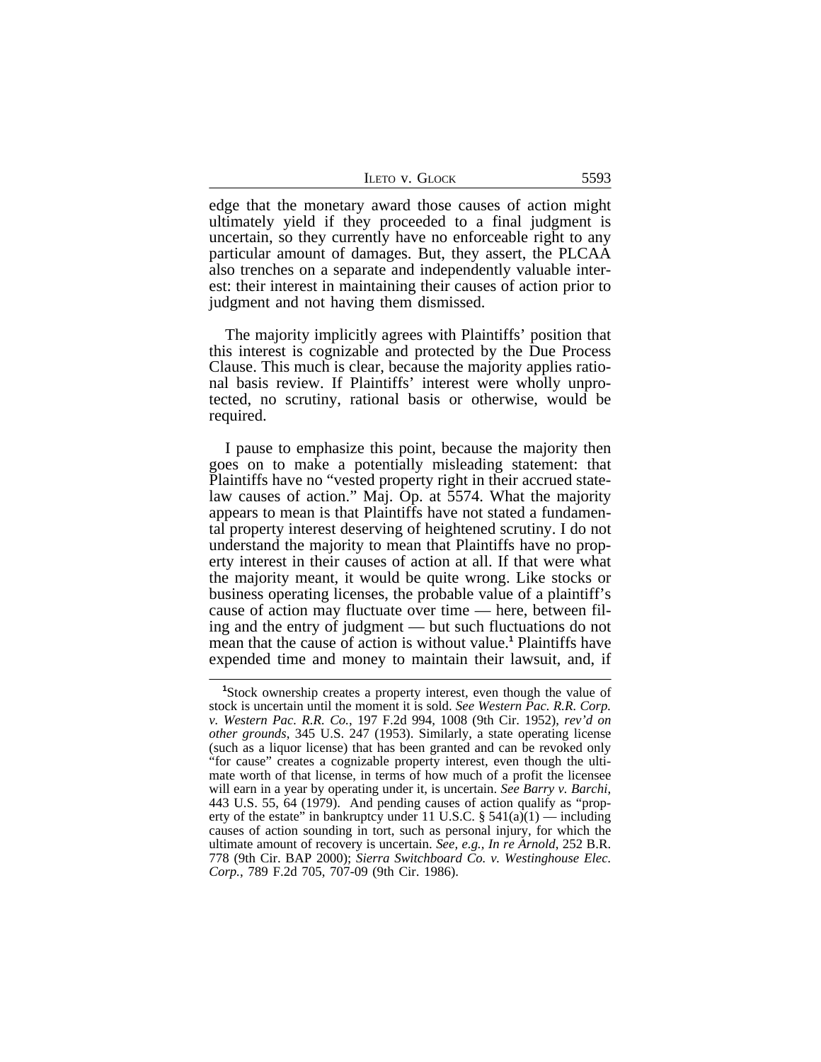edge that the monetary award those causes of action might ultimately yield if they proceeded to a final judgment is uncertain, so they currently have no enforceable right to any particular amount of damages. But, they assert, the PLCAA also trenches on a separate and independently valuable interest: their interest in maintaining their causes of action prior to judgment and not having them dismissed.

The majority implicitly agrees with Plaintiffs' position that this interest is cognizable and protected by the Due Process Clause. This much is clear, because the majority applies rational basis review. If Plaintiffs' interest were wholly unprotected, no scrutiny, rational basis or otherwise, would be required.

I pause to emphasize this point, because the majority then goes on to make a potentially misleading statement: that Plaintiffs have no "vested property right in their accrued state-law causes of action." Maj. Op. at 5574. What the majority appears to mean is that Plaintiffs have not stated a fundamental property interest deserving of heightened scrutiny. I do not understand the majority to mean that Plaintiffs have no property interest in their causes of action at all. If that were what the majority meant, it would be quite wrong. Like stocks or business operating licenses, the probable value of a plaintiff's cause of action may fluctuate over time — here, between filing and the entry of judgment — but such fluctuations do not mean that the cause of action is without value.[1] Plaintiffs have expended time and money to maintain their lawsuit, and, if

[1]Stock ownership creates a property interest, even though the value of stock is uncertain until the moment it is sold. *See Western Pac. R.R. Corp. v. Western Pac. R.R. Co.*, 197 F.2d 994, 1008 (9th Cir. 1952), *rev'd on other grounds*, 345 U.S. 247 (1953). Similarly, a state operating license (such as a liquor license) that has been granted and can be revoked only "for cause" creates a cognizable property interest, even though the ultimate worth of that license, in terms of how much of a profit the licensee will earn in a year by operating under it, is uncertain. *See Barry v. Barchi*, 443 U.S. 55, 64 (1979). And pending causes of action qualify as "property of the estate" in bankruptcy under 11 U.S.C. § 541(a)(1) — including causes of action sounding in tort, such as personal injury, for which the ultimate amount of recovery is uncertain. *See, e.g., In re Arnold*, 252 B.R. 778 (9th Cir. BAP 2000); *Sierra Switchboard Co. v. Westinghouse Elec. Corp.*, 789 F.2d 705, 707-09 (9th Cir. 1986).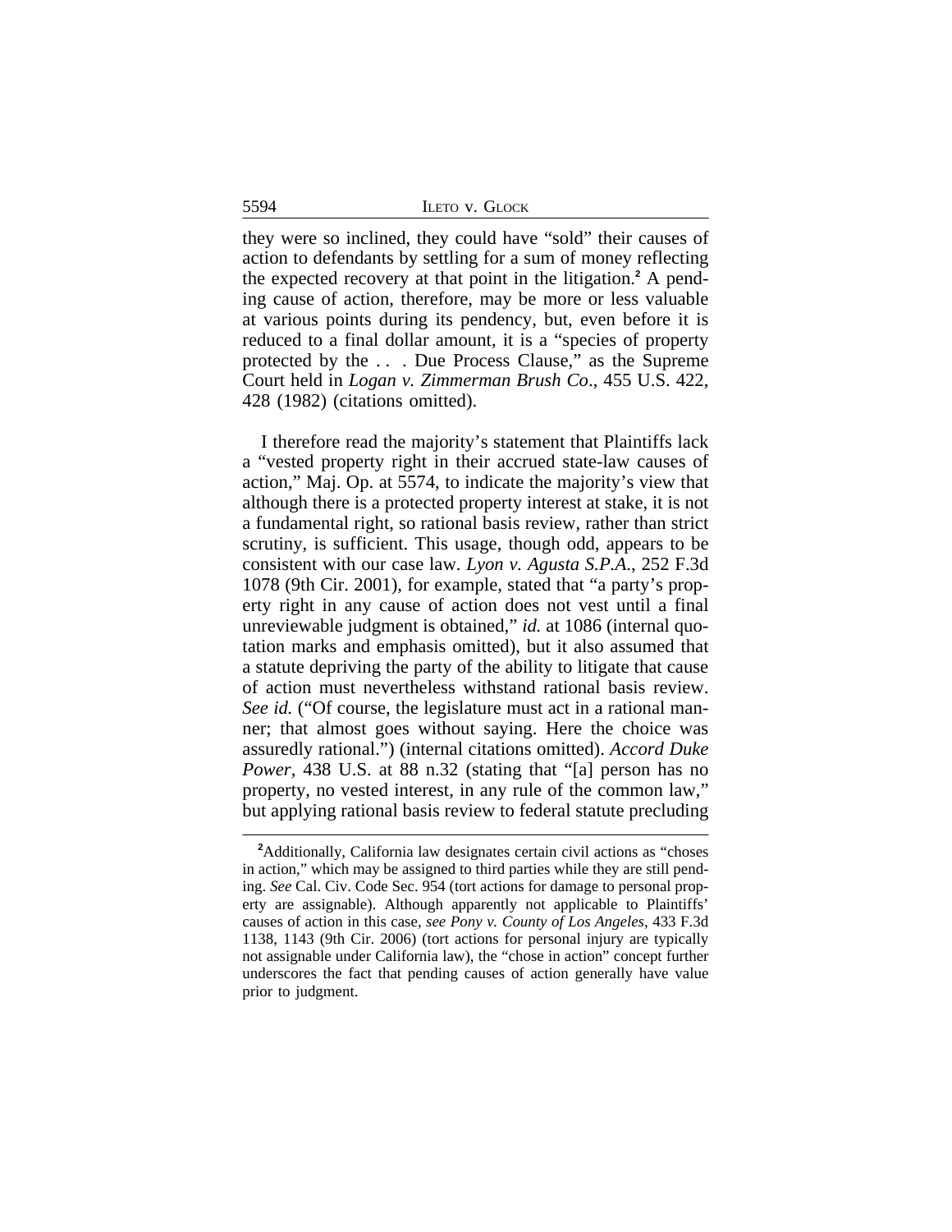they were so inclined, they could have "sold" their causes of action to defendants by settling for a sum of money reflecting the expected recovery at that point in the litigation.[2] A pending cause of action, therefore, may be more or less valuable at various points during its pendency, but, even before it is reduced to a final dollar amount, it is a "species of property protected by the . . . Due Process Clause," as the Supreme Court held in *Logan v. Zimmerman Brush Co*., 455 U.S. 422, 428 (1982) (citations omitted).

I therefore read the majority's statement that Plaintiffs lack a "vested property right in their accrued state-law causes of action," Maj. Op. at 5574, to indicate the majority's view that although there is a protected property interest at stake, it is not a fundamental right, so rational basis review, rather than strict scrutiny, is sufficient. This usage, though odd, appears to be consistent with our case law. *Lyon v. Agusta S.P.A.*, 252 F.3d 1078 (9th Cir. 2001), for example, stated that "a party's property right in any cause of action does not vest until a final unreviewable judgment is obtained," *id.* at 1086 (internal quotation marks and emphasis omitted), but it also assumed that a statute depriving the party of the ability to litigate that cause of action must nevertheless withstand rational basis review. *See id.* ("Of course, the legislature must act in a rational manner; that almost goes without saying. Here the choice was assuredly rational.") (internal citations omitted). *Accord Duke Power*, 438 U.S. at 88 n.32 (stating that "[a] person has no property, no vested interest, in any rule of the common law," but applying rational basis review to federal statute precluding

[2]Additionally, California law designates certain civil actions as "choses in action," which may be assigned to third parties while they are still pending. *See* Cal. Civ. Code Sec. 954 (tort actions for damage to personal property are assignable). Although apparently not applicable to Plaintiffs' causes of action in this case, *see Pony v. County of Los Angeles*, 433 F.3d 1138, 1143 (9th Cir. 2006) (tort actions for personal injury are typically not assignable under California law), the "chose in action" concept further underscores the fact that pending causes of action generally have value prior to judgment.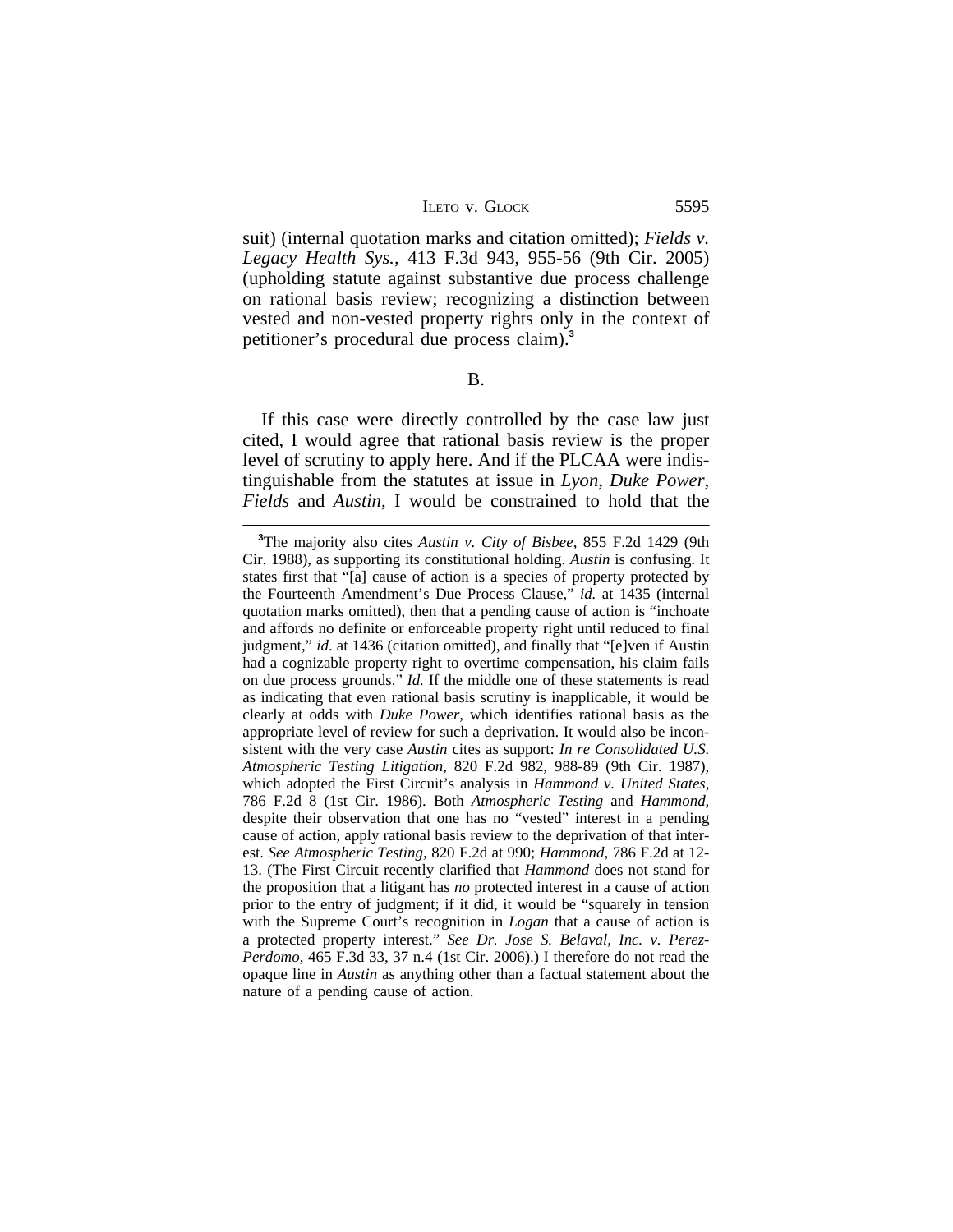suit) (internal quotation marks and citation omitted); *Fields v. Legacy Health Sys.*, 413 F.3d 943, 955-56 (9th Cir. 2005) (upholding statute against substantive due process challenge on rational basis review; recognizing a distinction between vested and non-vested property rights only in the context of petitioner's procedural due process claim).[3]

B.

If this case were directly controlled by the case law just cited, I would agree that rational basis review is the proper level of scrutiny to apply here. And if the PLCAA were indistinguishable from the statutes at issue in *Lyon*, *Duke Power*, *Fields* and *Austin*, I would be constrained to hold that the

---

[3]The majority also cites *Austin v. City of Bisbee*, 855 F.2d 1429 (9th Cir. 1988), as supporting its constitutional holding. *Austin* is confusing. It states first that "[a] cause of action is a species of property protected by the Fourteenth Amendment's Due Process Clause," *id.* at 1435 (internal quotation marks omitted), then that a pending cause of action is "inchoate and affords no definite or enforceable property right until reduced to final judgment," *id*. at 1436 (citation omitted), and finally that "[e]ven if Austin had a cognizable property right to overtime compensation, his claim fails on due process grounds." *Id.* If the middle one of these statements is read as indicating that even rational basis scrutiny is inapplicable, it would be clearly at odds with *Duke Power*, which identifies rational basis as the appropriate level of review for such a deprivation. It would also be inconsistent with the very case *Austin* cites as support: *In re Consolidated U.S. Atmospheric Testing Litigation*, 820 F.2d 982, 988-89 (9th Cir. 1987), which adopted the First Circuit's analysis in *Hammond v. United States*, 786 F.2d 8 (1st Cir. 1986). Both *Atmospheric Testing* and *Hammond*, despite their observation that one has no "vested" interest in a pending cause of action, apply rational basis review to the deprivation of that interest. *See Atmospheric Testing*, 820 F.2d at 990; *Hammond*, 786 F.2d at 12-13. (The First Circuit recently clarified that *Hammond* does not stand for the proposition that a litigant has *no* protected interest in a cause of action prior to the entry of judgment; if it did, it would be "squarely in tension with the Supreme Court's recognition in *Logan* that a cause of action is a protected property interest." *See Dr. Jose S. Belaval, Inc. v. Perez-Perdomo*, 465 F.3d 33, 37 n.4 (1st Cir. 2006).) I therefore do not read the opaque line in *Austin* as anything other than a factual statement about the nature of a pending cause of action.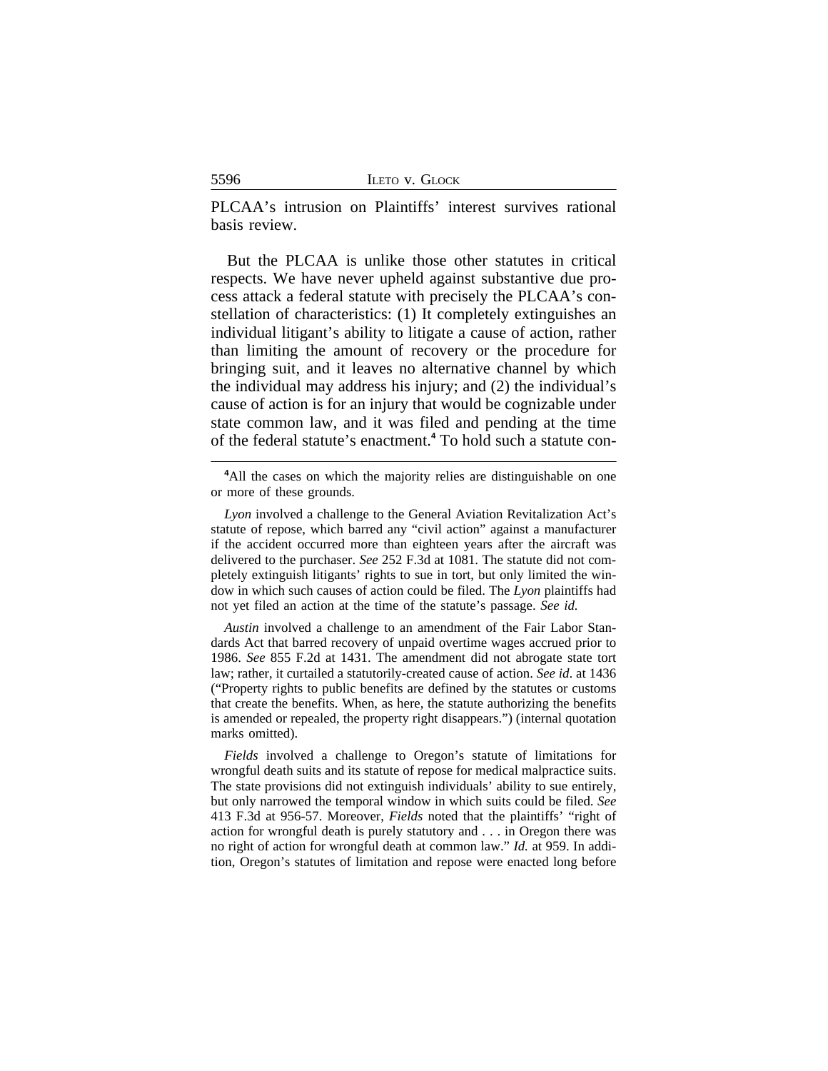PLCAA's intrusion on Plaintiffs' interest survives rational basis review.

But the PLCAA is unlike those other statutes in critical respects. We have never upheld against substantive due process attack a federal statute with precisely the PLCAA's constellation of characteristics: (1) It completely extinguishes an individual litigant's ability to litigate a cause of action, rather than limiting the amount of recovery or the procedure for bringing suit, and it leaves no alternative channel by which the individual may address his injury; and (2) the individual's cause of action is for an injury that would be cognizable under state common law, and it was filed and pending at the time of the federal statute's enactment.[4] To hold such a statute con-

---

[4]All the cases on which the majority relies are distinguishable on one or more of these grounds.

*Lyon* involved a challenge to the General Aviation Revitalization Act's statute of repose, which barred any "civil action" against a manufacturer if the accident occurred more than eighteen years after the aircraft was delivered to the purchaser. *See* 252 F.3d at 1081. The statute did not completely extinguish litigants' rights to sue in tort, but only limited the window in which such causes of action could be filed. The *Lyon* plaintiffs had not yet filed an action at the time of the statute's passage. *See id.*

*Austin* involved a challenge to an amendment of the Fair Labor Standards Act that barred recovery of unpaid overtime wages accrued prior to 1986. *See* 855 F.2d at 1431. The amendment did not abrogate state tort law; rather, it curtailed a statutorily-created cause of action. *See id*. at 1436 ("Property rights to public benefits are defined by the statutes or customs that create the benefits. When, as here, the statute authorizing the benefits is amended or repealed, the property right disappears.") (internal quotation marks omitted).

*Fields* involved a challenge to Oregon's statute of limitations for wrongful death suits and its statute of repose for medical malpractice suits. The state provisions did not extinguish individuals' ability to sue entirely, but only narrowed the temporal window in which suits could be filed. *See* 413 F.3d at 956-57. Moreover, *Fields* noted that the plaintiffs' "right of action for wrongful death is purely statutory and . . . in Oregon there was no right of action for wrongful death at common law." *Id.* at 959. In addition, Oregon's statutes of limitation and repose were enacted long before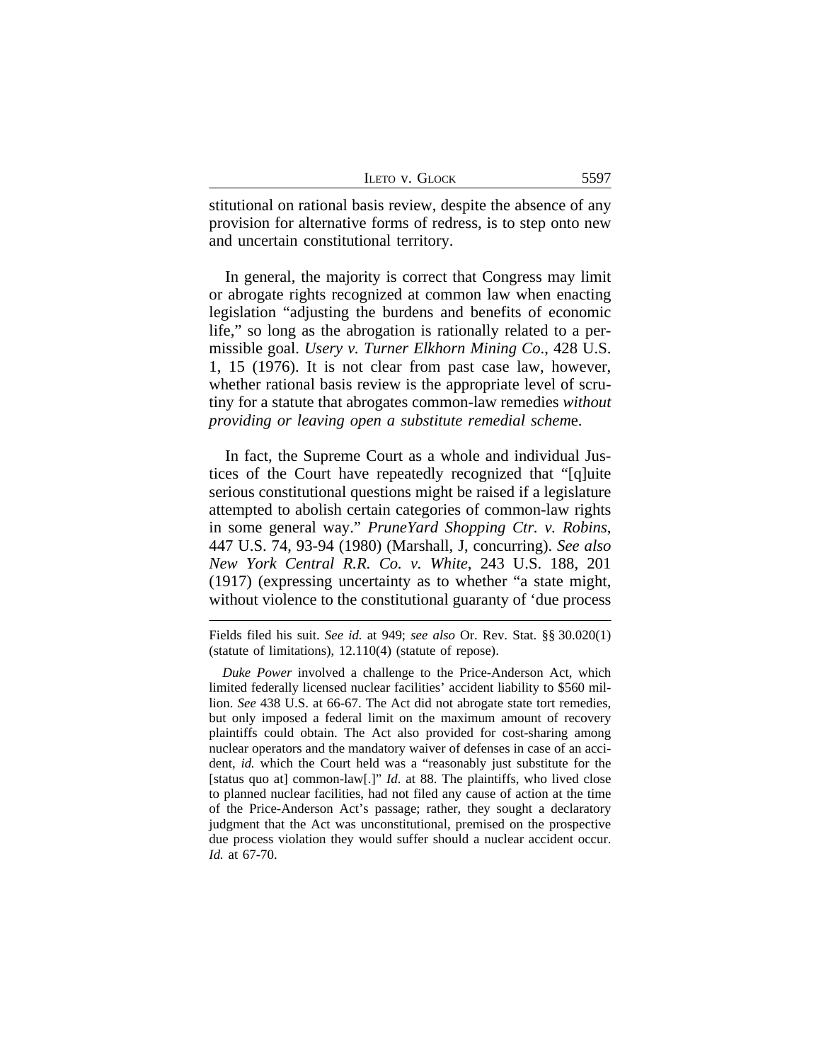stitutional on rational basis review, despite the absence of any provision for alternative forms of redress, is to step onto new and uncertain constitutional territory.

In general, the majority is correct that Congress may limit or abrogate rights recognized at common law when enacting legislation "adjusting the burdens and benefits of economic life," so long as the abrogation is rationally related to a permissible goal. *Usery v. Turner Elkhorn Mining Co.*, 428 U.S. 1, 15 (1976). It is not clear from past case law, however, whether rational basis review is the appropriate level of scrutiny for a statute that abrogates common-law remedies *without providing or leaving open a substitute remedial schem*e.

In fact, the Supreme Court as a whole and individual Justices of the Court have repeatedly recognized that "[q]uite serious constitutional questions might be raised if a legislature attempted to abolish certain categories of common-law rights in some general way." *PruneYard Shopping Ctr. v. Robins*, 447 U.S. 74, 93-94 (1980) (Marshall, J, concurring). *See also New York Central R.R. Co. v. White*, 243 U.S. 188, 201 (1917) (expressing uncertainty as to whether "a state might, without violence to the constitutional guaranty of 'due process

---

Fields filed his suit. *See id.* at 949; *see also* Or. Rev. Stat. §§ 30.020(1) (statute of limitations), 12.110(4) (statute of repose).

*Duke Power* involved a challenge to the Price-Anderson Act, which limited federally licensed nuclear facilities' accident liability to $560 million. *See* 438 U.S. at 66-67. The Act did not abrogate state tort remedies, but only imposed a federal limit on the maximum amount of recovery plaintiffs could obtain. The Act also provided for cost-sharing among nuclear operators and the mandatory waiver of defenses in case of an accident, *id.* which the Court held was a "reasonably just substitute for the [status quo at] common-law[.]" *Id.* at 88. The plaintiffs, who lived close to planned nuclear facilities, had not filed any cause of action at the time of the Price-Anderson Act's passage; rather, they sought a declaratory judgment that the Act was unconstitutional, premised on the prospective due process violation they would suffer should a nuclear accident occur. *Id.* at 67-70.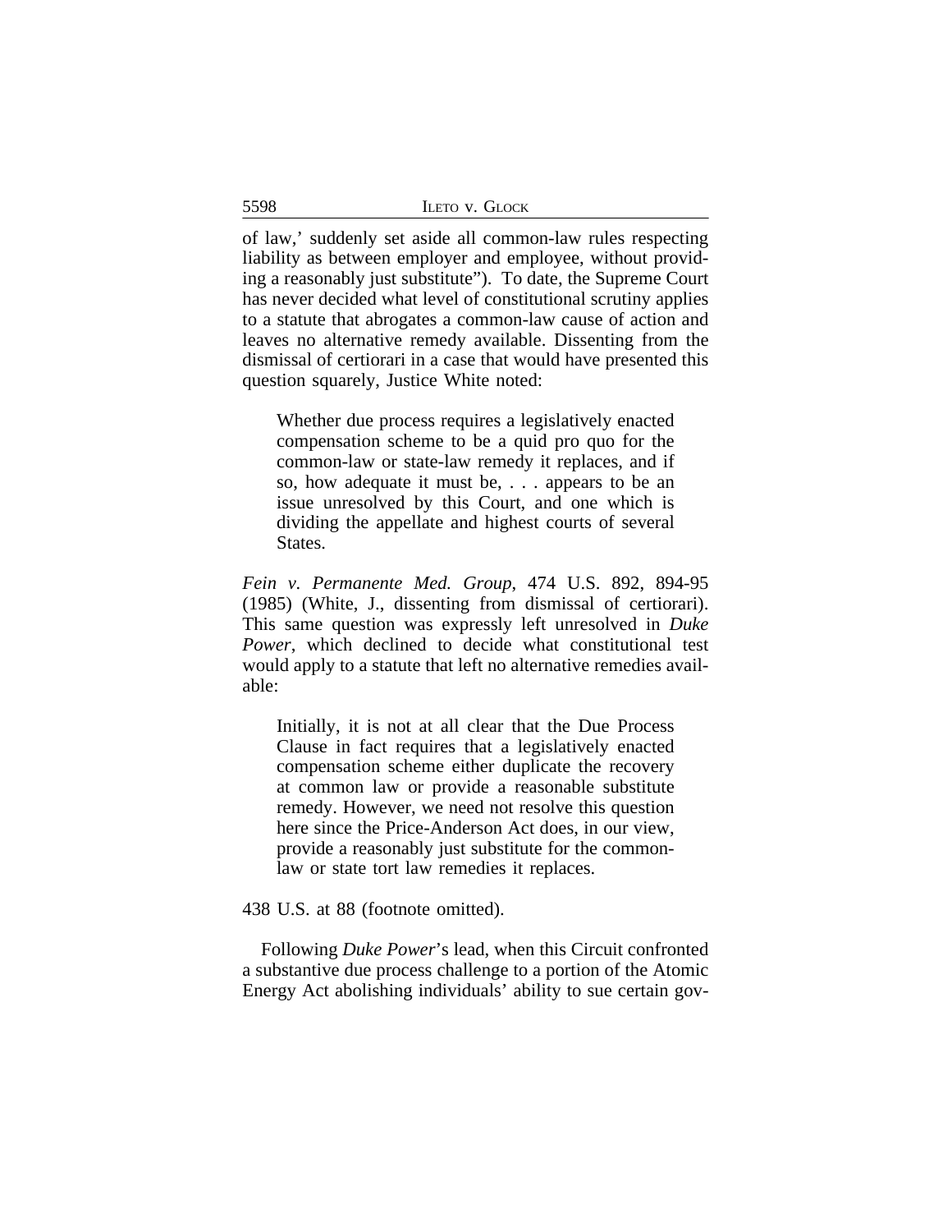of law,' suddenly set aside all common-law rules respecting liability as between employer and employee, without providing a reasonably just substitute"). To date, the Supreme Court has never decided what level of constitutional scrutiny applies to a statute that abrogates a common-law cause of action and leaves no alternative remedy available. Dissenting from the dismissal of certiorari in a case that would have presented this question squarely, Justice White noted:

> Whether due process requires a legislatively enacted compensation scheme to be a quid pro quo for the common-law or state-law remedy it replaces, and if so, how adequate it must be, . . . appears to be an issue unresolved by this Court, and one which is dividing the appellate and highest courts of several States.

*Fein v. Permanente Med. Group*, 474 U.S. 892, 894-95 (1985) (White, J., dissenting from dismissal of certiorari). This same question was expressly left unresolved in *Duke Power*, which declined to decide what constitutional test would apply to a statute that left no alternative remedies available:

> Initially, it is not at all clear that the Due Process Clause in fact requires that a legislatively enacted compensation scheme either duplicate the recovery at common law or provide a reasonable substitute remedy. However, we need not resolve this question here since the Price-Anderson Act does, in our view, provide a reasonably just substitute for the common-law or state tort law remedies it replaces.

438 U.S. at 88 (footnote omitted).

Following *Duke Power*'s lead, when this Circuit confronted a substantive due process challenge to a portion of the Atomic Energy Act abolishing individuals' ability to sue certain gov-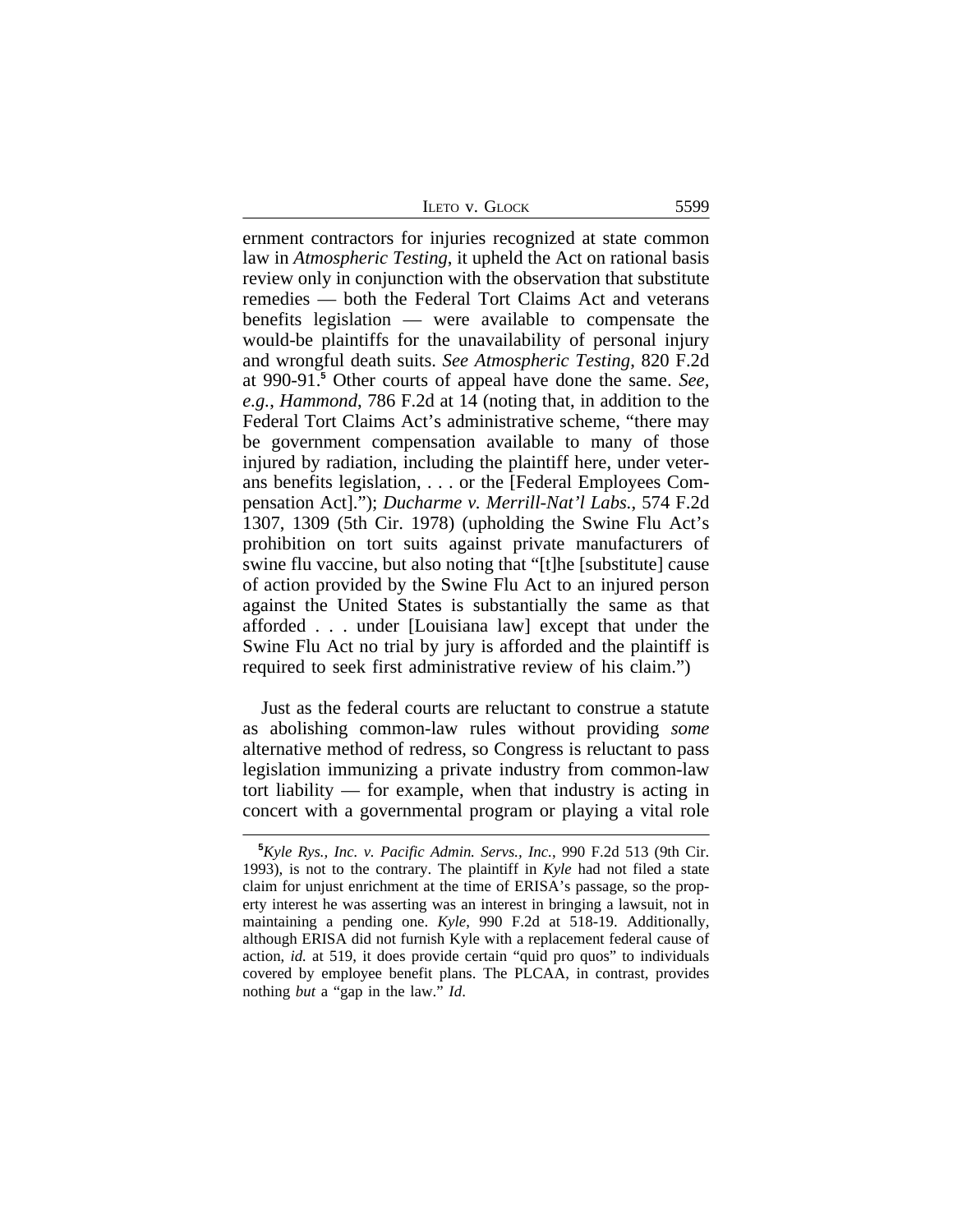ernment contractors for injuries recognized at state common law in *Atmospheric Testing*, it upheld the Act on rational basis review only in conjunction with the observation that substitute remedies — both the Federal Tort Claims Act and veterans benefits legislation — were available to compensate the would-be plaintiffs for the unavailability of personal injury and wrongful death suits. *See Atmospheric Testing*, 820 F.2d at 990-91.[5] Other courts of appeal have done the same. *See, e.g.*, *Hammond*, 786 F.2d at 14 (noting that, in addition to the Federal Tort Claims Act's administrative scheme, "there may be government compensation available to many of those injured by radiation, including the plaintiff here, under veterans benefits legislation, . . . or the [Federal Employees Compensation Act]."); *Ducharme v. Merrill-Nat'l Labs.*, 574 F.2d 1307, 1309 (5th Cir. 1978) (upholding the Swine Flu Act's prohibition on tort suits against private manufacturers of swine flu vaccine, but also noting that "[t]he [substitute] cause of action provided by the Swine Flu Act to an injured person against the United States is substantially the same as that afforded . . . under [Louisiana law] except that under the Swine Flu Act no trial by jury is afforded and the plaintiff is required to seek first administrative review of his claim.")

Just as the federal courts are reluctant to construe a statute as abolishing common-law rules without providing *some* alternative method of redress, so Congress is reluctant to pass legislation immunizing a private industry from common-law tort liability — for example, when that industry is acting in concert with a governmental program or playing a vital role

[5] *Kyle Rys., Inc. v. Pacific Admin. Servs., Inc.*, 990 F.2d 513 (9th Cir. 1993), is not to the contrary. The plaintiff in *Kyle* had not filed a state claim for unjust enrichment at the time of ERISA's passage, so the property interest he was asserting was an interest in bringing a lawsuit, not in maintaining a pending one. *Kyle*, 990 F.2d at 518-19. Additionally, although ERISA did not furnish Kyle with a replacement federal cause of action, *id.* at 519, it does provide certain "quid pro quos" to individuals covered by employee benefit plans. The PLCAA, in contrast, provides nothing *but* a "gap in the law." *Id.*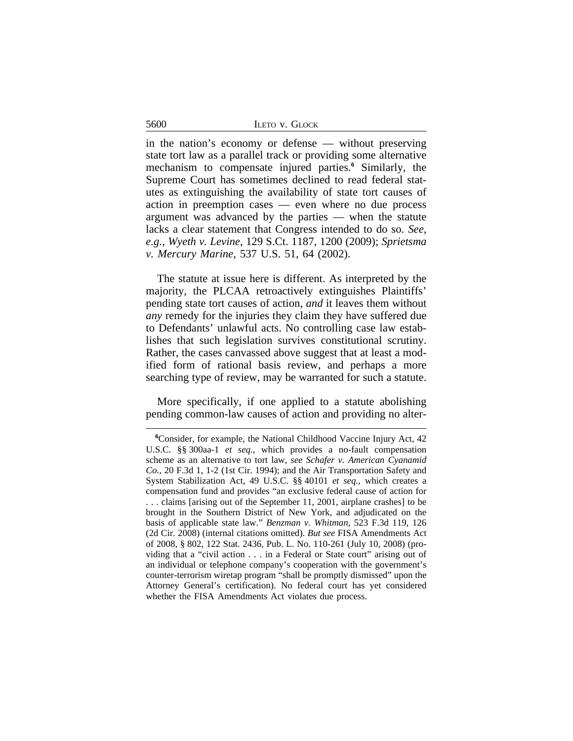in the nation's economy or defense — without preserving state tort law as a parallel track or providing some alternative mechanism to compensate injured parties.[6] Similarly, the Supreme Court has sometimes declined to read federal statutes as extinguishing the availability of state tort causes of action in preemption cases — even where no due process argument was advanced by the parties — when the statute lacks a clear statement that Congress intended to do so. *See, e.g.*, *Wyeth v. Levine*, 129 S.Ct. 1187, 1200 (2009); *Sprietsma v. Mercury Marine*, 537 U.S. 51, 64 (2002).

The statute at issue here is different. As interpreted by the majority, the PLCAA retroactively extinguishes Plaintiffs' pending state tort causes of action, *and* it leaves them without *any* remedy for the injuries they claim they have suffered due to Defendants' unlawful acts. No controlling case law establishes that such legislation survives constitutional scrutiny. Rather, the cases canvassed above suggest that at least a modified form of rational basis review, and perhaps a more searching type of review, may be warranted for such a statute.

More specifically, if one applied to a statute abolishing pending common-law causes of action and providing no alter-

---

[6]Consider, for example, the National Childhood Vaccine Injury Act, 42 U.S.C. §§ 300aa-1 *et seq.*, which provides a no-fault compensation scheme as an alternative to tort law, *see Schafer v. American Cyanamid Co.*, 20 F.3d 1, 1-2 (1st Cir. 1994); and the Air Transportation Safety and System Stabilization Act, 49 U.S.C. §§ 40101 *et seq.*, which creates a compensation fund and provides "an exclusive federal cause of action for . . . claims [arising out of the September 11, 2001, airplane crashes] to be brought in the Southern District of New York, and adjudicated on the basis of applicable state law." *Benzman v. Whitman*, 523 F.3d 119, 126 (2d Cir. 2008) (internal citations omitted). *But see* FISA Amendments Act of 2008, § 802, 122 Stat. 2436, Pub. L. No. 110-261 (July 10, 2008) (providing that a "civil action . . . in a Federal or State court" arising out of an individual or telephone company's cooperation with the government's counter-terrorism wiretap program "shall be promptly dismissed" upon the Attorney General's certification). No federal court has yet considered whether the FISA Amendments Act violates due process.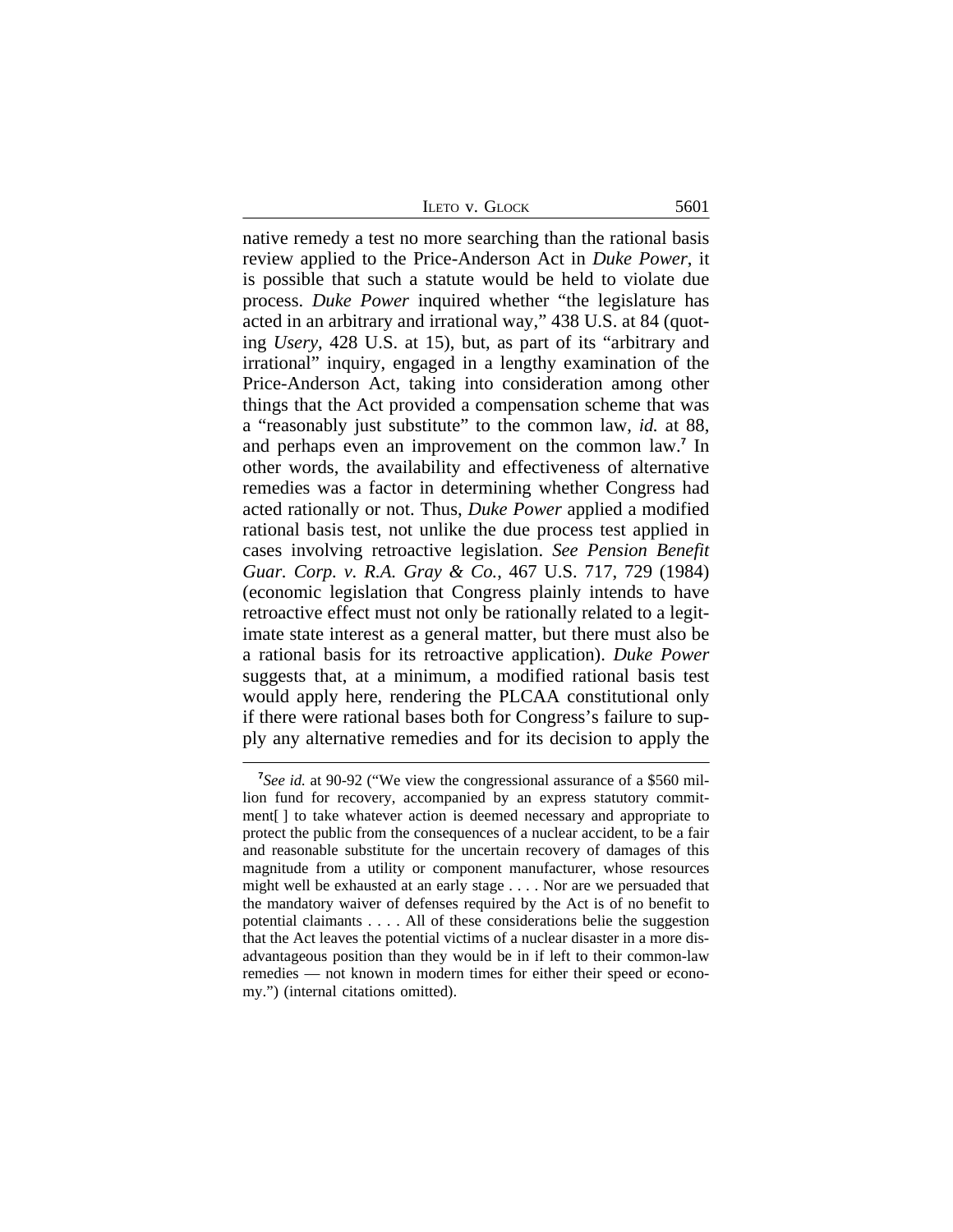native remedy a test no more searching than the rational basis review applied to the Price-Anderson Act in *Duke Power*, it is possible that such a statute would be held to violate due process. *Duke Power* inquired whether "the legislature has acted in an arbitrary and irrational way," 438 U.S. at 84 (quoting *Usery*, 428 U.S. at 15), but, as part of its "arbitrary and irrational" inquiry, engaged in a lengthy examination of the Price-Anderson Act, taking into consideration among other things that the Act provided a compensation scheme that was a "reasonably just substitute" to the common law, *id.* at 88, and perhaps even an improvement on the common law.[7] In other words, the availability and effectiveness of alternative remedies was a factor in determining whether Congress had acted rationally or not. Thus, *Duke Power* applied a modified rational basis test, not unlike the due process test applied in cases involving retroactive legislation. *See Pension Benefit Guar. Corp. v. R.A. Gray & Co.*, 467 U.S. 717, 729 (1984) (economic legislation that Congress plainly intends to have retroactive effect must not only be rationally related to a legitimate state interest as a general matter, but there must also be a rational basis for its retroactive application). *Duke Power* suggests that, at a minimum, a modified rational basis test would apply here, rendering the PLCAA constitutional only if there were rational bases both for Congress's failure to supply any alternative remedies and for its decision to apply the

[7] *See id.* at 90-92 ("We view the congressional assurance of a $560 million fund for recovery, accompanied by an express statutory commitment[ ] to take whatever action is deemed necessary and appropriate to protect the public from the consequences of a nuclear accident, to be a fair and reasonable substitute for the uncertain recovery of damages of this magnitude from a utility or component manufacturer, whose resources might well be exhausted at an early stage . . . . Nor are we persuaded that the mandatory waiver of defenses required by the Act is of no benefit to potential claimants . . . . All of these considerations belie the suggestion that the Act leaves the potential victims of a nuclear disaster in a more disadvantageous position than they would be in if left to their common-law remedies — not known in modern times for either their speed or economy.") (internal citations omitted).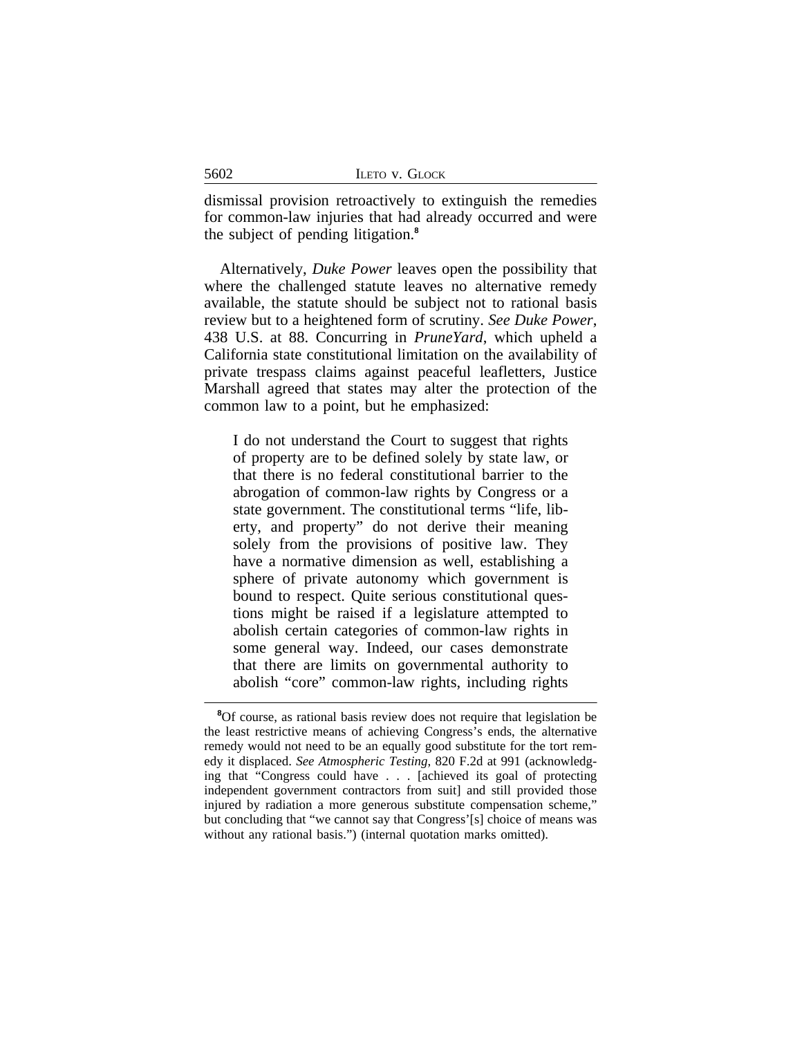dismissal provision retroactively to extinguish the remedies for common-law injuries that had already occurred and were the subject of pending litigation.[8]

Alternatively, *Duke Power* leaves open the possibility that where the challenged statute leaves no alternative remedy available, the statute should be subject not to rational basis review but to a heightened form of scrutiny. *See Duke Power*, 438 U.S. at 88. Concurring in *PruneYard*, which upheld a California state constitutional limitation on the availability of private trespass claims against peaceful leafletters, Justice Marshall agreed that states may alter the protection of the common law to a point, but he emphasized:

> I do not understand the Court to suggest that rights of property are to be defined solely by state law, or that there is no federal constitutional barrier to the abrogation of common-law rights by Congress or a state government. The constitutional terms "life, liberty, and property" do not derive their meaning solely from the provisions of positive law. They have a normative dimension as well, establishing a sphere of private autonomy which government is bound to respect. Quite serious constitutional questions might be raised if a legislature attempted to abolish certain categories of common-law rights in some general way. Indeed, our cases demonstrate that there are limits on governmental authority to abolish "core" common-law rights, including rights

[8]Of course, as rational basis review does not require that legislation be the least restrictive means of achieving Congress's ends, the alternative remedy would not need to be an equally good substitute for the tort remedy it displaced. *See Atmospheric Testing*, 820 F.2d at 991 (acknowledging that "Congress could have . . . [achieved its goal of protecting independent government contractors from suit] and still provided those injured by radiation a more generous substitute compensation scheme," but concluding that "we cannot say that Congress'[s] choice of means was without any rational basis.") (internal quotation marks omitted).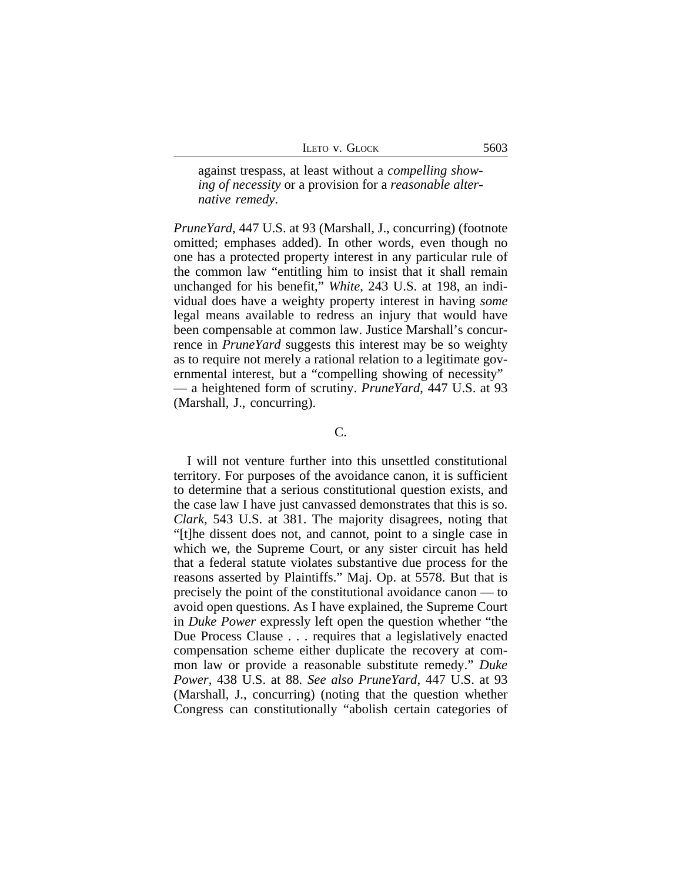> against trespass, at least without a *compelling showing of necessity* or a provision for a *reasonable alternative remedy*.

*PruneYard*, 447 U.S. at 93 (Marshall, J., concurring) (footnote omitted; emphases added). In other words, even though no one has a protected property interest in any particular rule of the common law "entitling him to insist that it shall remain unchanged for his benefit," *White*, 243 U.S. at 198, an individual does have a weighty property interest in having *some* legal means available to redress an injury that would have been compensable at common law. Justice Marshall's concurrence in *PruneYard* suggests this interest may be so weighty as to require not merely a rational relation to a legitimate governmental interest, but a "compelling showing of necessity" — a heightened form of scrutiny. *PruneYard*, 447 U.S. at 93 (Marshall, J., concurring).

C.

I will not venture further into this unsettled constitutional territory. For purposes of the avoidance canon, it is sufficient to determine that a serious constitutional question exists, and the case law I have just canvassed demonstrates that this is so. *Clark*, 543 U.S. at 381. The majority disagrees, noting that "[t]he dissent does not, and cannot, point to a single case in which we, the Supreme Court, or any sister circuit has held that a federal statute violates substantive due process for the reasons asserted by Plaintiffs." Maj. Op. at 5578. But that is precisely the point of the constitutional avoidance canon — to avoid open questions. As I have explained, the Supreme Court in *Duke Power* expressly left open the question whether "the Due Process Clause . . . requires that a legislatively enacted compensation scheme either duplicate the recovery at common law or provide a reasonable substitute remedy." *Duke Power*, 438 U.S. at 88. *See also PruneYard*, 447 U.S. at 93 (Marshall, J., concurring) (noting that the question whether Congress can constitutionally "abolish certain categories of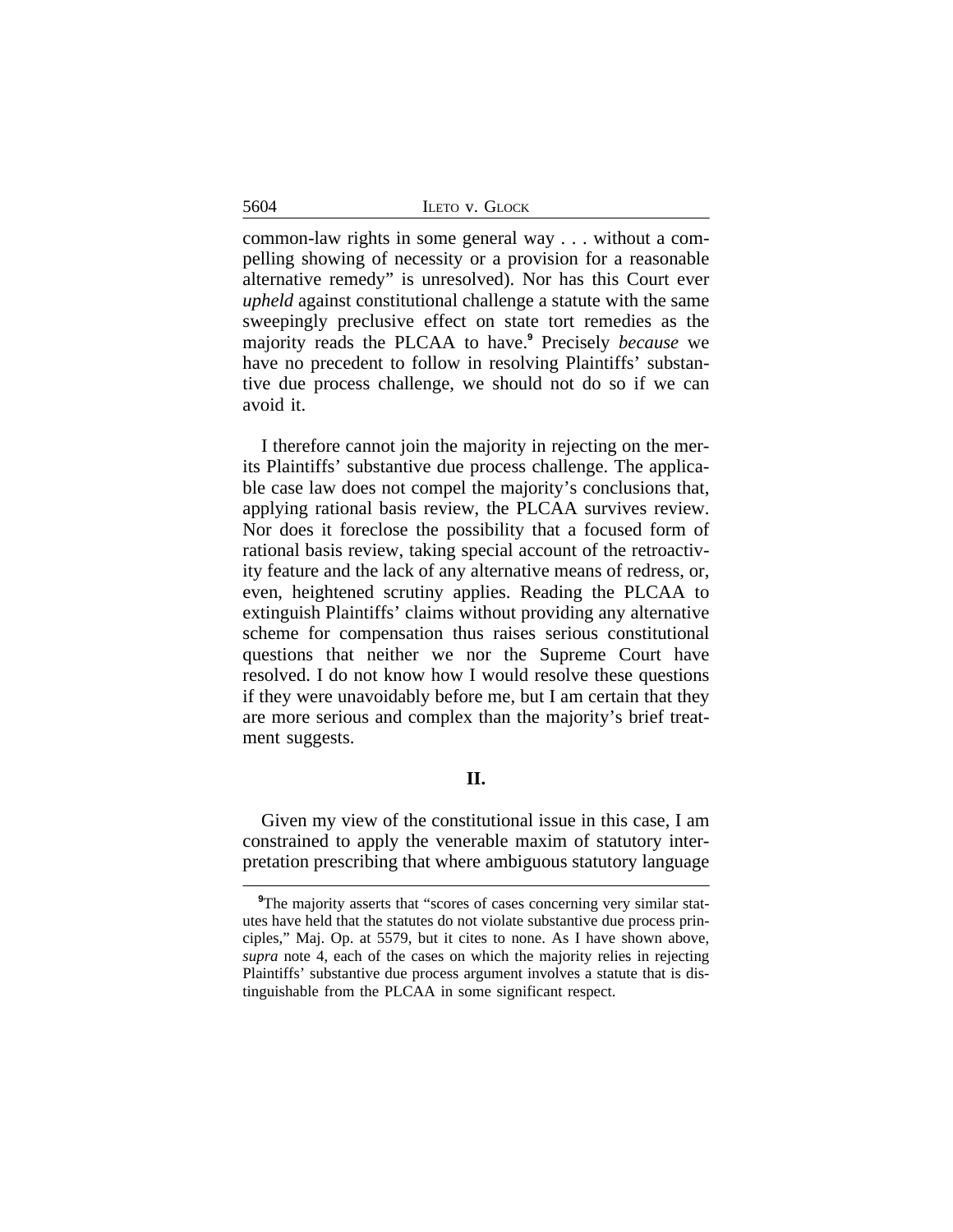common-law rights in some general way . . . without a compelling showing of necessity or a provision for a reasonable alternative remedy" is unresolved). Nor has this Court ever *upheld* against constitutional challenge a statute with the same sweepingly preclusive effect on state tort remedies as the majority reads the PLCAA to have.[9] Precisely *because* we have no precedent to follow in resolving Plaintiffs' substantive due process challenge, we should not do so if we can avoid it.

I therefore cannot join the majority in rejecting on the merits Plaintiffs' substantive due process challenge. The applicable case law does not compel the majority's conclusions that, applying rational basis review, the PLCAA survives review. Nor does it foreclose the possibility that a focused form of rational basis review, taking special account of the retroactivity feature and the lack of any alternative means of redress, or, even, heightened scrutiny applies. Reading the PLCAA to extinguish Plaintiffs' claims without providing any alternative scheme for compensation thus raises serious constitutional questions that neither we nor the Supreme Court have resolved. I do not know how I would resolve these questions if they were unavoidably before me, but I am certain that they are more serious and complex than the majority's brief treatment suggests.

## II.

Given my view of the constitutional issue in this case, I am constrained to apply the venerable maxim of statutory interpretation prescribing that where ambiguous statutory language

[9] The majority asserts that "scores of cases concerning very similar statutes have held that the statutes do not violate substantive due process principles," Maj. Op. at 5579, but it cites to none. As I have shown above, *supra* note 4, each of the cases on which the majority relies in rejecting Plaintiffs' substantive due process argument involves a statute that is distinguishable from the PLCAA in some significant respect.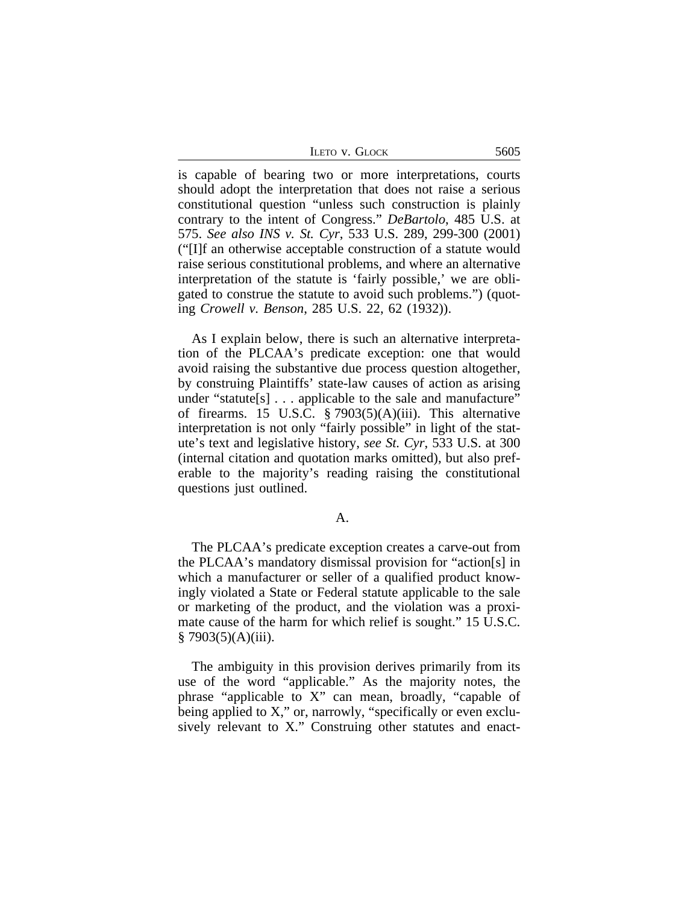is capable of bearing two or more interpretations, courts should adopt the interpretation that does not raise a serious constitutional question "unless such construction is plainly contrary to the intent of Congress." *DeBartolo*, 485 U.S. at 575. *See also INS v. St. Cyr*, 533 U.S. 289, 299-300 (2001) ("[I]f an otherwise acceptable construction of a statute would raise serious constitutional problems, and where an alternative interpretation of the statute is 'fairly possible,' we are obligated to construe the statute to avoid such problems.") (quoting *Crowell v. Benson*, 285 U.S. 22, 62 (1932)).

As I explain below, there is such an alternative interpretation of the PLCAA's predicate exception: one that would avoid raising the substantive due process question altogether, by construing Plaintiffs' state-law causes of action as arising under "statute[s] . . . applicable to the sale and manufacture" of firearms. 15 U.S.C. § 7903(5)(A)(iii). This alternative interpretation is not only "fairly possible" in light of the statute's text and legislative history, *see St. Cyr*, 533 U.S. at 300 (internal citation and quotation marks omitted), but also preferable to the majority's reading raising the constitutional questions just outlined.

A.

The PLCAA's predicate exception creates a carve-out from the PLCAA's mandatory dismissal provision for "action[s] in which a manufacturer or seller of a qualified product knowingly violated a State or Federal statute applicable to the sale or marketing of the product, and the violation was a proximate cause of the harm for which relief is sought." 15 U.S.C. § 7903(5)(A)(iii).

The ambiguity in this provision derives primarily from its use of the word "applicable." As the majority notes, the phrase "applicable to X" can mean, broadly, "capable of being applied to X," or, narrowly, "specifically or even exclusively relevant to X." Construing other statutes and enact-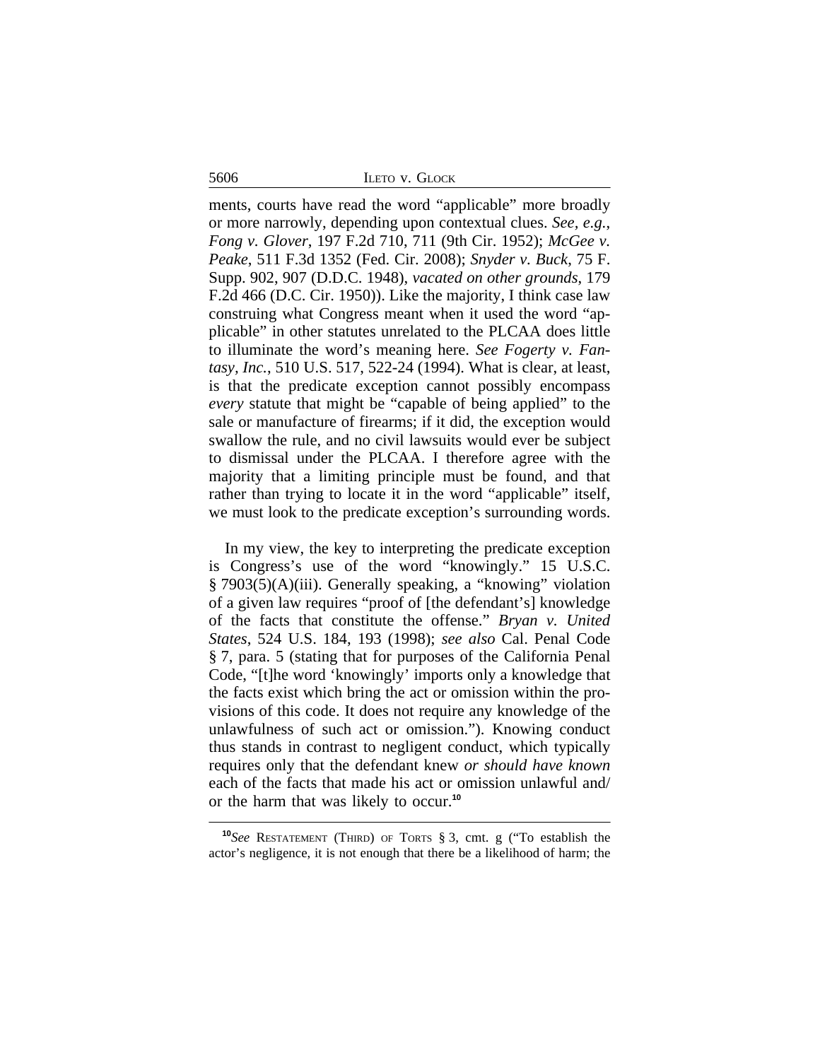ments, courts have read the word "applicable" more broadly or more narrowly, depending upon contextual clues. *See, e.g.*, *Fong v. Glover*, 197 F.2d 710, 711 (9th Cir. 1952); *McGee v. Peake*, 511 F.3d 1352 (Fed. Cir. 2008); *Snyder v. Buck*, 75 F. Supp. 902, 907 (D.D.C. 1948), *vacated on other grounds*, 179 F.2d 466 (D.C. Cir. 1950)). Like the majority, I think case law construing what Congress meant when it used the word "applicable" in other statutes unrelated to the PLCAA does little to illuminate the word's meaning here. *See Fogerty v. Fantasy, Inc.*, 510 U.S. 517, 522-24 (1994). What is clear, at least, is that the predicate exception cannot possibly encompass *every* statute that might be "capable of being applied" to the sale or manufacture of firearms; if it did, the exception would swallow the rule, and no civil lawsuits would ever be subject to dismissal under the PLCAA. I therefore agree with the majority that a limiting principle must be found, and that rather than trying to locate it in the word "applicable" itself, we must look to the predicate exception's surrounding words.

In my view, the key to interpreting the predicate exception is Congress's use of the word "knowingly." 15 U.S.C. § 7903(5)(A)(iii). Generally speaking, a "knowing" violation of a given law requires "proof of [the defendant's] knowledge of the facts that constitute the offense." *Bryan v. United States*, 524 U.S. 184, 193 (1998); *see also* Cal. Penal Code § 7, para. 5 (stating that for purposes of the California Penal Code, "[t]he word 'knowingly' imports only a knowledge that the facts exist which bring the act or omission within the provisions of this code. It does not require any knowledge of the unlawfulness of such act or omission."). Knowing conduct thus stands in contrast to negligent conduct, which typically requires only that the defendant knew *or should have known* each of the facts that made his act or omission unlawful and/or the harm that was likely to occur.[10]

[10]*See* RESTATEMENT (THIRD) OF TORTS § 3, cmt. g ("To establish the actor's negligence, it is not enough that there be a likelihood of harm; the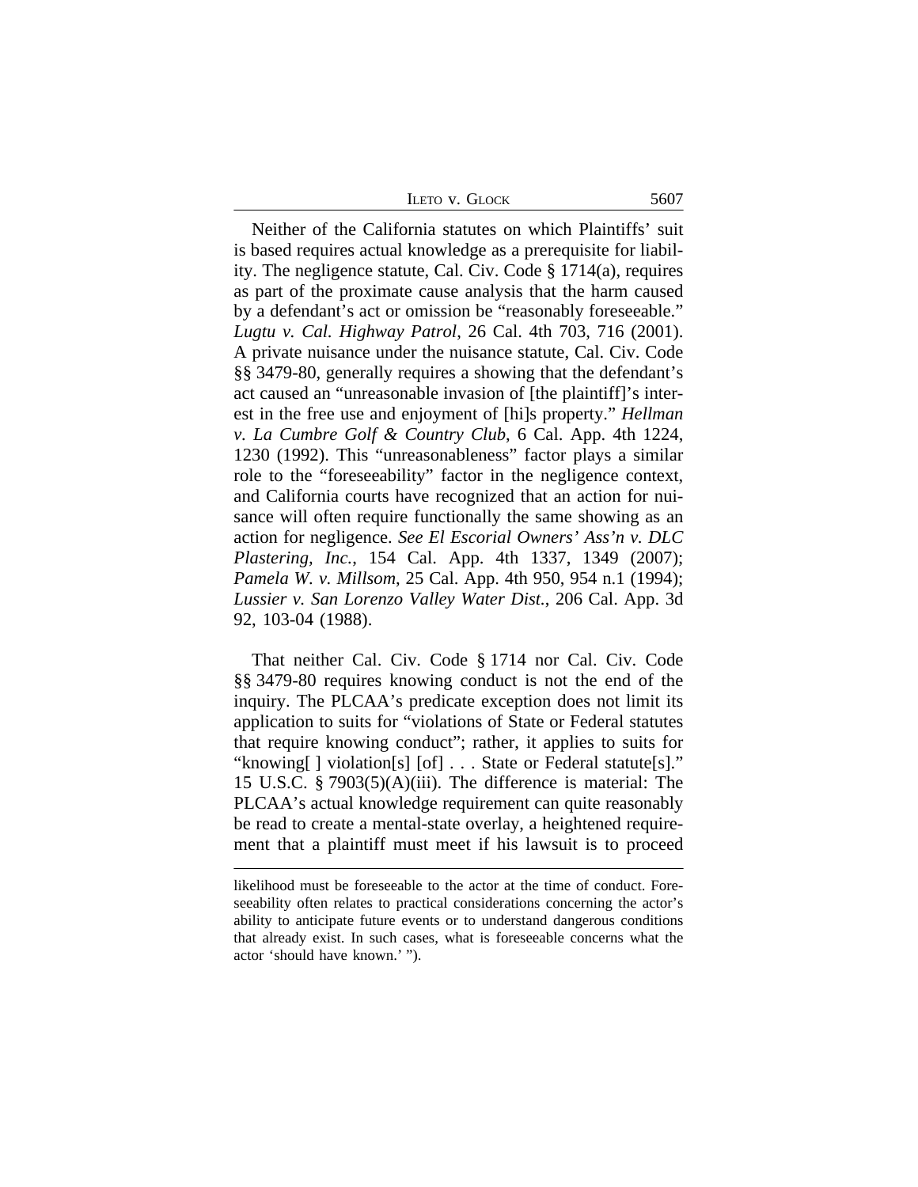Neither of the California statutes on which Plaintiffs' suit is based requires actual knowledge as a prerequisite for liability. The negligence statute, Cal. Civ. Code § 1714(a), requires as part of the proximate cause analysis that the harm caused by a defendant's act or omission be "reasonably foreseeable." *Lugtu v. Cal. Highway Patrol*, 26 Cal. 4th 703, 716 (2001). A private nuisance under the nuisance statute, Cal. Civ. Code §§ 3479-80, generally requires a showing that the defendant's act caused an "unreasonable invasion of [the plaintiff]'s interest in the free use and enjoyment of [hi]s property." *Hellman v. La Cumbre Golf & Country Club*, 6 Cal. App. 4th 1224, 1230 (1992). This "unreasonableness" factor plays a similar role to the "foreseeability" factor in the negligence context, and California courts have recognized that an action for nuisance will often require functionally the same showing as an action for negligence. *See El Escorial Owners' Ass'n v. DLC Plastering, Inc.*, 154 Cal. App. 4th 1337, 1349 (2007); *Pamela W. v. Millsom*, 25 Cal. App. 4th 950, 954 n.1 (1994); *Lussier v. San Lorenzo Valley Water Dist.*, 206 Cal. App. 3d 92, 103-04 (1988).

That neither Cal. Civ. Code § 1714 nor Cal. Civ. Code §§ 3479-80 requires knowing conduct is not the end of the inquiry. The PLCAA's predicate exception does not limit its application to suits for "violations of State or Federal statutes that require knowing conduct"; rather, it applies to suits for "knowing[ ] violation[s] [of] . . . State or Federal statute[s]." 15 U.S.C. § 7903(5)(A)(iii). The difference is material: The PLCAA's actual knowledge requirement can quite reasonably be read to create a mental-state overlay, a heightened requirement that a plaintiff must meet if his lawsuit is to proceed

---

likelihood must be foreseeable to the actor at the time of conduct. Foreseeability often relates to practical considerations concerning the actor's ability to anticipate future events or to understand dangerous conditions that already exist. In such cases, what is foreseeable concerns what the actor 'should have known.' ").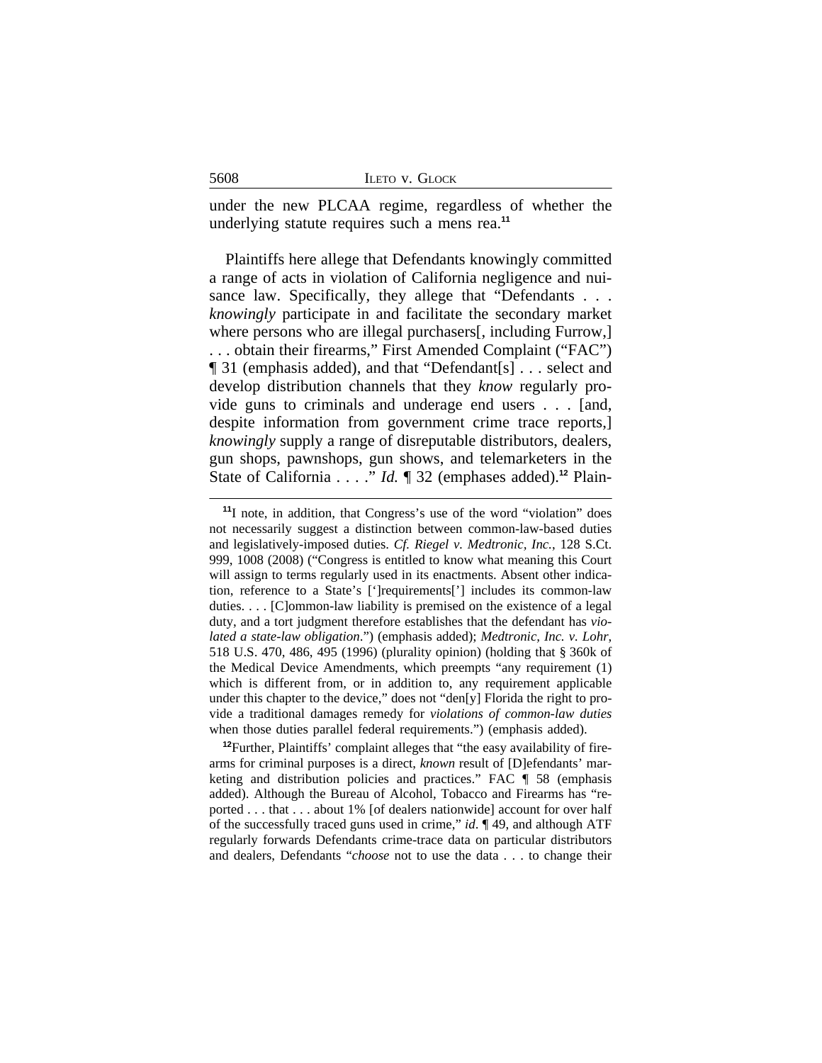under the new PLCAA regime, regardless of whether the underlying statute requires such a mens rea.[11]

Plaintiffs here allege that Defendants knowingly committed a range of acts in violation of California negligence and nuisance law. Specifically, they allege that "Defendants . . . *knowingly* participate in and facilitate the secondary market where persons who are illegal purchasers[, including Furrow,] . . . obtain their firearms," First Amended Complaint ("FAC") ¶ 31 (emphasis added), and that "Defendant[s] . . . select and develop distribution channels that they *know* regularly provide guns to criminals and underage end users . . . [and, despite information from government crime trace reports,] *knowingly* supply a range of disreputable distributors, dealers, gun shops, pawnshops, gun shows, and telemarketers in the State of California . . . ." *Id.* ¶ 32 (emphases added).[12] Plain-

---

[11] I note, in addition, that Congress's use of the word "violation" does not necessarily suggest a distinction between common-law-based duties and legislatively-imposed duties. *Cf. Riegel v. Medtronic, Inc.*, 128 S.Ct. 999, 1008 (2008) ("Congress is entitled to know what meaning this Court will assign to terms regularly used in its enactments. Absent other indication, reference to a State's [']requirements['] includes its common-law duties. . . . [C]ommon-law liability is premised on the existence of a legal duty, and a tort judgment therefore establishes that the defendant has *violated a state-law obligation*.") (emphasis added); *Medtronic, Inc. v. Lohr,* 518 U.S. 470, 486, 495 (1996) (plurality opinion) (holding that § 360k of the Medical Device Amendments, which preempts "any requirement (1) which is different from, or in addition to, any requirement applicable under this chapter to the device," does not "den[y] Florida the right to provide a traditional damages remedy for *violations of common-law duties* when those duties parallel federal requirements.") (emphasis added).

[12] Further, Plaintiffs' complaint alleges that "the easy availability of firearms for criminal purposes is a direct, *known* result of [D]efendants' marketing and distribution policies and practices." FAC ¶ 58 (emphasis added). Although the Bureau of Alcohol, Tobacco and Firearms has "reported . . . that . . . about 1% [of dealers nationwide] account for over half of the successfully traced guns used in crime," *id*. ¶ 49, and although ATF regularly forwards Defendants crime-trace data on particular distributors and dealers, Defendants "*choose* not to use the data . . . to change their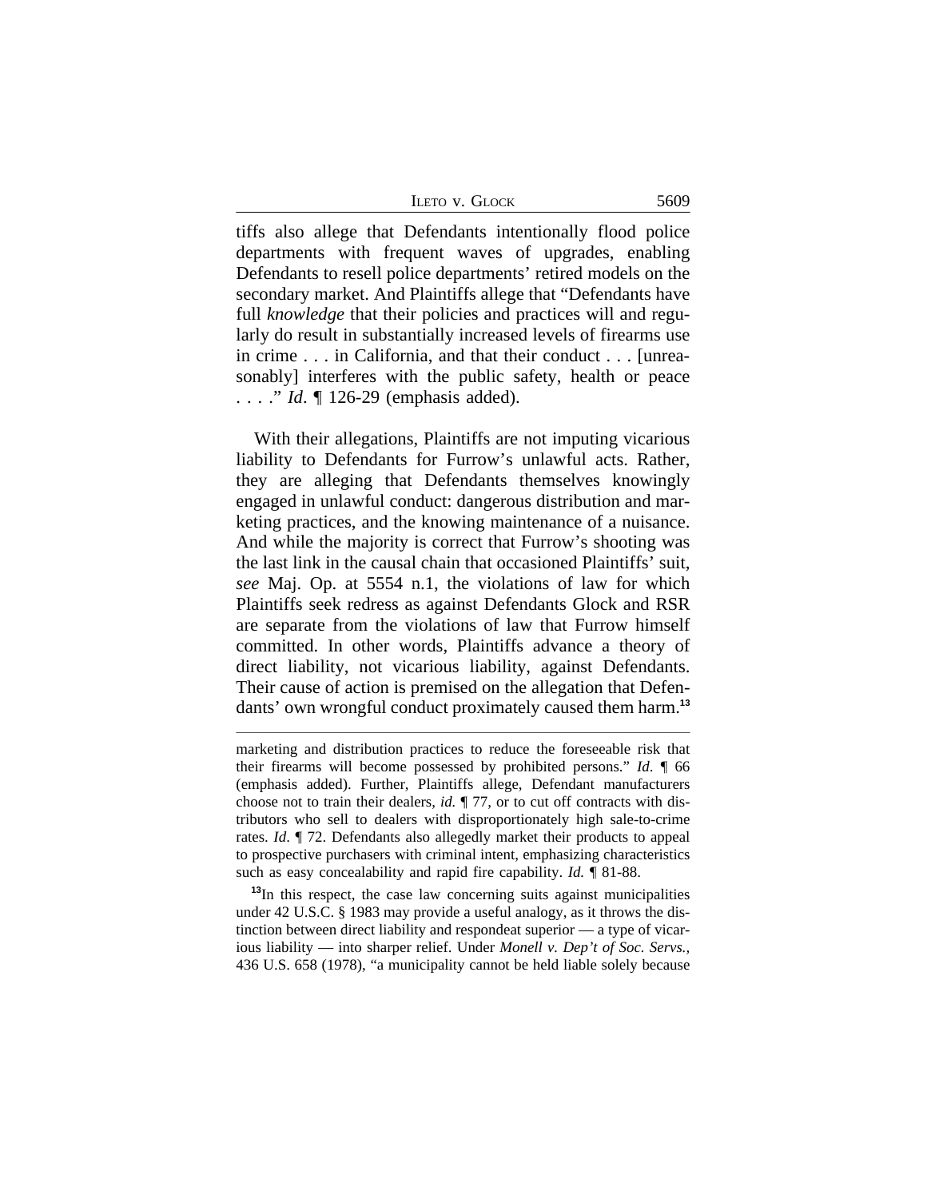tiffs also allege that Defendants intentionally flood police departments with frequent waves of upgrades, enabling Defendants to resell police departments' retired models on the secondary market. And Plaintiffs allege that "Defendants have full *knowledge* that their policies and practices will and regularly do result in substantially increased levels of firearms use in crime . . . in California, and that their conduct . . . [unreasonably] interferes with the public safety, health or peace . . . ." *Id*. ¶ 126-29 (emphasis added).

With their allegations, Plaintiffs are not imputing vicarious liability to Defendants for Furrow's unlawful acts. Rather, they are alleging that Defendants themselves knowingly engaged in unlawful conduct: dangerous distribution and marketing practices, and the knowing maintenance of a nuisance. And while the majority is correct that Furrow's shooting was the last link in the causal chain that occasioned Plaintiffs' suit, *see* Maj. Op. at 5554 n.1, the violations of law for which Plaintiffs seek redress as against Defendants Glock and RSR are separate from the violations of law that Furrow himself committed. In other words, Plaintiffs advance a theory of direct liability, not vicarious liability, against Defendants. Their cause of action is premised on the allegation that Defendants' own wrongful conduct proximately caused them harm.[13]

---

marketing and distribution practices to reduce the foreseeable risk that their firearms will become possessed by prohibited persons." *Id*. ¶ 66 (emphasis added). Further, Plaintiffs allege, Defendant manufacturers choose not to train their dealers, *id.* ¶ 77, or to cut off contracts with distributors who sell to dealers with disproportionately high sale-to-crime rates. *Id*. ¶ 72. Defendants also allegedly market their products to appeal to prospective purchasers with criminal intent, emphasizing characteristics such as easy concealability and rapid fire capability. *Id.* ¶ 81-88.

[13]In this respect, the case law concerning suits against municipalities under 42 U.S.C. § 1983 may provide a useful analogy, as it throws the distinction between direct liability and respondeat superior — a type of vicarious liability — into sharper relief. Under *Monell v. Dep't of Soc. Servs.*, 436 U.S. 658 (1978), "a municipality cannot be held liable solely because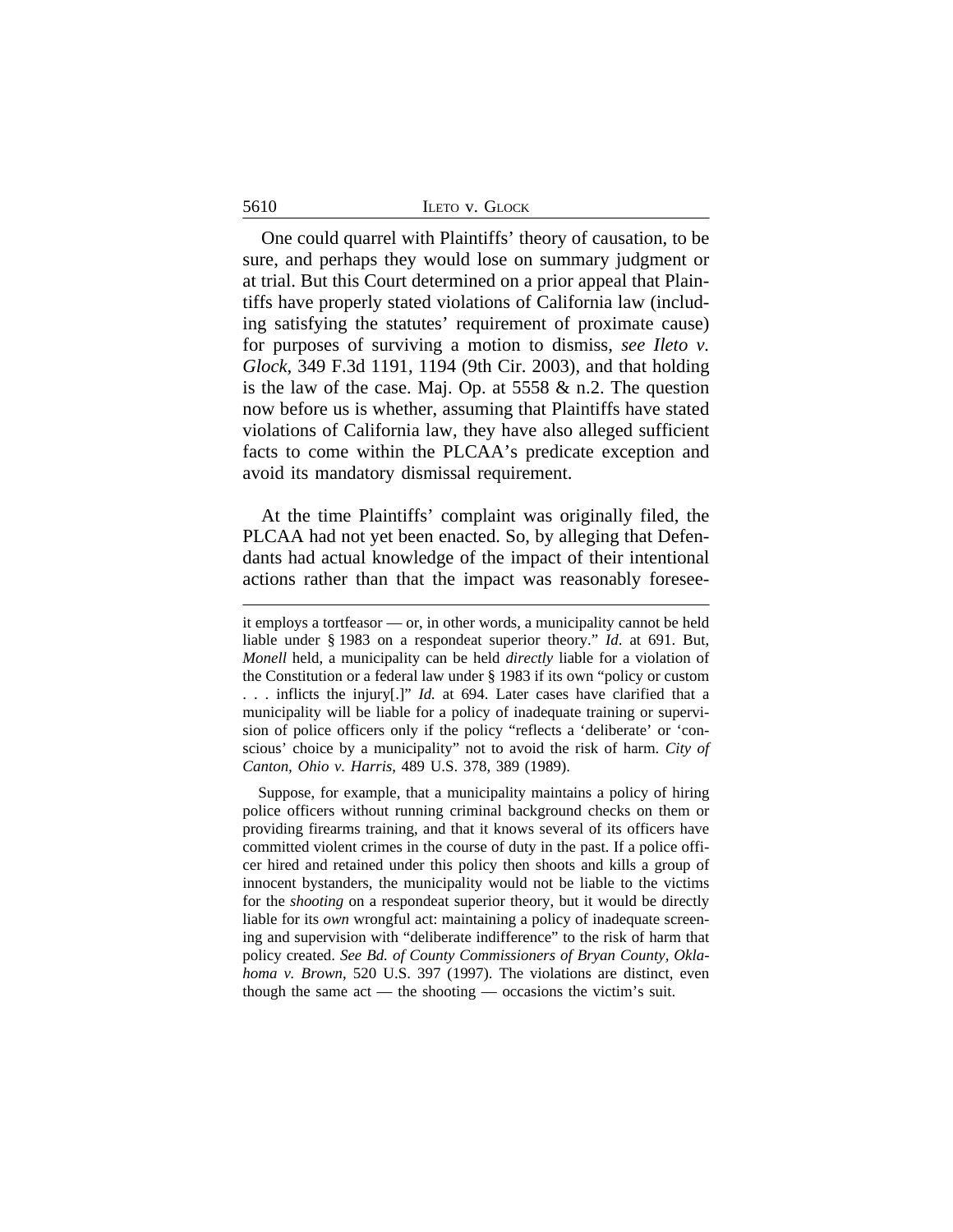One could quarrel with Plaintiffs' theory of causation, to be sure, and perhaps they would lose on summary judgment or at trial. But this Court determined on a prior appeal that Plaintiffs have properly stated violations of California law (including satisfying the statutes' requirement of proximate cause) for purposes of surviving a motion to dismiss, *see Ileto v. Glock*, 349 F.3d 1191, 1194 (9th Cir. 2003), and that holding is the law of the case. Maj. Op. at 5558 & n.2. The question now before us is whether, assuming that Plaintiffs have stated violations of California law, they have also alleged sufficient facts to come within the PLCAA's predicate exception and avoid its mandatory dismissal requirement.

At the time Plaintiffs' complaint was originally filed, the PLCAA had not yet been enacted. So, by alleging that Defendants had actual knowledge of the impact of their intentional actions rather than that the impact was reasonably foresee-

---

it employs a tortfeasor — or, in other words, a municipality cannot be held liable under § 1983 on a respondeat superior theory." *Id*. at 691. But, *Monell* held, a municipality can be held *directly* liable for a violation of the Constitution or a federal law under § 1983 if its own "policy or custom . . . inflicts the injury[.]" *Id.* at 694. Later cases have clarified that a municipality will be liable for a policy of inadequate training or supervision of police officers only if the policy "reflects a 'deliberate' or 'conscious' choice by a municipality" not to avoid the risk of harm. *City of Canton, Ohio v. Harris*, 489 U.S. 378, 389 (1989).

Suppose, for example, that a municipality maintains a policy of hiring police officers without running criminal background checks on them or providing firearms training, and that it knows several of its officers have committed violent crimes in the course of duty in the past. If a police officer hired and retained under this policy then shoots and kills a group of innocent bystanders, the municipality would not be liable to the victims for the *shooting* on a respondeat superior theory, but it would be directly liable for its *own* wrongful act: maintaining a policy of inadequate screening and supervision with "deliberate indifference" to the risk of harm that policy created. *See Bd. of County Commissioners of Bryan County, Oklahoma v. Brown*, 520 U.S. 397 (1997). The violations are distinct, even though the same act — the shooting — occasions the victim's suit.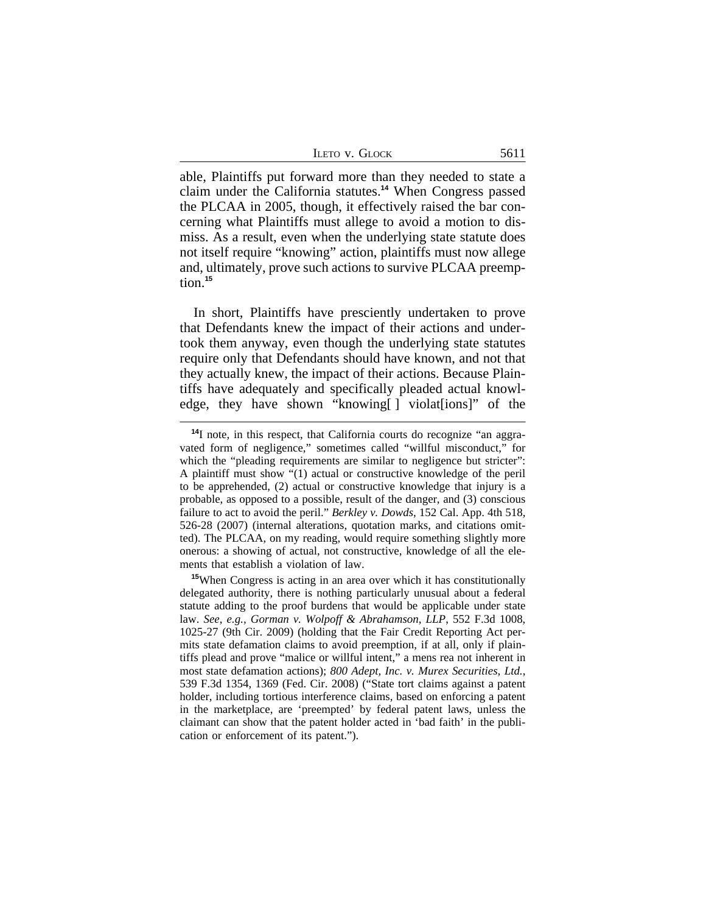able, Plaintiffs put forward more than they needed to state a claim under the California statutes.[14] When Congress passed the PLCAA in 2005, though, it effectively raised the bar concerning what Plaintiffs must allege to avoid a motion to dismiss. As a result, even when the underlying state statute does not itself require "knowing" action, plaintiffs must now allege and, ultimately, prove such actions to survive PLCAA preemption.[15]

In short, Plaintiffs have presciently undertaken to prove that Defendants knew the impact of their actions and undertook them anyway, even though the underlying state statutes require only that Defendants should have known, and not that they actually knew, the impact of their actions. Because Plaintiffs have adequately and specifically pleaded actual knowledge, they have shown "knowing[ ] violat[ions]" of the

---

[14] I note, in this respect, that California courts do recognize "an aggravated form of negligence," sometimes called "willful misconduct," for which the "pleading requirements are similar to negligence but stricter": A plaintiff must show "(1) actual or constructive knowledge of the peril to be apprehended, (2) actual or constructive knowledge that injury is a probable, as opposed to a possible, result of the danger, and (3) conscious failure to act to avoid the peril." *Berkley v. Dowds*, 152 Cal. App. 4th 518, 526-28 (2007) (internal alterations, quotation marks, and citations omitted). The PLCAA, on my reading, would require something slightly more onerous: a showing of actual, not constructive, knowledge of all the elements that establish a violation of law.

[15] When Congress is acting in an area over which it has constitutionally delegated authority, there is nothing particularly unusual about a federal statute adding to the proof burdens that would be applicable under state law. *See, e.g.*, *Gorman v. Wolpoff & Abrahamson, LLP*, 552 F.3d 1008, 1025-27 (9th Cir. 2009) (holding that the Fair Credit Reporting Act permits state defamation claims to avoid preemption, if at all, only if plaintiffs plead and prove "malice or willful intent," a mens rea not inherent in most state defamation actions); *800 Adept, Inc. v. Murex Securities, Ltd.*, 539 F.3d 1354, 1369 (Fed. Cir. 2008) ("State tort claims against a patent holder, including tortious interference claims, based on enforcing a patent in the marketplace, are 'preempted' by federal patent laws, unless the claimant can show that the patent holder acted in 'bad faith' in the publication or enforcement of its patent.").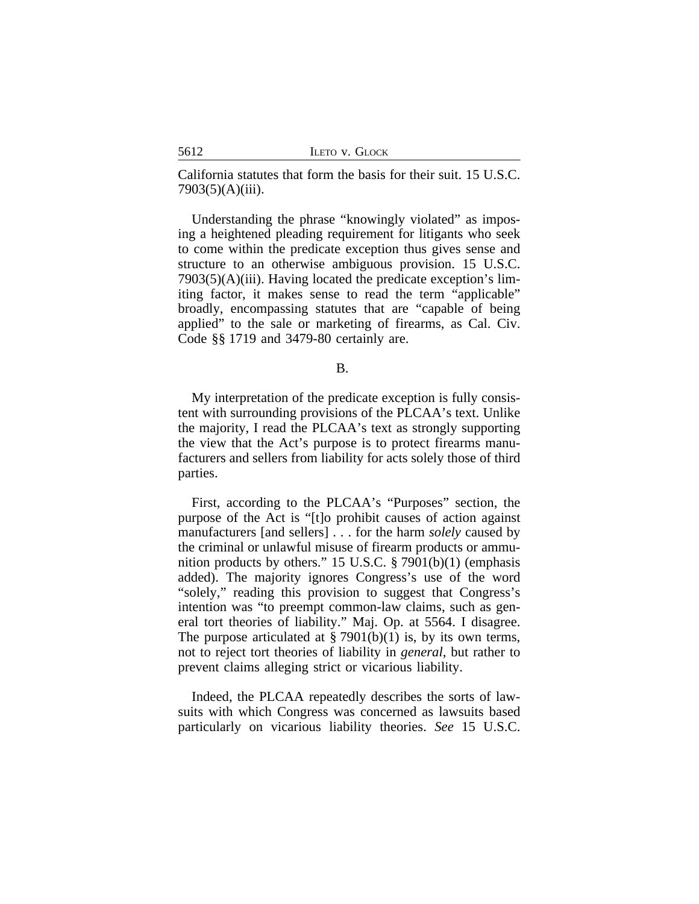California statutes that form the basis for their suit. 15 U.S.C. 7903(5)(A)(iii).

Understanding the phrase "knowingly violated" as imposing a heightened pleading requirement for litigants who seek to come within the predicate exception thus gives sense and structure to an otherwise ambiguous provision. 15 U.S.C. 7903(5)(A)(iii). Having located the predicate exception's limiting factor, it makes sense to read the term "applicable" broadly, encompassing statutes that are "capable of being applied" to the sale or marketing of firearms, as Cal. Civ. Code §§ 1719 and 3479-80 certainly are.

B.

My interpretation of the predicate exception is fully consistent with surrounding provisions of the PLCAA's text. Unlike the majority, I read the PLCAA's text as strongly supporting the view that the Act's purpose is to protect firearms manufacturers and sellers from liability for acts solely those of third parties.

First, according to the PLCAA's "Purposes" section, the purpose of the Act is "[t]o prohibit causes of action against manufacturers [and sellers] . . . for the harm *solely* caused by the criminal or unlawful misuse of firearm products or ammunition products by others." 15 U.S.C. § 7901(b)(1) (emphasis added). The majority ignores Congress's use of the word "solely," reading this provision to suggest that Congress's intention was "to preempt common-law claims, such as general tort theories of liability." Maj. Op. at 5564. I disagree. The purpose articulated at § 7901(b)(1) is, by its own terms, not to reject tort theories of liability in *general*, but rather to prevent claims alleging strict or vicarious liability.

Indeed, the PLCAA repeatedly describes the sorts of lawsuits with which Congress was concerned as lawsuits based particularly on vicarious liability theories. *See* 15 U.S.C.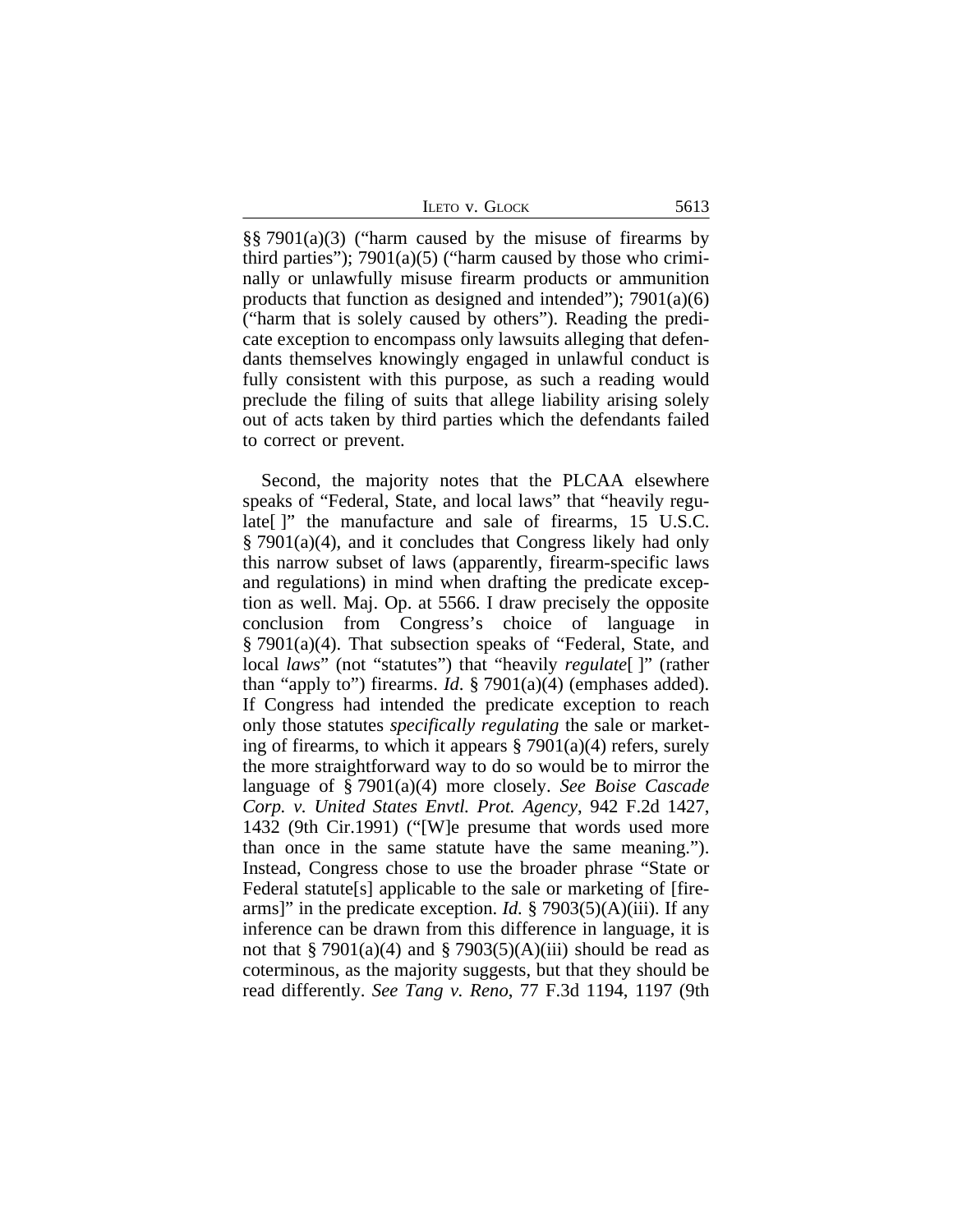§§ 7901(a)(3) ("harm caused by the misuse of firearms by third parties"); 7901(a)(5) ("harm caused by those who criminally or unlawfully misuse firearm products or ammunition products that function as designed and intended"); 7901(a)(6) ("harm that is solely caused by others"). Reading the predicate exception to encompass only lawsuits alleging that defendants themselves knowingly engaged in unlawful conduct is fully consistent with this purpose, as such a reading would preclude the filing of suits that allege liability arising solely out of acts taken by third parties which the defendants failed to correct or prevent.

Second, the majority notes that the PLCAA elsewhere speaks of "Federal, State, and local laws" that "heavily regulate[ ]" the manufacture and sale of firearms, 15 U.S.C. § 7901(a)(4), and it concludes that Congress likely had only this narrow subset of laws (apparently, firearm-specific laws and regulations) in mind when drafting the predicate exception as well. Maj. Op. at 5566. I draw precisely the opposite conclusion from Congress's choice of language in § 7901(a)(4). That subsection speaks of "Federal, State, and local *laws*" (not "statutes") that "heavily *regulate*[ ]" (rather than "apply to") firearms. *Id*. § 7901(a)(4) (emphases added). If Congress had intended the predicate exception to reach only those statutes *specifically regulating* the sale or marketing of firearms, to which it appears § 7901(a)(4) refers, surely the more straightforward way to do so would be to mirror the language of § 7901(a)(4) more closely. *See Boise Cascade Corp. v. United States Envtl. Prot. Agency*, 942 F.2d 1427, 1432 (9th Cir.1991) ("[W]e presume that words used more than once in the same statute have the same meaning."). Instead, Congress chose to use the broader phrase "State or Federal statute[s] applicable to the sale or marketing of [firearms]" in the predicate exception. *Id.* § 7903(5)(A)(iii). If any inference can be drawn from this difference in language, it is not that § 7901(a)(4) and § 7903(5)(A)(iii) should be read as coterminous, as the majority suggests, but that they should be read differently. *See Tang v. Reno*, 77 F.3d 1194, 1197 (9th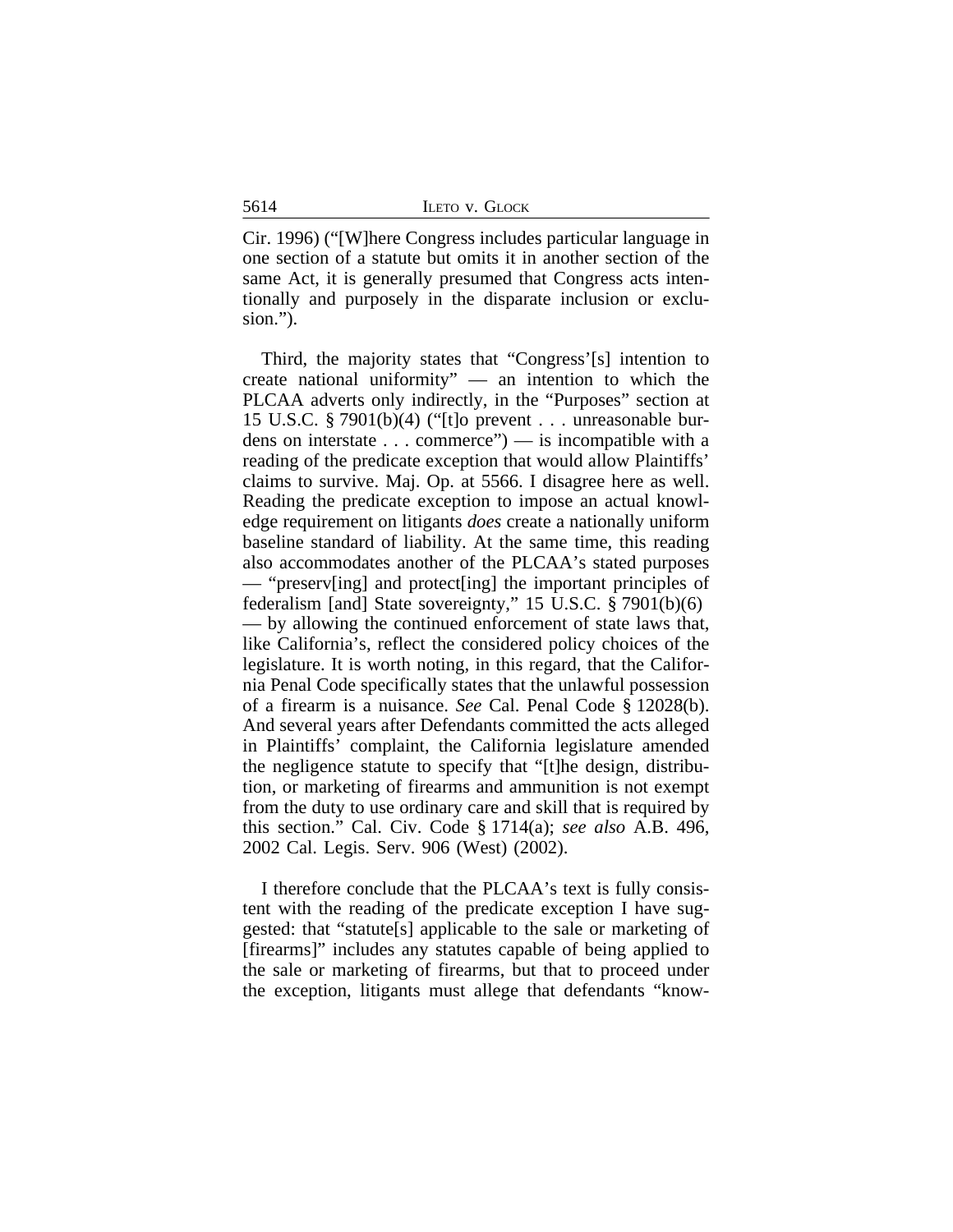Cir. 1996) ("[W]here Congress includes particular language in one section of a statute but omits it in another section of the same Act, it is generally presumed that Congress acts intentionally and purposely in the disparate inclusion or exclusion.").

Third, the majority states that "Congress'[s] intention to create national uniformity" — an intention to which the PLCAA adverts only indirectly, in the "Purposes" section at 15 U.S.C. § 7901(b)(4) ("[t]o prevent . . . unreasonable burdens on interstate . . . commerce") — is incompatible with a reading of the predicate exception that would allow Plaintiffs' claims to survive. Maj. Op. at 5566. I disagree here as well. Reading the predicate exception to impose an actual knowledge requirement on litigants *does* create a nationally uniform baseline standard of liability. At the same time, this reading also accommodates another of the PLCAA's stated purposes — "preserv[ing] and protect[ing] the important principles of federalism [and] State sovereignty," 15 U.S.C. § 7901(b)(6) — by allowing the continued enforcement of state laws that, like California's, reflect the considered policy choices of the legislature. It is worth noting, in this regard, that the California Penal Code specifically states that the unlawful possession of a firearm is a nuisance. *See* Cal. Penal Code § 12028(b). And several years after Defendants committed the acts alleged in Plaintiffs' complaint, the California legislature amended the negligence statute to specify that "[t]he design, distribution, or marketing of firearms and ammunition is not exempt from the duty to use ordinary care and skill that is required by this section." Cal. Civ. Code § 1714(a); *see also* A.B. 496, 2002 Cal. Legis. Serv. 906 (West) (2002).

I therefore conclude that the PLCAA's text is fully consistent with the reading of the predicate exception I have suggested: that "statute[s] applicable to the sale or marketing of [firearms]" includes any statutes capable of being applied to the sale or marketing of firearms, but that to proceed under the exception, litigants must allege that defendants "know-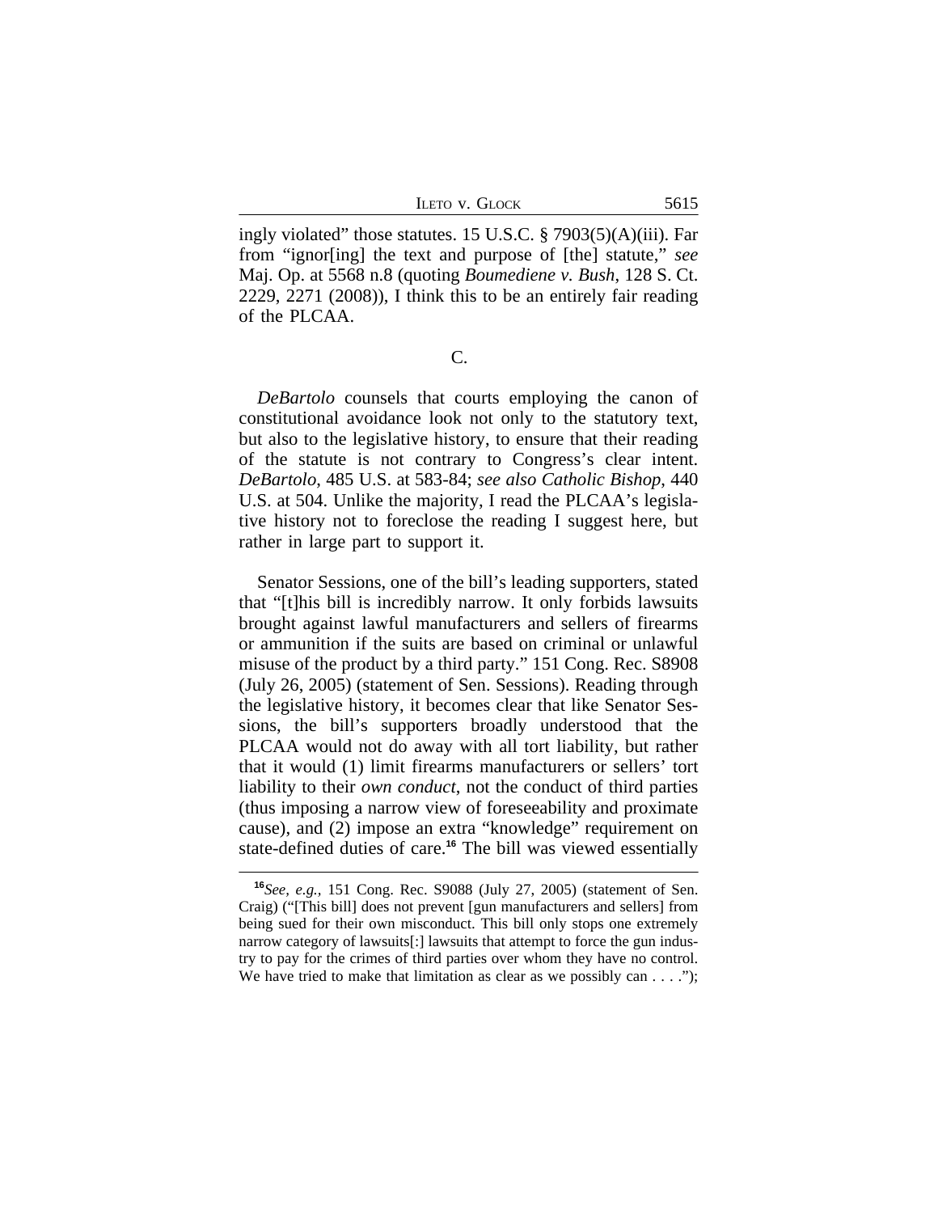ingly violated" those statutes. 15 U.S.C. § 7903(5)(A)(iii). Far from "ignor[ing] the text and purpose of [the] statute," *see* Maj. Op. at 5568 n.8 (quoting *Boumediene v. Bush*, 128 S. Ct. 2229, 2271 (2008)), I think this to be an entirely fair reading of the PLCAA.

C.

*DeBartolo* counsels that courts employing the canon of constitutional avoidance look not only to the statutory text, but also to the legislative history, to ensure that their reading of the statute is not contrary to Congress's clear intent. *DeBartolo*, 485 U.S. at 583-84; *see also Catholic Bishop*, 440 U.S. at 504. Unlike the majority, I read the PLCAA's legislative history not to foreclose the reading I suggest here, but rather in large part to support it.

Senator Sessions, one of the bill's leading supporters, stated that "[t]his bill is incredibly narrow. It only forbids lawsuits brought against lawful manufacturers and sellers of firearms or ammunition if the suits are based on criminal or unlawful misuse of the product by a third party." 151 Cong. Rec. S8908 (July 26, 2005) (statement of Sen. Sessions). Reading through the legislative history, it becomes clear that like Senator Sessions, the bill's supporters broadly understood that the PLCAA would not do away with all tort liability, but rather that it would (1) limit firearms manufacturers or sellers' tort liability to their *own conduct*, not the conduct of third parties (thus imposing a narrow view of foreseeability and proximate cause), and (2) impose an extra "knowledge" requirement on state-defined duties of care.[16] The bill was viewed essentially

[16] *See, e.g.*, 151 Cong. Rec. S9088 (July 27, 2005) (statement of Sen. Craig) ("[This bill] does not prevent [gun manufacturers and sellers] from being sued for their own misconduct. This bill only stops one extremely narrow category of lawsuits[:] lawsuits that attempt to force the gun industry to pay for the crimes of third parties over whom they have no control. We have tried to make that limitation as clear as we possibly can . . . .");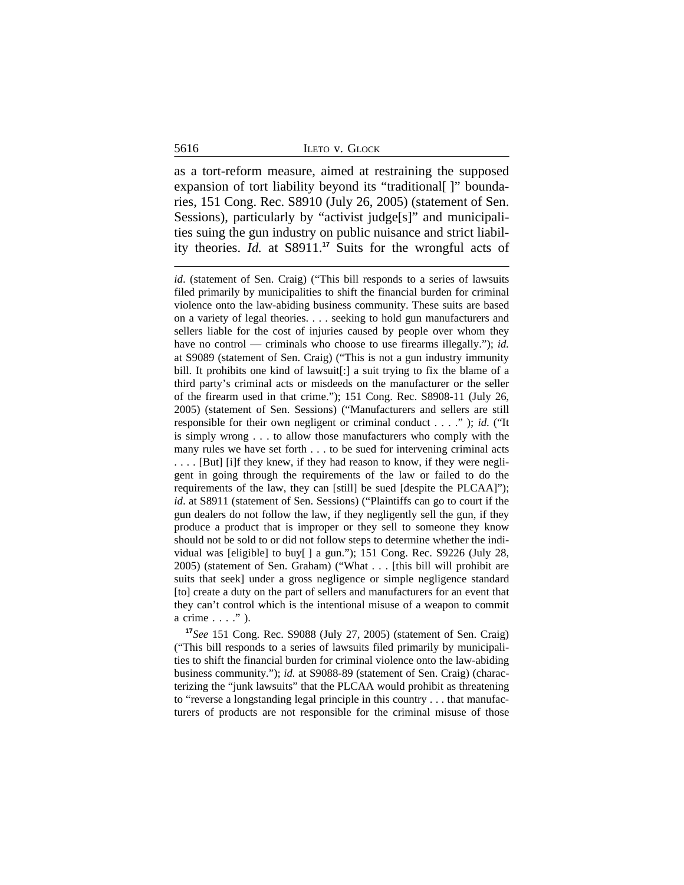as a tort-reform measure, aimed at restraining the supposed expansion of tort liability beyond its "traditional[ ]" boundaries, 151 Cong. Rec. S8910 (July 26, 2005) (statement of Sen. Sessions), particularly by "activist judge[s]" and municipalities suing the gun industry on public nuisance and strict liability theories. *Id.* at S8911.[17] Suits for the wrongful acts of

*id*. (statement of Sen. Craig) ("This bill responds to a series of lawsuits filed primarily by municipalities to shift the financial burden for criminal violence onto the law-abiding business community. These suits are based on a variety of legal theories. . . . seeking to hold gun manufacturers and sellers liable for the cost of injuries caused by people over whom they have no control — criminals who choose to use firearms illegally."); *id.* at S9089 (statement of Sen. Craig) ("This is not a gun industry immunity bill. It prohibits one kind of lawsuit[:] a suit trying to fix the blame of a third party's criminal acts or misdeeds on the manufacturer or the seller of the firearm used in that crime."); 151 Cong. Rec. S8908-11 (July 26, 2005) (statement of Sen. Sessions) ("Manufacturers and sellers are still responsible for their own negligent or criminal conduct . . . ." ); *id*. ("It is simply wrong . . . to allow those manufacturers who comply with the many rules we have set forth . . . to be sued for intervening criminal acts . . . . [But] [i]f they knew, if they had reason to know, if they were negligent in going through the requirements of the law or failed to do the requirements of the law, they can [still] be sued [despite the PLCAA]"); *id*. at S8911 (statement of Sen. Sessions) ("Plaintiffs can go to court if the gun dealers do not follow the law, if they negligently sell the gun, if they produce a product that is improper or they sell to someone they know should not be sold to or did not follow steps to determine whether the individual was [eligible] to buy[ ] a gun."); 151 Cong. Rec. S9226 (July 28, 2005) (statement of Sen. Graham) ("What . . . [this bill will prohibit are suits that seek] under a gross negligence or simple negligence standard [to] create a duty on the part of sellers and manufacturers for an event that they can't control which is the intentional misuse of a weapon to commit a crime . . . ." ).

[17]*See* 151 Cong. Rec. S9088 (July 27, 2005) (statement of Sen. Craig) ("This bill responds to a series of lawsuits filed primarily by municipalities to shift the financial burden for criminal violence onto the law-abiding business community."); *id.* at S9088-89 (statement of Sen. Craig) (characterizing the "junk lawsuits" that the PLCAA would prohibit as threatening to "reverse a longstanding legal principle in this country . . . that manufacturers of products are not responsible for the criminal misuse of those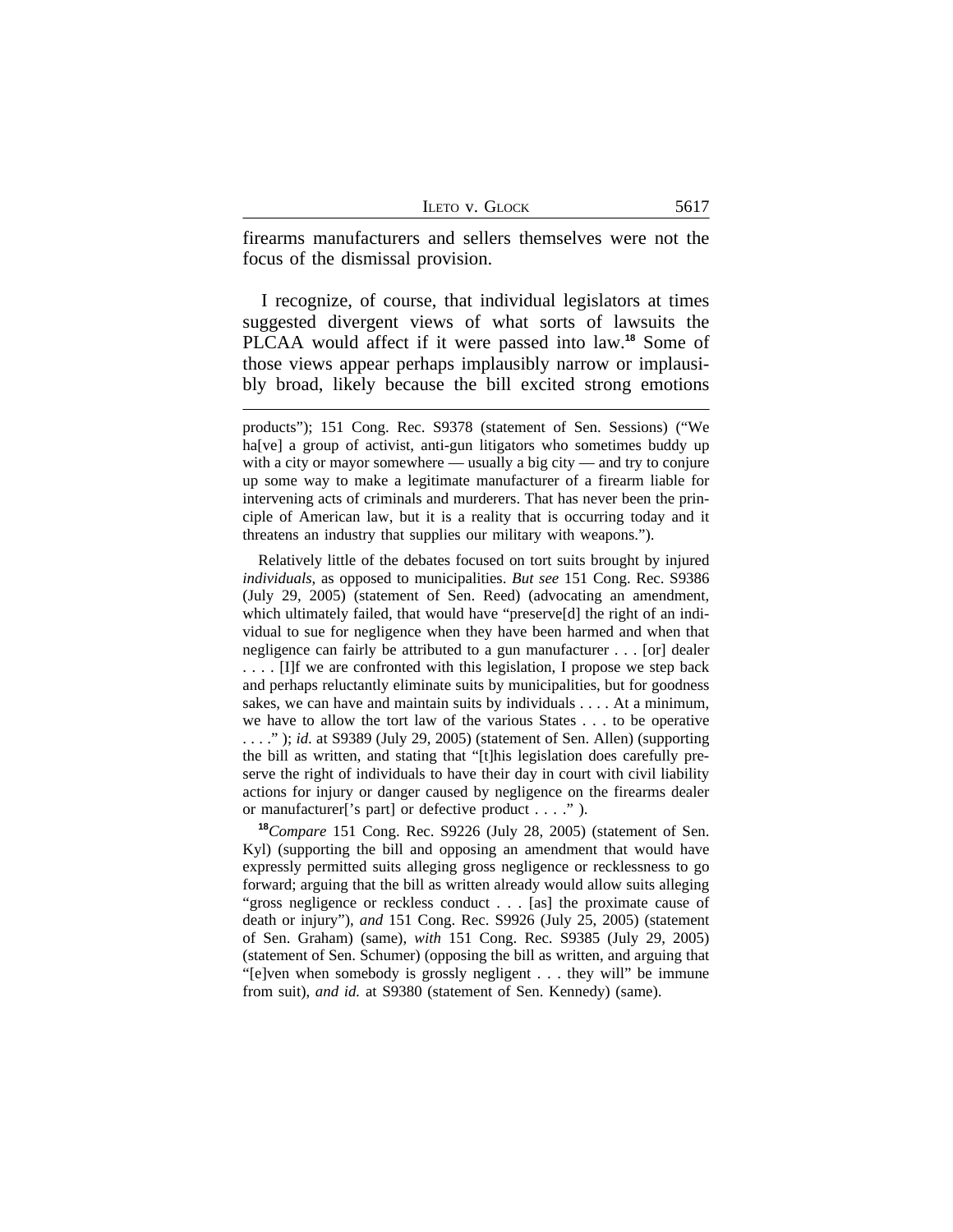firearms manufacturers and sellers themselves were not the focus of the dismissal provision.

I recognize, of course, that individual legislators at times suggested divergent views of what sorts of lawsuits the PLCAA would affect if it were passed into law.[18] Some of those views appear perhaps implausibly narrow or implausibly broad, likely because the bill excited strong emotions

---

products"); 151 Cong. Rec. S9378 (statement of Sen. Sessions) ("We ha[ve] a group of activist, anti-gun litigators who sometimes buddy up with a city or mayor somewhere — usually a big city — and try to conjure up some way to make a legitimate manufacturer of a firearm liable for intervening acts of criminals and murderers. That has never been the principle of American law, but it is a reality that is occurring today and it threatens an industry that supplies our military with weapons.").

Relatively little of the debates focused on tort suits brought by injured *individuals*, as opposed to municipalities. *But see* 151 Cong. Rec. S9386 (July 29, 2005) (statement of Sen. Reed) (advocating an amendment, which ultimately failed, that would have "preserve[d] the right of an individual to sue for negligence when they have been harmed and when that negligence can fairly be attributed to a gun manufacturer . . . [or] dealer . . . . [I]f we are confronted with this legislation, I propose we step back and perhaps reluctantly eliminate suits by municipalities, but for goodness sakes, we can have and maintain suits by individuals . . . . At a minimum, we have to allow the tort law of the various States . . . to be operative . . . ." ); *id.* at S9389 (July 29, 2005) (statement of Sen. Allen) (supporting the bill as written, and stating that "[t]his legislation does carefully preserve the right of individuals to have their day in court with civil liability actions for injury or danger caused by negligence on the firearms dealer or manufacturer['s part] or defective product . . . ." ).

[18]*Compare* 151 Cong. Rec. S9226 (July 28, 2005) (statement of Sen. Kyl) (supporting the bill and opposing an amendment that would have expressly permitted suits alleging gross negligence or recklessness to go forward; arguing that the bill as written already would allow suits alleging "gross negligence or reckless conduct . . . [as] the proximate cause of death or injury"), *and* 151 Cong. Rec. S9926 (July 25, 2005) (statement of Sen. Graham) (same), *with* 151 Cong. Rec. S9385 (July 29, 2005) (statement of Sen. Schumer) (opposing the bill as written, and arguing that "[e]ven when somebody is grossly negligent . . . they will" be immune from suit), *and id.* at S9380 (statement of Sen. Kennedy) (same).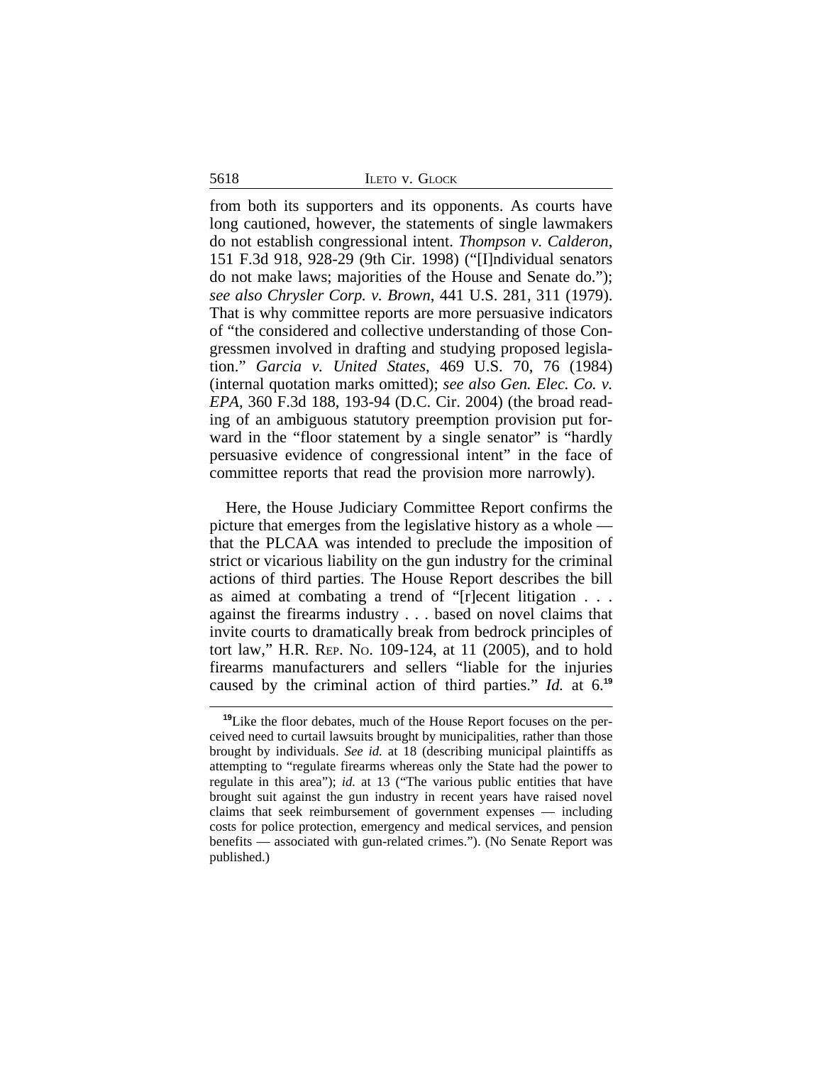from both its supporters and its opponents. As courts have long cautioned, however, the statements of single lawmakers do not establish congressional intent. *Thompson v. Calderon*, 151 F.3d 918, 928-29 (9th Cir. 1998) ("[I]ndividual senators do not make laws; majorities of the House and Senate do."); *see also Chrysler Corp. v. Brown*, 441 U.S. 281, 311 (1979). That is why committee reports are more persuasive indicators of "the considered and collective understanding of those Congressmen involved in drafting and studying proposed legislation." *Garcia v. United States*, 469 U.S. 70, 76 (1984) (internal quotation marks omitted); *see also Gen. Elec. Co. v. EPA*, 360 F.3d 188, 193-94 (D.C. Cir. 2004) (the broad reading of an ambiguous statutory preemption provision put forward in the "floor statement by a single senator" is "hardly persuasive evidence of congressional intent" in the face of committee reports that read the provision more narrowly).

Here, the House Judiciary Committee Report confirms the picture that emerges from the legislative history as a whole — that the PLCAA was intended to preclude the imposition of strict or vicarious liability on the gun industry for the criminal actions of third parties. The House Report describes the bill as aimed at combating a trend of "[r]ecent litigation . . . against the firearms industry . . . based on novel claims that invite courts to dramatically break from bedrock principles of tort law," H.R. Rep. No. 109-124, at 11 (2005), and to hold firearms manufacturers and sellers "liable for the injuries caused by the criminal action of third parties." *Id.* at 6.[19]

[19]Like the floor debates, much of the House Report focuses on the perceived need to curtail lawsuits brought by municipalities, rather than those brought by individuals. *See id.* at 18 (describing municipal plaintiffs as attempting to "regulate firearms whereas only the State had the power to regulate in this area"); *id.* at 13 ("The various public entities that have brought suit against the gun industry in recent years have raised novel claims that seek reimbursement of government expenses — including costs for police protection, emergency and medical services, and pension benefits — associated with gun-related crimes."). (No Senate Report was published.)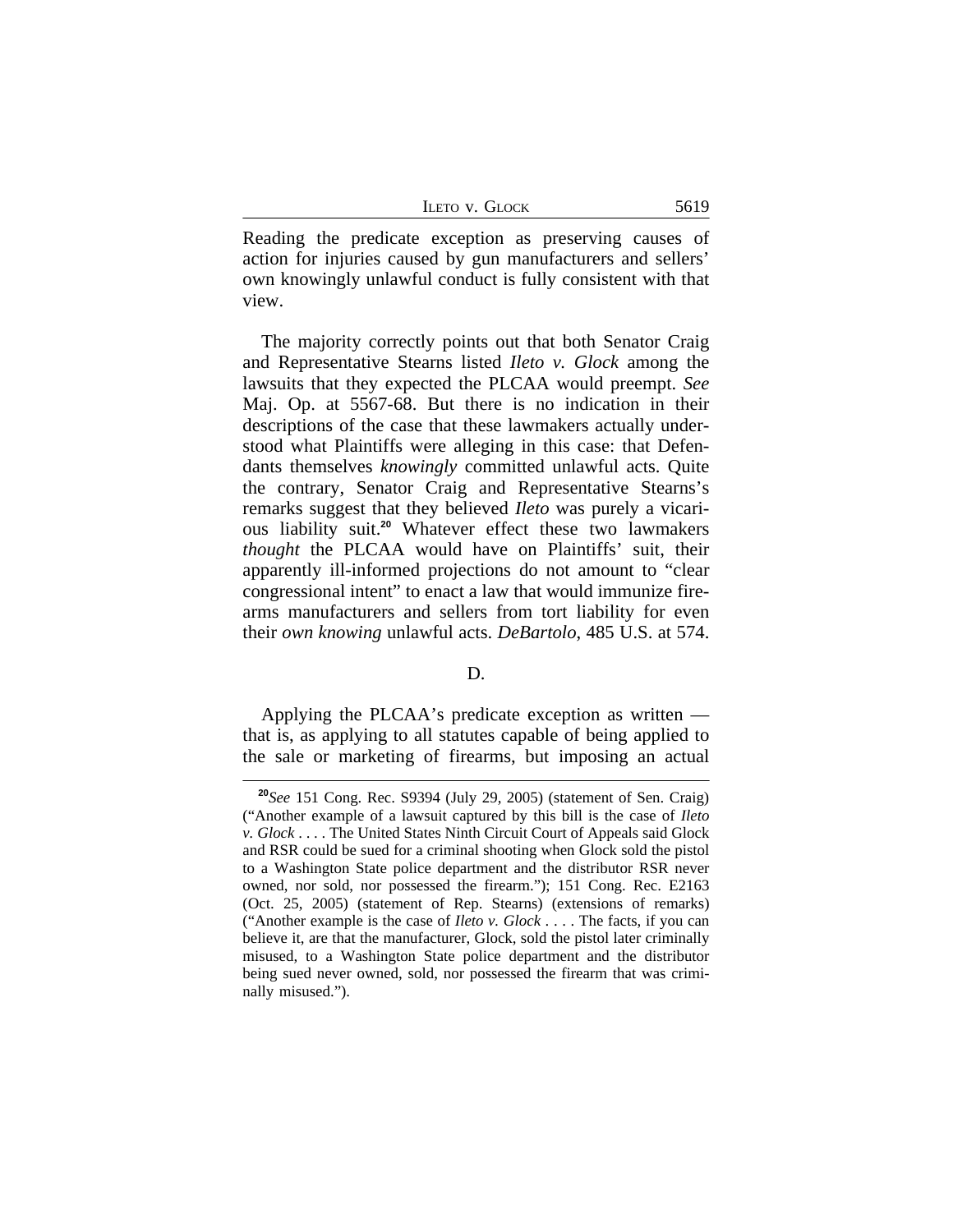Reading the predicate exception as preserving causes of action for injuries caused by gun manufacturers and sellers' own knowingly unlawful conduct is fully consistent with that view.

The majority correctly points out that both Senator Craig and Representative Stearns listed *Ileto v. Glock* among the lawsuits that they expected the PLCAA would preempt. *See* Maj. Op. at 5567-68. But there is no indication in their descriptions of the case that these lawmakers actually understood what Plaintiffs were alleging in this case: that Defendants themselves *knowingly* committed unlawful acts. Quite the contrary, Senator Craig and Representative Stearns's remarks suggest that they believed *Ileto* was purely a vicarious liability suit.[20] Whatever effect these two lawmakers *thought* the PLCAA would have on Plaintiffs' suit, their apparently ill-informed projections do not amount to "clear congressional intent" to enact a law that would immunize firearms manufacturers and sellers from tort liability for even their *own knowing* unlawful acts. *DeBartolo*, 485 U.S. at 574.

D.

Applying the PLCAA's predicate exception as written — that is, as applying to all statutes capable of being applied to the sale or marketing of firearms, but imposing an actual

[20] *See* 151 Cong. Rec. S9394 (July 29, 2005) (statement of Sen. Craig) ("Another example of a lawsuit captured by this bill is the case of *Ileto v. Glock* . . . . The United States Ninth Circuit Court of Appeals said Glock and RSR could be sued for a criminal shooting when Glock sold the pistol to a Washington State police department and the distributor RSR never owned, nor sold, nor possessed the firearm."); 151 Cong. Rec. E2163 (Oct. 25, 2005) (statement of Rep. Stearns) (extensions of remarks) ("Another example is the case of *Ileto v. Glock* . . . . The facts, if you can believe it, are that the manufacturer, Glock, sold the pistol later criminally misused, to a Washington State police department and the distributor being sued never owned, sold, nor possessed the firearm that was criminally misused.").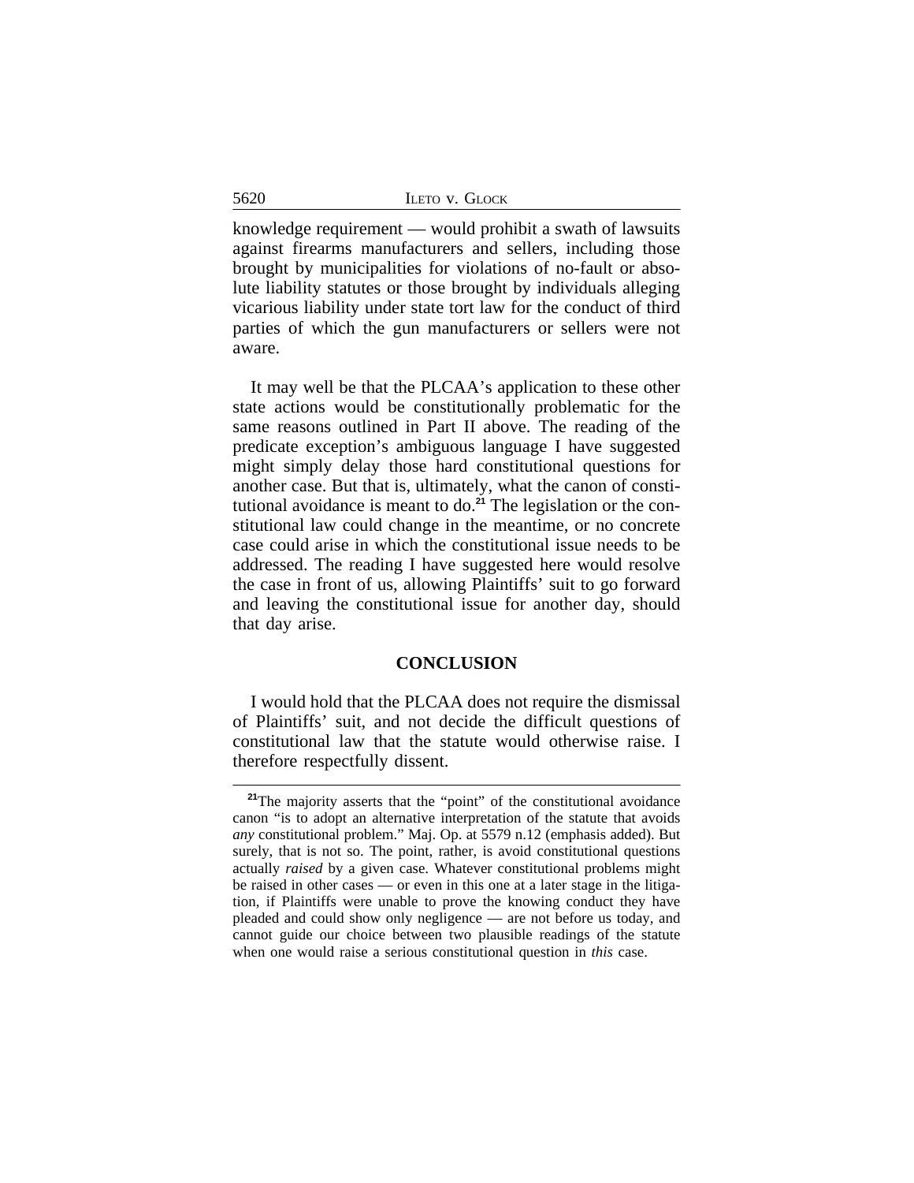knowledge requirement — would prohibit a swath of lawsuits against firearms manufacturers and sellers, including those brought by municipalities for violations of no-fault or absolute liability statutes or those brought by individuals alleging vicarious liability under state tort law for the conduct of third parties of which the gun manufacturers or sellers were not aware.

It may well be that the PLCAA's application to these other state actions would be constitutionally problematic for the same reasons outlined in Part II above. The reading of the predicate exception's ambiguous language I have suggested might simply delay those hard constitutional questions for another case. But that is, ultimately, what the canon of constitutional avoidance is meant to do.[21] The legislation or the constitutional law could change in the meantime, or no concrete case could arise in which the constitutional issue needs to be addressed. The reading I have suggested here would resolve the case in front of us, allowing Plaintiffs' suit to go forward and leaving the constitutional issue for another day, should that day arise.

## CONCLUSION

I would hold that the PLCAA does not require the dismissal of Plaintiffs' suit, and not decide the difficult questions of constitutional law that the statute would otherwise raise. I therefore respectfully dissent.

---

[21]The majority asserts that the "point" of the constitutional avoidance canon "is to adopt an alternative interpretation of the statute that avoids *any* constitutional problem." Maj. Op. at 5579 n.12 (emphasis added). But surely, that is not so. The point, rather, is avoid constitutional questions actually *raised* by a given case. Whatever constitutional problems might be raised in other cases — or even in this one at a later stage in the litigation, if Plaintiffs were unable to prove the knowing conduct they have pleaded and could show only negligence — are not before us today, and cannot guide our choice between two plausible readings of the statute when one would raise a serious constitutional question in *this* case.